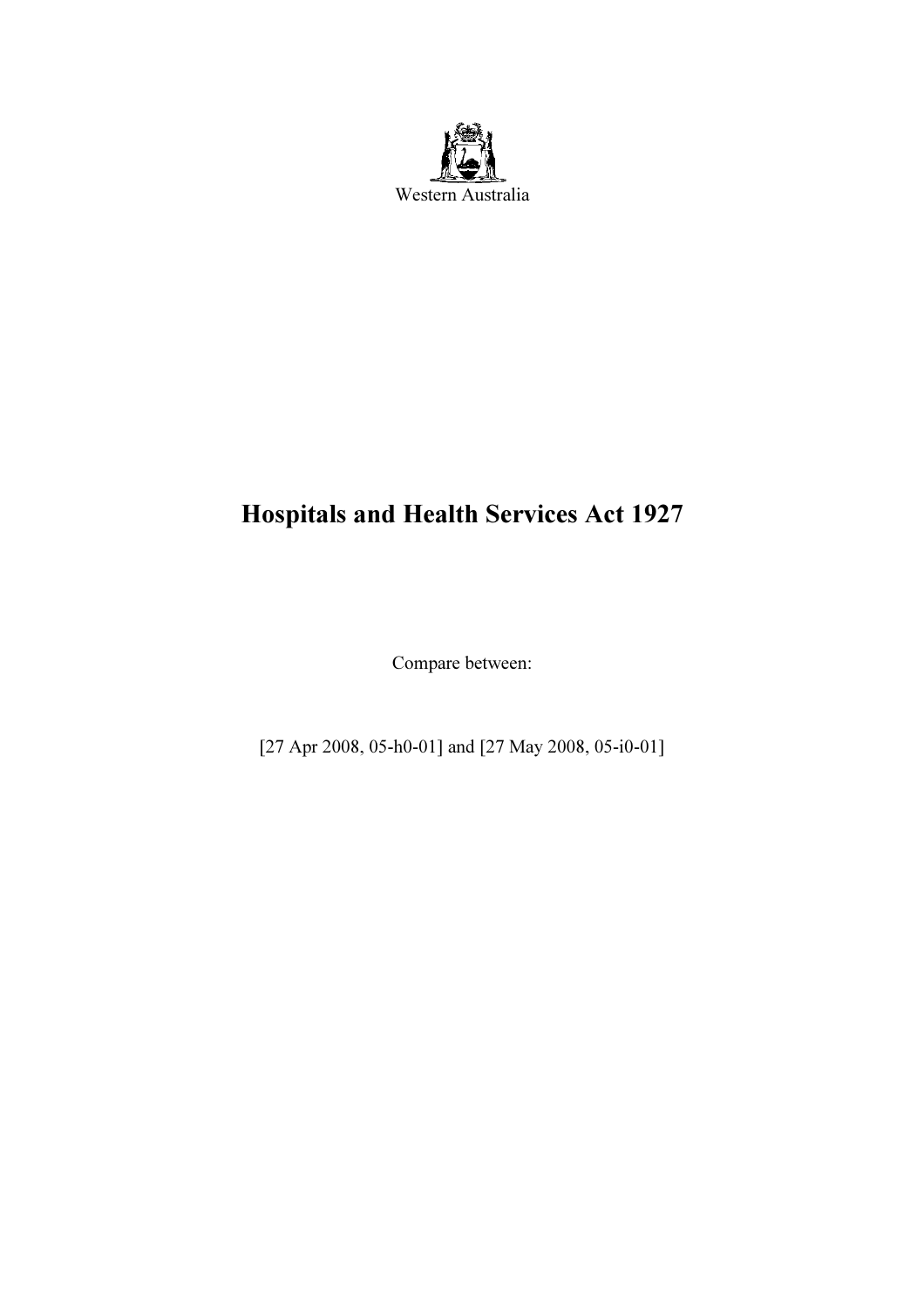Western Australia

# Hospitals and Health Services Act 1927

Compare between:

[27 Apr 2008, 05-h0-01] and [27 May 2008, 05-i0-01]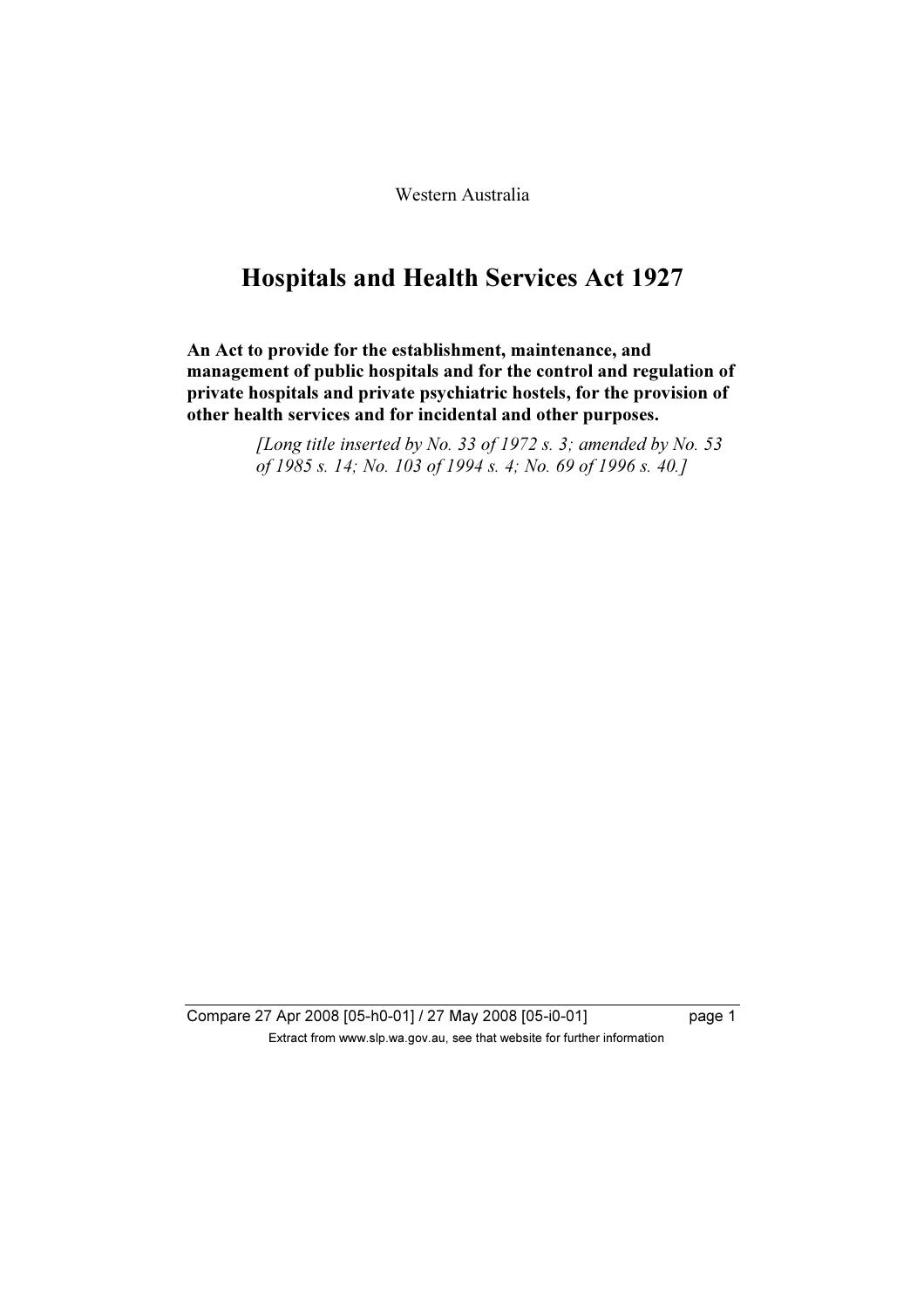Western Australia

# Hospitals and Health Services Act 1927

**An Act to provide for the establishment, maintenance, and management of public hospitals and for the control and regulation of private hospitals and private psychiatric hostels, for the provision of other health services and for incidental and other purposes.**

*[Long title inserted by No. 33 of 1972 s. 3; amended by No. 53 of 1985 s. 14; No. 103 of 1994 s. 4; No. 69 of 1996 s. 40.]*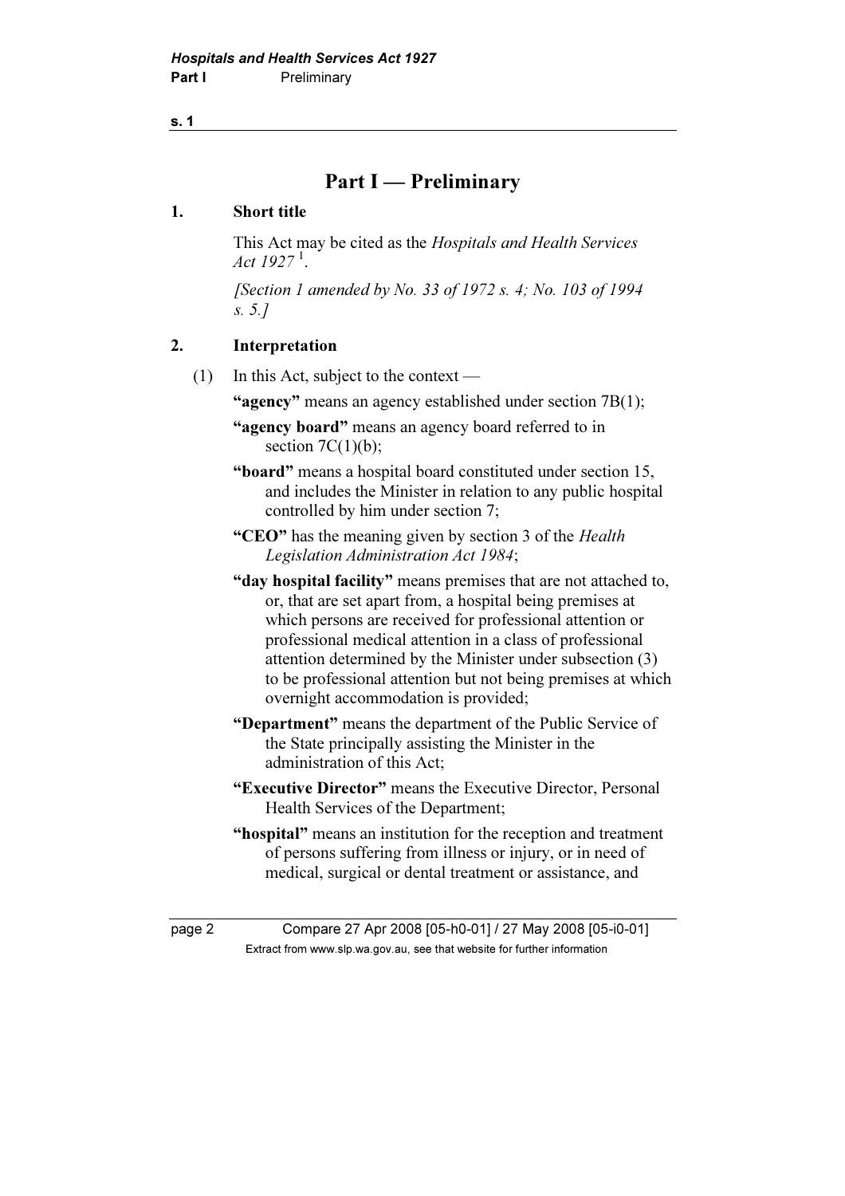# Part I — Preliminary

## 1. Short title

This Act may be cited as the *Hospitals and Health Services Act 1927* [1].

*[Section 1 amended by No. 33 of 1972 s. 4; No. 103 of 1994 s. 5.]*

## 2. Interpretation

(1) In this Act, subject to the context —

**"agency"** means an agency established under section 7B(1);

**"agency board"** means an agency board referred to in section 7C(1)(b);

**"board"** means a hospital board constituted under section 15, and includes the Minister in relation to any public hospital controlled by him under section 7;

**"CEO"** has the meaning given by section 3 of the *Health Legislation Administration Act 1984*;

**"day hospital facility"** means premises that are not attached to, or, that are set apart from, a hospital being premises at which persons are received for professional attention or professional medical attention in a class of professional attention determined by the Minister under subsection (3) to be professional attention but not being premises at which overnight accommodation is provided;

**"Department"** means the department of the Public Service of the State principally assisting the Minister in the administration of this Act;

**"Executive Director"** means the Executive Director, Personal Health Services of the Department;

**"hospital"** means an institution for the reception and treatment of persons suffering from illness or injury, or in need of medical, surgical or dental treatment or assistance, and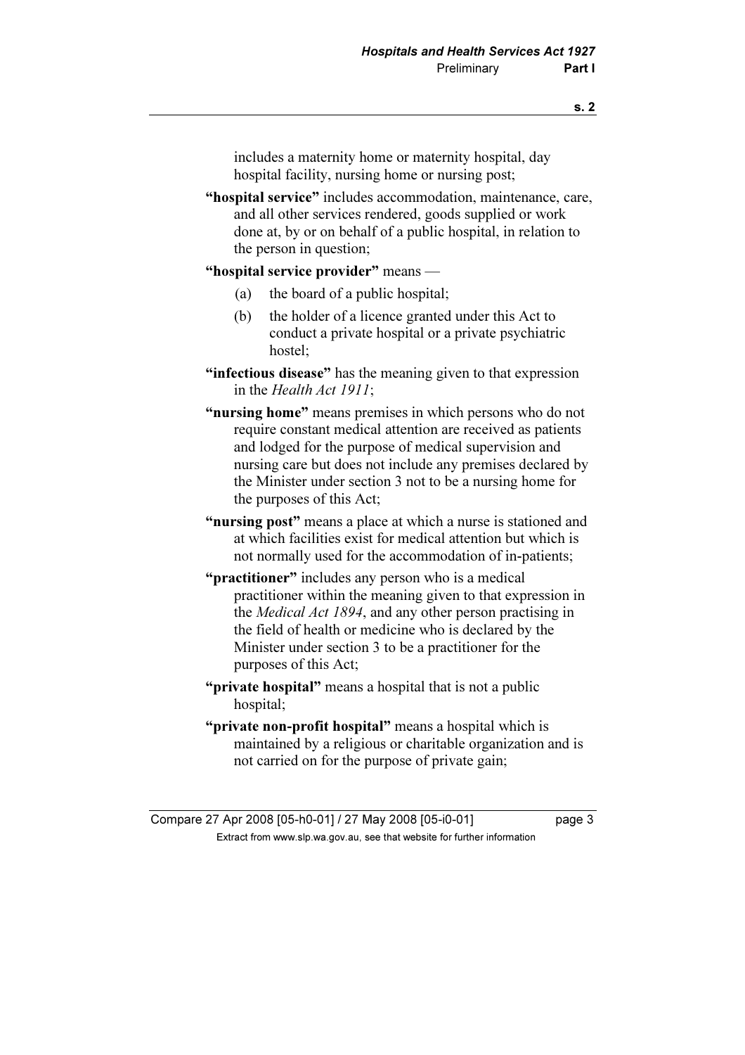includes a maternity home or maternity hospital, day hospital facility, nursing home or nursing post;

**"hospital service"** includes accommodation, maintenance, care, and all other services rendered, goods supplied or work done at, by or on behalf of a public hospital, in relation to the person in question;

**"hospital service provider"** means —

(a) the board of a public hospital;

(b) the holder of a licence granted under this Act to conduct a private hospital or a private psychiatric hostel;

**"infectious disease"** has the meaning given to that expression in the *Health Act 1911*;

**"nursing home"** means premises in which persons who do not require constant medical attention are received as patients and lodged for the purpose of medical supervision and nursing care but does not include any premises declared by the Minister under section 3 not to be a nursing home for the purposes of this Act;

**"nursing post"** means a place at which a nurse is stationed and at which facilities exist for medical attention but which is not normally used for the accommodation of in-patients;

**"practitioner"** includes any person who is a medical practitioner within the meaning given to that expression in the *Medical Act 1894*, and any other person practising in the field of health or medicine who is declared by the Minister under section 3 to be a practitioner for the purposes of this Act;

**"private hospital"** means a hospital that is not a public hospital;

**"private non-profit hospital"** means a hospital which is maintained by a religious or charitable organization and is not carried on for the purpose of private gain;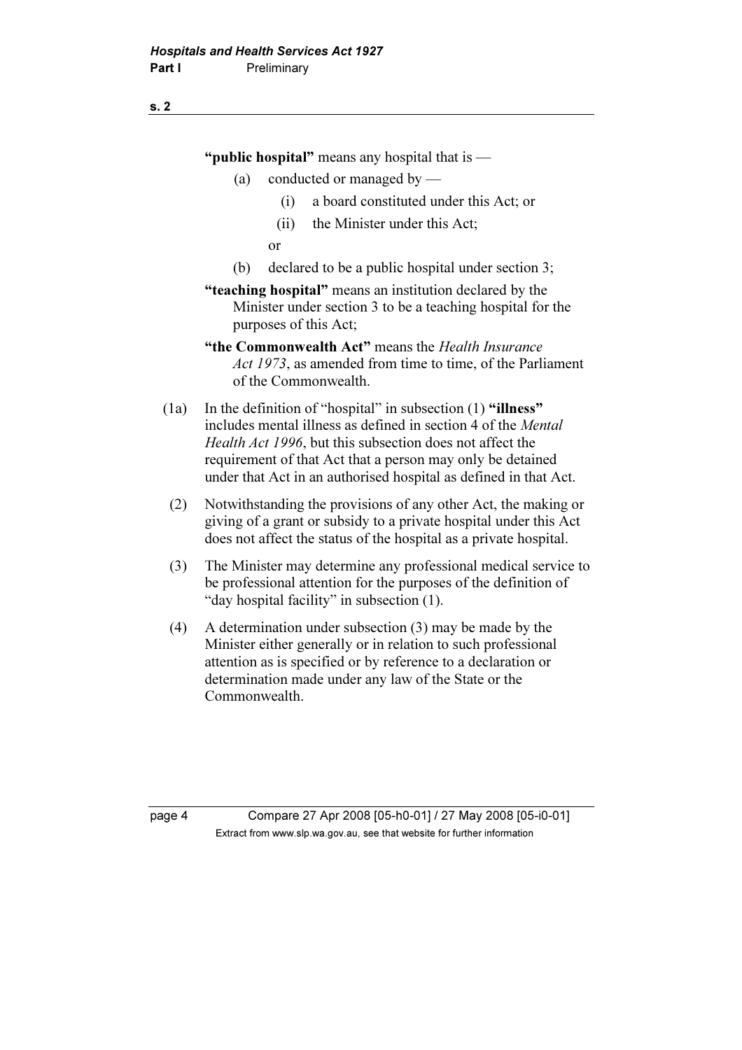**"public hospital"** means any hospital that is —

(a) conducted or managed by —

(i) a board constituted under this Act; or

(ii) the Minister under this Act;

or

(b) declared to be a public hospital under section 3;

**"teaching hospital"** means an institution declared by the Minister under section 3 to be a teaching hospital for the purposes of this Act;

**"the Commonwealth Act"** means the *Health Insurance Act 1973*, as amended from time to time, of the Parliament of the Commonwealth.

(1a) In the definition of "hospital" in subsection (1) **"illness"** includes mental illness as defined in section 4 of the *Mental Health Act 1996*, but this subsection does not affect the requirement of that Act that a person may only be detained under that Act in an authorised hospital as defined in that Act.

(2) Notwithstanding the provisions of any other Act, the making or giving of a grant or subsidy to a private hospital under this Act does not affect the status of the hospital as a private hospital.

(3) The Minister may determine any professional medical service to be professional attention for the purposes of the definition of "day hospital facility" in subsection (1).

(4) A determination under subsection (3) may be made by the Minister either generally or in relation to such professional attention as is specified or by reference to a declaration or determination made under any law of the State or the Commonwealth.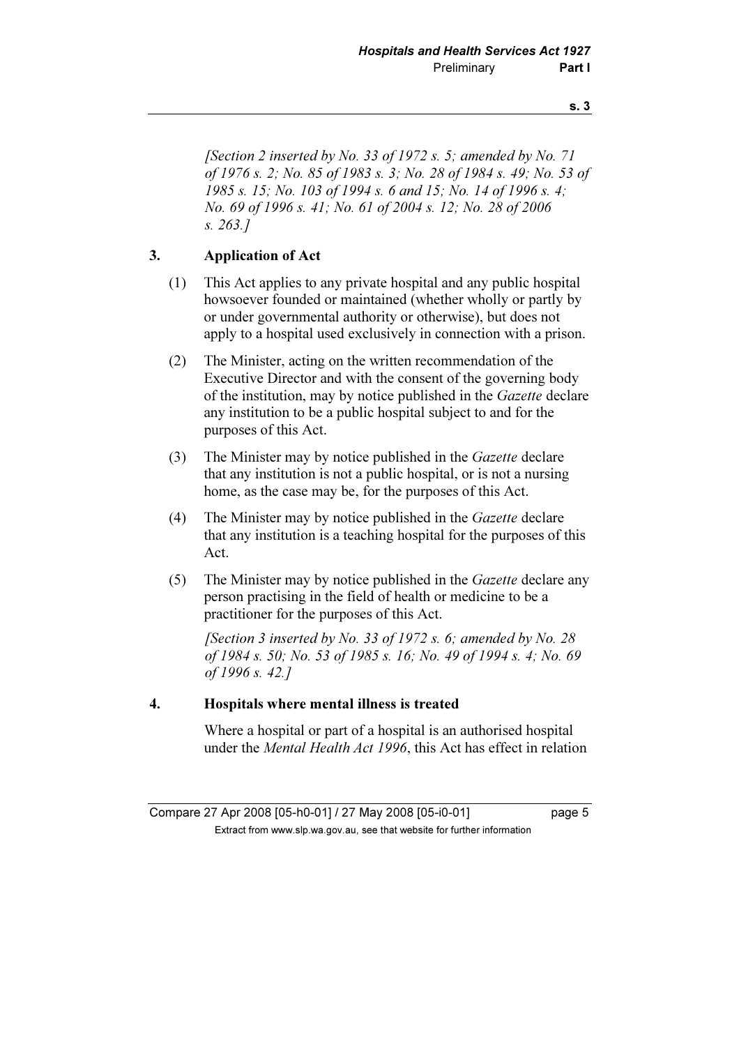*[Section 2 inserted by No. 33 of 1972 s. 5; amended by No. 71 of 1976 s. 2; No. 85 of 1983 s. 3; No. 28 of 1984 s. 49; No. 53 of 1985 s. 15; No. 103 of 1994 s. 6 and 15; No. 14 of 1996 s. 4; No. 69 of 1996 s. 41; No. 61 of 2004 s. 12; No. 28 of 2006 s. 263.]*

### 3. Application of Act

(1) This Act applies to any private hospital and any public hospital howsoever founded or maintained (whether wholly or partly by or under governmental authority or otherwise), but does not apply to a hospital used exclusively in connection with a prison.

(2) The Minister, acting on the written recommendation of the Executive Director and with the consent of the governing body of the institution, may by notice published in the *Gazette* declare any institution to be a public hospital subject to and for the purposes of this Act.

(3) The Minister may by notice published in the *Gazette* declare that any institution is not a public hospital, or is not a nursing home, as the case may be, for the purposes of this Act.

(4) The Minister may by notice published in the *Gazette* declare that any institution is a teaching hospital for the purposes of this Act.

(5) The Minister may by notice published in the *Gazette* declare any person practising in the field of health or medicine to be a practitioner for the purposes of this Act.

*[Section 3 inserted by No. 33 of 1972 s. 6; amended by No. 28 of 1984 s. 50; No. 53 of 1985 s. 16; No. 49 of 1994 s. 4; No. 69 of 1996 s. 42.]*

### 4. Hospitals where mental illness is treated

Where a hospital or part of a hospital is an authorised hospital under the *Mental Health Act 1996*, this Act has effect in relation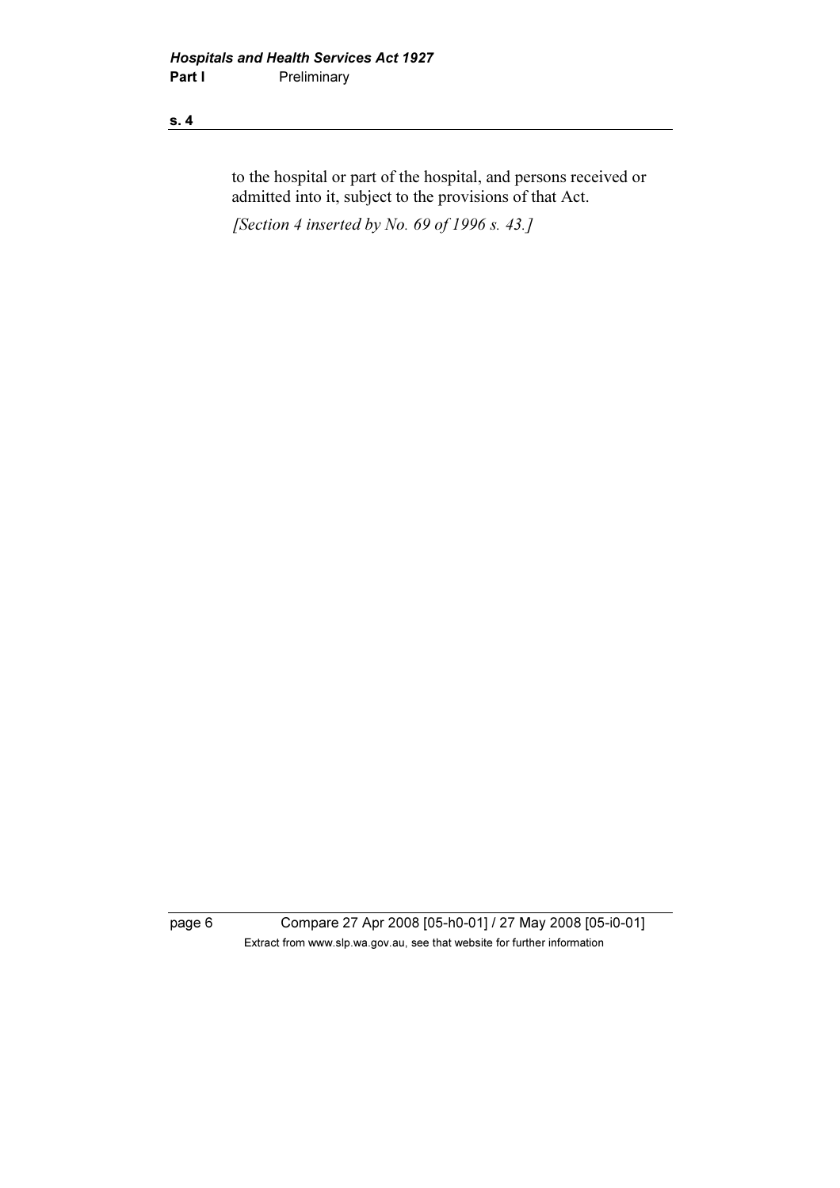to the hospital or part of the hospital, and persons received or admitted into it, subject to the provisions of that Act.

*[Section 4 inserted by No. 69 of 1996 s. 43.]*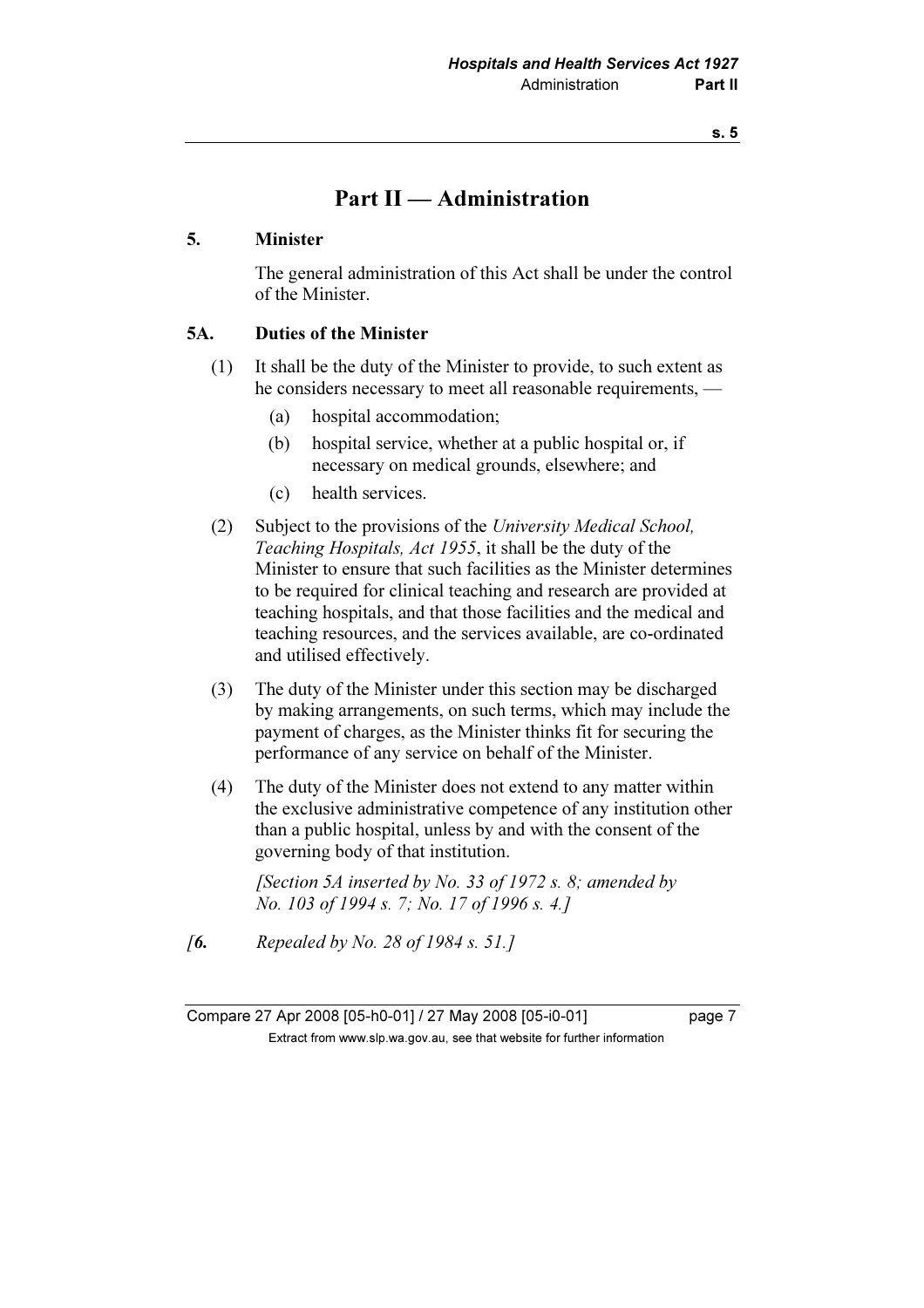# Part II — Administration

### 5. Minister

The general administration of this Act shall be under the control of the Minister.

### 5A. Duties of the Minister

(1) It shall be the duty of the Minister to provide, to such extent as he considers necessary to meet all reasonable requirements, —

- (a) hospital accommodation;
- (b) hospital service, whether at a public hospital or, if necessary on medical grounds, elsewhere; and
- (c) health services.

(2) Subject to the provisions of the *University Medical School, Teaching Hospitals, Act 1955*, it shall be the duty of the Minister to ensure that such facilities as the Minister determines to be required for clinical teaching and research are provided at teaching hospitals, and that those facilities and the medical and teaching resources, and the services available, are co-ordinated and utilised effectively.

(3) The duty of the Minister under this section may be discharged by making arrangements, on such terms, which may include the payment of charges, as the Minister thinks fit for securing the performance of any service on behalf of the Minister.

(4) The duty of the Minister does not extend to any matter within the exclusive administrative competence of any institution other than a public hospital, unless by and with the consent of the governing body of that institution.

*[Section 5A inserted by No. 33 of 1972 s. 8; amended by No. 103 of 1994 s. 7; No. 17 of 1996 s. 4.]*

*[**6.** Repealed by No. 28 of 1984 s. 51.]*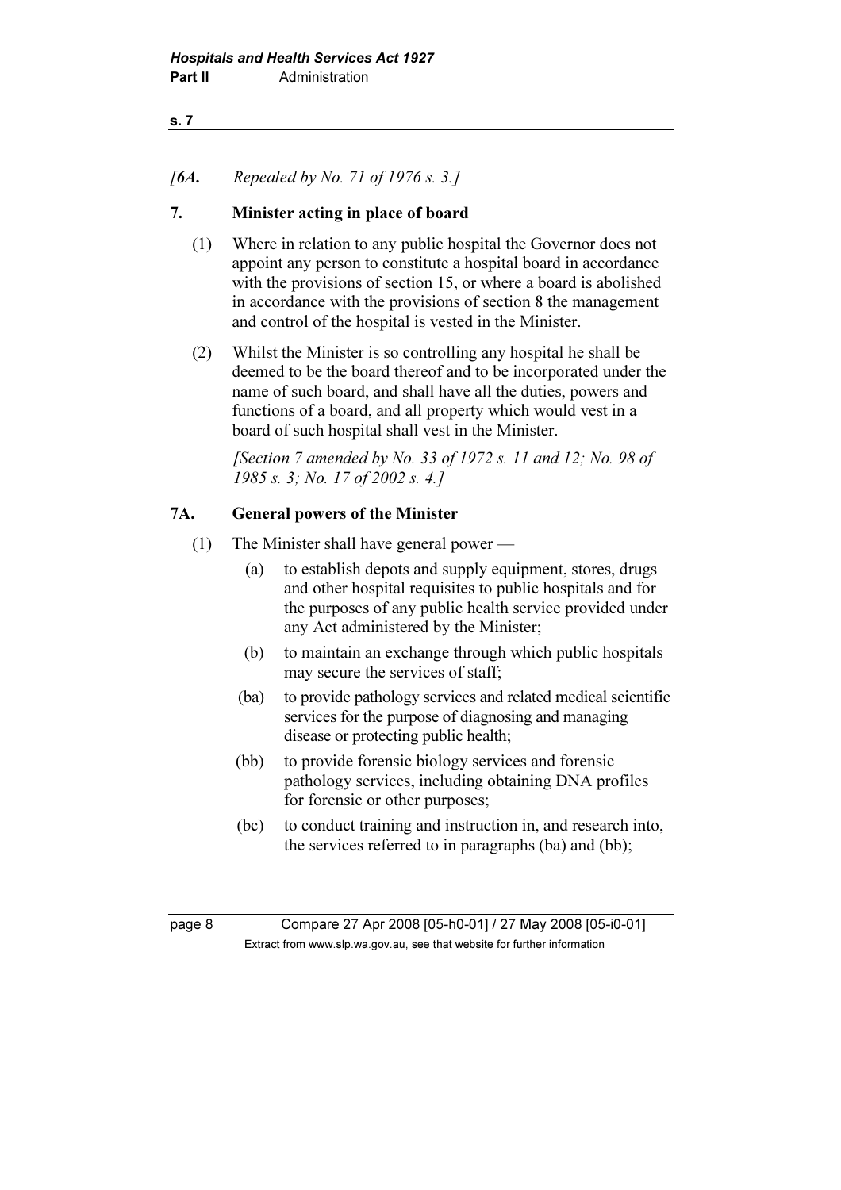*[6A. Repealed by No. 71 of 1976 s. 3.]*

**7. Minister acting in place of board**

(1) Where in relation to any public hospital the Governor does not appoint any person to constitute a hospital board in accordance with the provisions of section 15, or where a board is abolished in accordance with the provisions of section 8 the management and control of the hospital is vested in the Minister.

(2) Whilst the Minister is so controlling any hospital he shall be deemed to be the board thereof and to be incorporated under the name of such board, and shall have all the duties, powers and functions of a board, and all property which would vest in a board of such hospital shall vest in the Minister.

*[Section 7 amended by No. 33 of 1972 s. 11 and 12; No. 98 of 1985 s. 3; No. 17 of 2002 s. 4.]*

**7A. General powers of the Minister**

(1) The Minister shall have general power —

(a) to establish depots and supply equipment, stores, drugs and other hospital requisites to public hospitals and for the purposes of any public health service provided under any Act administered by the Minister;

(b) to maintain an exchange through which public hospitals may secure the services of staff;

(ba) to provide pathology services and related medical scientific services for the purpose of diagnosing and managing disease or protecting public health;

(bb) to provide forensic biology services and forensic pathology services, including obtaining DNA profiles for forensic or other purposes;

(bc) to conduct training and instruction in, and research into, the services referred to in paragraphs (ba) and (bb);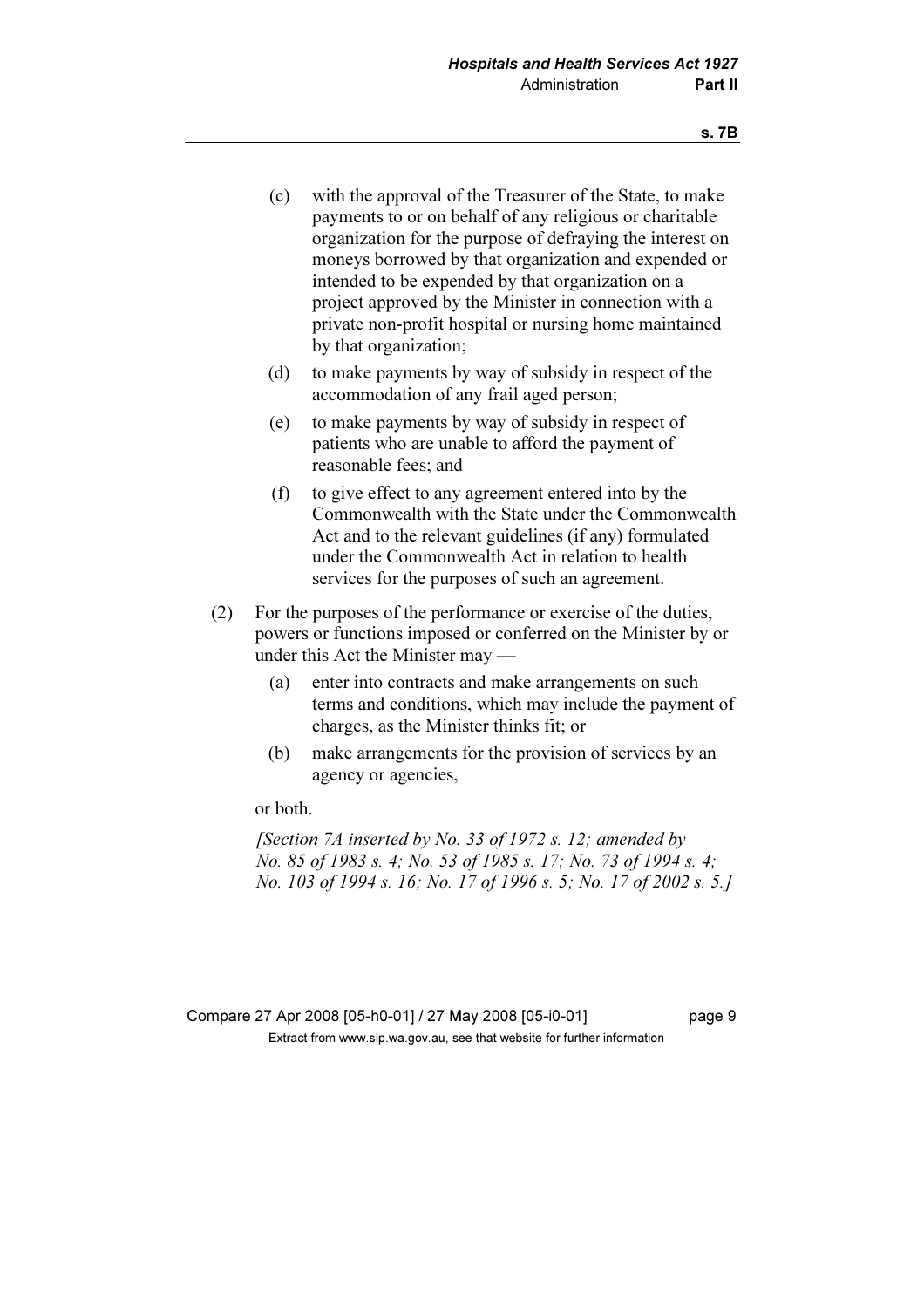(c) with the approval of the Treasurer of the State, to make payments to or on behalf of any religious or charitable organization for the purpose of defraying the interest on moneys borrowed by that organization and expended or intended to be expended by that organization on a project approved by the Minister in connection with a private non-profit hospital or nursing home maintained by that organization;

(d) to make payments by way of subsidy in respect of the accommodation of any frail aged person;

(e) to make payments by way of subsidy in respect of patients who are unable to afford the payment of reasonable fees; and

(f) to give effect to any agreement entered into by the Commonwealth with the State under the Commonwealth Act and to the relevant guidelines (if any) formulated under the Commonwealth Act in relation to health services for the purposes of such an agreement.

(2) For the purposes of the performance or exercise of the duties, powers or functions imposed or conferred on the Minister by or under this Act the Minister may —

(a) enter into contracts and make arrangements on such terms and conditions, which may include the payment of charges, as the Minister thinks fit; or

(b) make arrangements for the provision of services by an agency or agencies,

or both.

*[Section 7A inserted by No. 33 of 1972 s. 12; amended by No. 85 of 1983 s. 4; No. 53 of 1985 s. 17; No. 73 of 1994 s. 4; No. 103 of 1994 s. 16; No. 17 of 1996 s. 5; No. 17 of 2002 s. 5.]*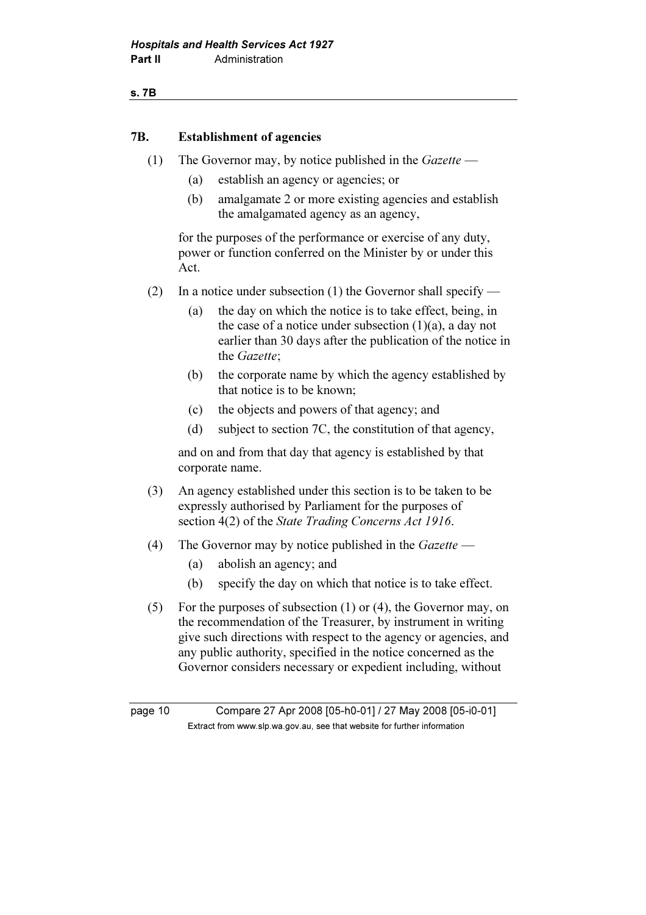## 7B. Establishment of agencies

(1) The Governor may, by notice published in the *Gazette* —

(a) establish an agency or agencies; or

(b) amalgamate 2 or more existing agencies and establish the amalgamated agency as an agency,

for the purposes of the performance or exercise of any duty, power or function conferred on the Minister by or under this Act.

(2) In a notice under subsection (1) the Governor shall specify —

(a) the day on which the notice is to take effect, being, in the case of a notice under subsection (1)(a), a day not earlier than 30 days after the publication of the notice in the *Gazette*;

(b) the corporate name by which the agency established by that notice is to be known;

(c) the objects and powers of that agency; and

(d) subject to section 7C, the constitution of that agency,

and on and from that day that agency is established by that corporate name.

(3) An agency established under this section is to be taken to be expressly authorised by Parliament for the purposes of section 4(2) of the *State Trading Concerns Act 1916*.

(4) The Governor may by notice published in the *Gazette* —

(a) abolish an agency; and

(b) specify the day on which that notice is to take effect.

(5) For the purposes of subsection (1) or (4), the Governor may, on the recommendation of the Treasurer, by instrument in writing give such directions with respect to the agency or agencies, and any public authority, specified in the notice concerned as the Governor considers necessary or expedient including, without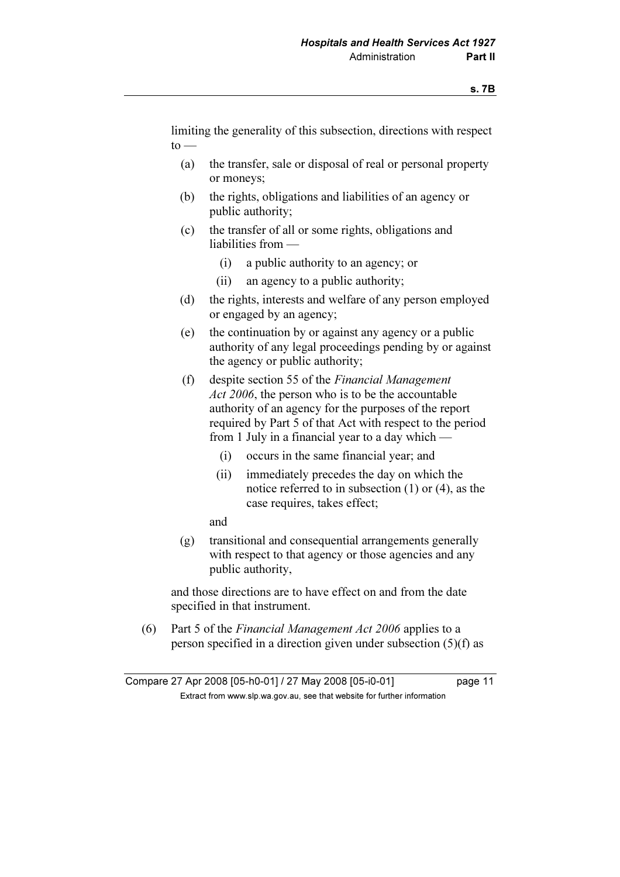limiting the generality of this subsection, directions with respect to —

(a) the transfer, sale or disposal of real or personal property or moneys;

(b) the rights, obligations and liabilities of an agency or public authority;

(c) the transfer of all or some rights, obligations and liabilities from —

  (i) a public authority to an agency; or

  (ii) an agency to a public authority;

(d) the rights, interests and welfare of any person employed or engaged by an agency;

(e) the continuation by or against any agency or a public authority of any legal proceedings pending by or against the agency or public authority;

(f) despite section 55 of the *Financial Management Act 2006*, the person who is to be the accountable authority of an agency for the purposes of the report required by Part 5 of that Act with respect to the period from 1 July in a financial year to a day which —

  (i) occurs in the same financial year; and

  (ii) immediately precedes the day on which the notice referred to in subsection (1) or (4), as the case requires, takes effect;

  and

(g) transitional and consequential arrangements generally with respect to that agency or those agencies and any public authority,

and those directions are to have effect on and from the date specified in that instrument.

(6) Part 5 of the *Financial Management Act 2006* applies to a person specified in a direction given under subsection (5)(f) as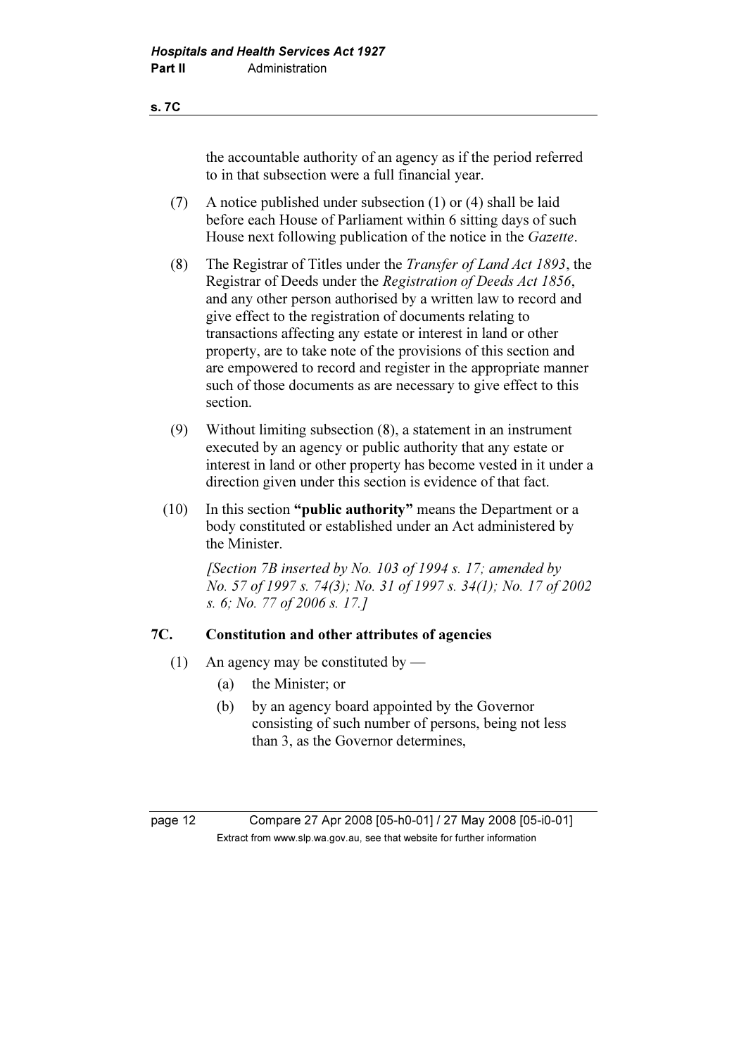the accountable authority of an agency as if the period referred to in that subsection were a full financial year.

(7) A notice published under subsection (1) or (4) shall be laid before each House of Parliament within 6 sitting days of such House next following publication of the notice in the *Gazette*.

(8) The Registrar of Titles under the *Transfer of Land Act 1893*, the Registrar of Deeds under the *Registration of Deeds Act 1856*, and any other person authorised by a written law to record and give effect to the registration of documents relating to transactions affecting any estate or interest in land or other property, are to take note of the provisions of this section and are empowered to record and register in the appropriate manner such of those documents as are necessary to give effect to this section.

(9) Without limiting subsection (8), a statement in an instrument executed by an agency or public authority that any estate or interest in land or other property has become vested in it under a direction given under this section is evidence of that fact.

(10) In this section **"public authority"** means the Department or a body constituted or established under an Act administered by the Minister.

*[Section 7B inserted by No. 103 of 1994 s. 17; amended by No. 57 of 1997 s. 74(3); No. 31 of 1997 s. 34(1); No. 17 of 2002 s. 6; No. 77 of 2006 s. 17.]*

## 7C. Constitution and other attributes of agencies

(1) An agency may be constituted by —

(a) the Minister; or

(b) by an agency board appointed by the Governor consisting of such number of persons, being not less than 3, as the Governor determines,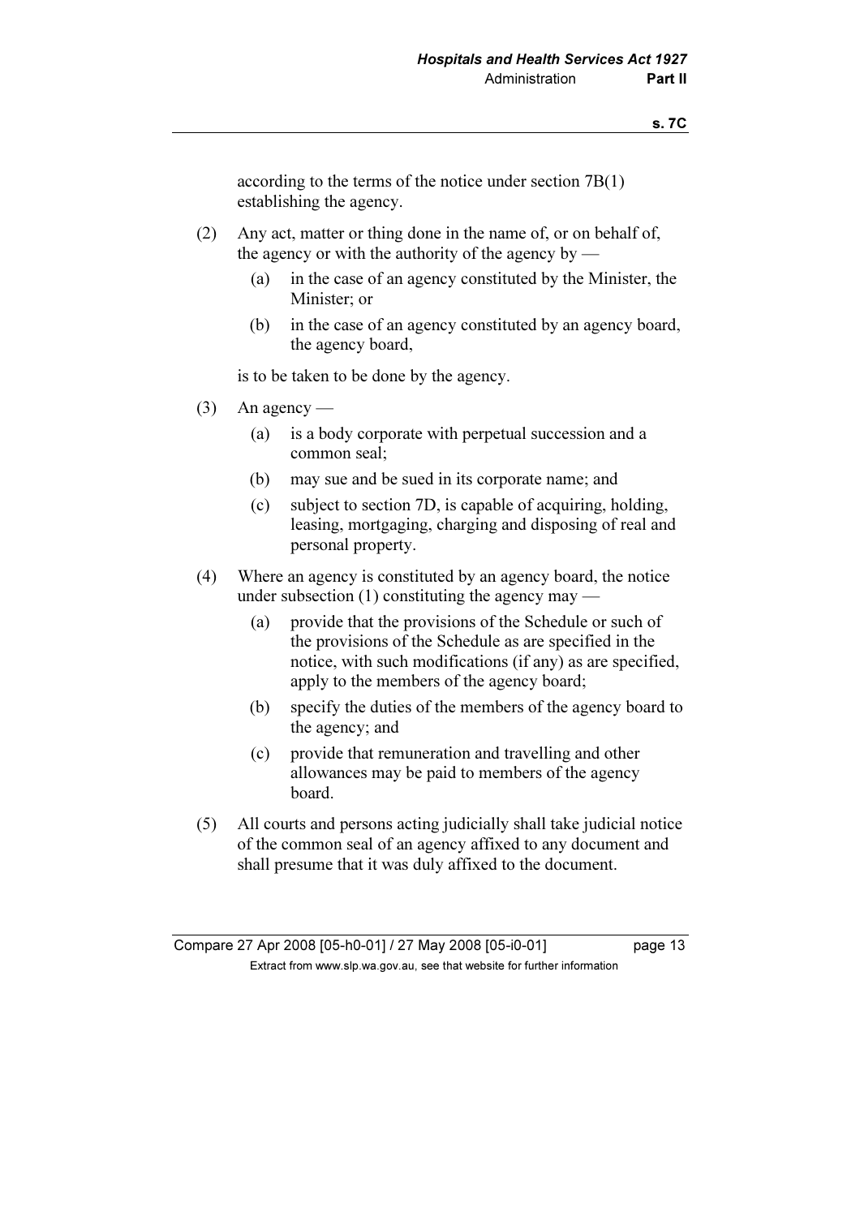according to the terms of the notice under section 7B(1) establishing the agency.

(2) Any act, matter or thing done in the name of, or on behalf of, the agency or with the authority of the agency by —

  (a) in the case of an agency constituted by the Minister, the Minister; or

  (b) in the case of an agency constituted by an agency board, the agency board,

is to be taken to be done by the agency.

(3) An agency —

  (a) is a body corporate with perpetual succession and a common seal;

  (b) may sue and be sued in its corporate name; and

  (c) subject to section 7D, is capable of acquiring, holding, leasing, mortgaging, charging and disposing of real and personal property.

(4) Where an agency is constituted by an agency board, the notice under subsection (1) constituting the agency may —

  (a) provide that the provisions of the Schedule or such of the provisions of the Schedule as are specified in the notice, with such modifications (if any) as are specified, apply to the members of the agency board;

  (b) specify the duties of the members of the agency board to the agency; and

  (c) provide that remuneration and travelling and other allowances may be paid to members of the agency board.

(5) All courts and persons acting judicially shall take judicial notice of the common seal of an agency affixed to any document and shall presume that it was duly affixed to the document.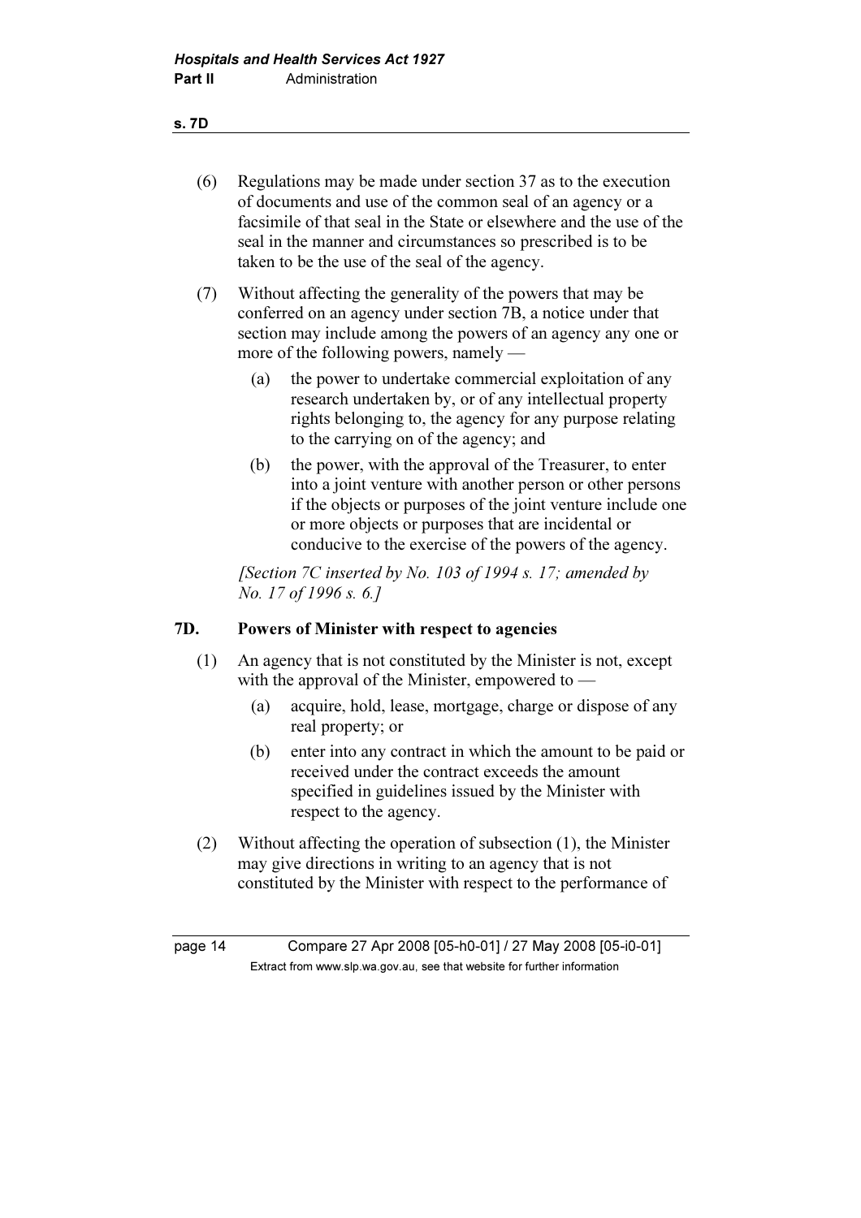(6) Regulations may be made under section 37 as to the execution of documents and use of the common seal of an agency or a facsimile of that seal in the State or elsewhere and the use of the seal in the manner and circumstances so prescribed is to be taken to be the use of the seal of the agency.

(7) Without affecting the generality of the powers that may be conferred on an agency under section 7B, a notice under that section may include among the powers of an agency any one or more of the following powers, namely —

  (a) the power to undertake commercial exploitation of any research undertaken by, or of any intellectual property rights belonging to, the agency for any purpose relating to the carrying on of the agency; and

  (b) the power, with the approval of the Treasurer, to enter into a joint venture with another person or other persons if the objects or purposes of the joint venture include one or more objects or purposes that are incidental or conducive to the exercise of the powers of the agency.

*[Section 7C inserted by No. 103 of 1994 s. 17; amended by No. 17 of 1996 s. 6.]*

### 7D. Powers of Minister with respect to agencies

(1) An agency that is not constituted by the Minister is not, except with the approval of the Minister, empowered to —

  (a) acquire, hold, lease, mortgage, charge or dispose of any real property; or

  (b) enter into any contract in which the amount to be paid or received under the contract exceeds the amount specified in guidelines issued by the Minister with respect to the agency.

(2) Without affecting the operation of subsection (1), the Minister may give directions in writing to an agency that is not constituted by the Minister with respect to the performance of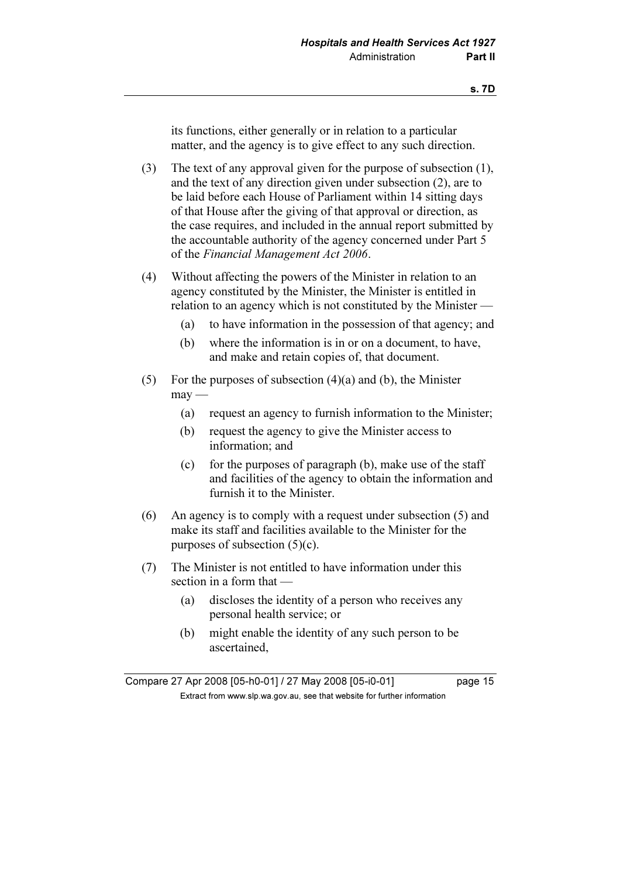its functions, either generally or in relation to a particular matter, and the agency is to give effect to any such direction.

(3) The text of any approval given for the purpose of subsection (1), and the text of any direction given under subsection (2), are to be laid before each House of Parliament within 14 sitting days of that House after the giving of that approval or direction, as the case requires, and included in the annual report submitted by the accountable authority of the agency concerned under Part 5 of the *Financial Management Act 2006*.

(4) Without affecting the powers of the Minister in relation to an agency constituted by the Minister, the Minister is entitled in relation to an agency which is not constituted by the Minister —

- (a) to have information in the possession of that agency; and
- (b) where the information is in or on a document, to have, and make and retain copies of, that document.

(5) For the purposes of subsection (4)(a) and (b), the Minister may —

- (a) request an agency to furnish information to the Minister;
- (b) request the agency to give the Minister access to information; and
- (c) for the purposes of paragraph (b), make use of the staff and facilities of the agency to obtain the information and furnish it to the Minister.

(6) An agency is to comply with a request under subsection (5) and make its staff and facilities available to the Minister for the purposes of subsection (5)(c).

(7) The Minister is not entitled to have information under this section in a form that —

- (a) discloses the identity of a person who receives any personal health service; or
- (b) might enable the identity of any such person to be ascertained,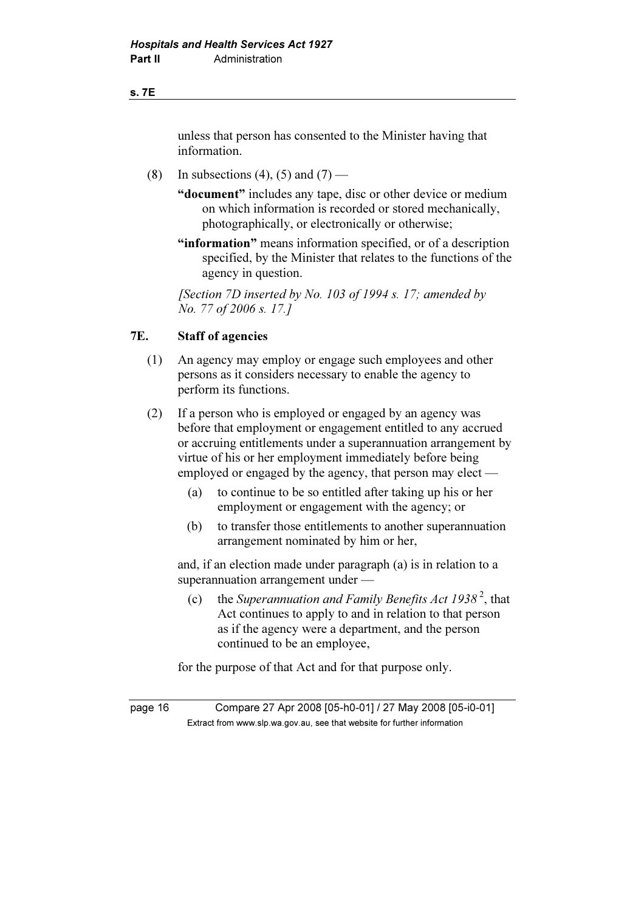unless that person has consented to the Minister having that information.

(8) In subsections (4), (5) and (7) —

**"document"** includes any tape, disc or other device or medium on which information is recorded or stored mechanically, photographically, or electronically or otherwise;

**"information"** means information specified, or of a description specified, by the Minister that relates to the functions of the agency in question.

*[Section 7D inserted by No. 103 of 1994 s. 17; amended by No. 77 of 2006 s. 17.]*

## 7E. Staff of agencies

(1) An agency may employ or engage such employees and other persons as it considers necessary to enable the agency to perform its functions.

(2) If a person who is employed or engaged by an agency was before that employment or engagement entitled to any accrued or accruing entitlements under a superannuation arrangement by virtue of his or her employment immediately before being employed or engaged by the agency, that person may elect —

(a) to continue to be so entitled after taking up his or her employment or engagement with the agency; or

(b) to transfer those entitlements to another superannuation arrangement nominated by him or her,

and, if an election made under paragraph (a) is in relation to a superannuation arrangement under —

(c) the *Superannuation and Family Benefits Act 1938* [2], that Act continues to apply to and in relation to that person as if the agency were a department, and the person continued to be an employee,

for the purpose of that Act and for that purpose only.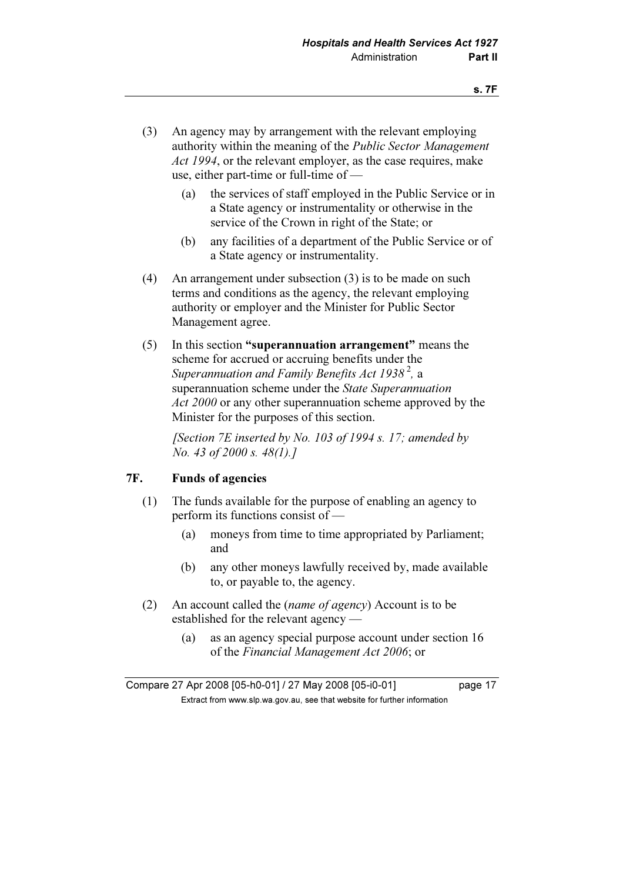(3) An agency may by arrangement with the relevant employing authority within the meaning of the *Public Sector Management Act 1994*, or the relevant employer, as the case requires, make use, either part-time or full-time of —

(a) the services of staff employed in the Public Service or in a State agency or instrumentality or otherwise in the service of the Crown in right of the State; or

(b) any facilities of a department of the Public Service or of a State agency or instrumentality.

(4) An arrangement under subsection (3) is to be made on such terms and conditions as the agency, the relevant employing authority or employer and the Minister for Public Sector Management agree.

(5) In this section **"superannuation arrangement"** means the scheme for accrued or accruing benefits under the *Superannuation and Family Benefits Act 1938* [2], a superannuation scheme under the *State Superannuation Act 2000* or any other superannuation scheme approved by the Minister for the purposes of this section.

*[Section 7E inserted by No. 103 of 1994 s. 17; amended by No. 43 of 2000 s. 48(1).]*

### 7F. Funds of agencies

(1) The funds available for the purpose of enabling an agency to perform its functions consist of —

(a) moneys from time to time appropriated by Parliament; and

(b) any other moneys lawfully received by, made available to, or payable to, the agency.

(2) An account called the (*name of agency*) Account is to be established for the relevant agency —

(a) as an agency special purpose account under section 16 of the *Financial Management Act 2006*; or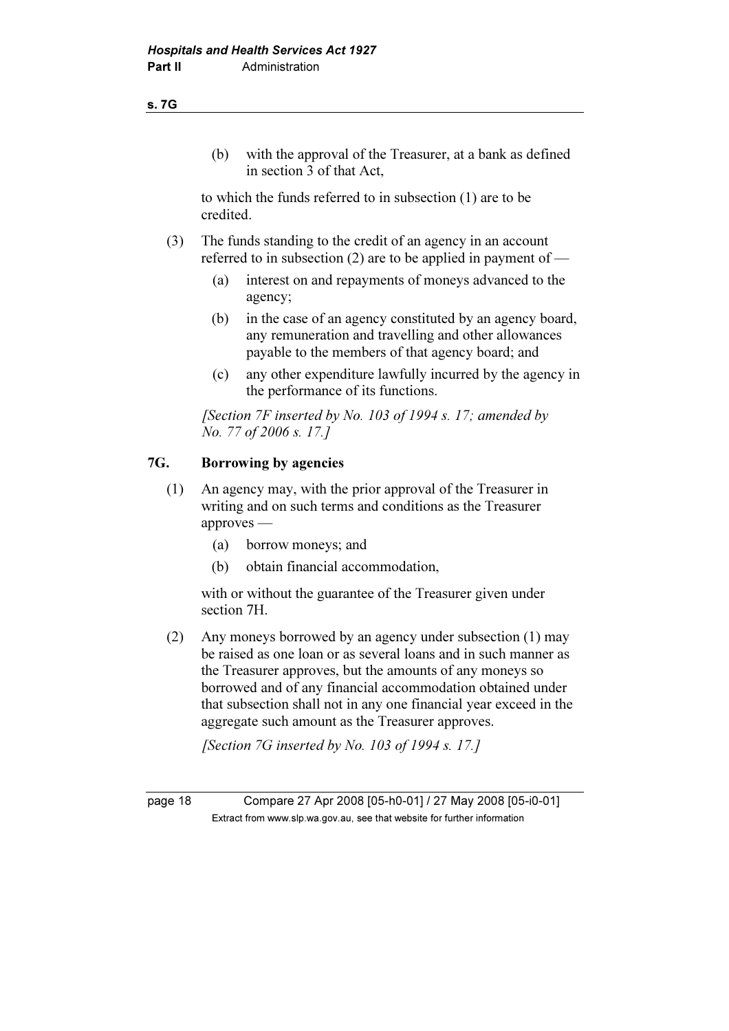(b) with the approval of the Treasurer, at a bank as defined in section 3 of that Act,

to which the funds referred to in subsection (1) are to be credited.

(3) The funds standing to the credit of an agency in an account referred to in subsection (2) are to be applied in payment of —

(a) interest on and repayments of moneys advanced to the agency;

(b) in the case of an agency constituted by an agency board, any remuneration and travelling and other allowances payable to the members of that agency board; and

(c) any other expenditure lawfully incurred by the agency in the performance of its functions.

*[Section 7F inserted by No. 103 of 1994 s. 17; amended by No. 77 of 2006 s. 17.]*

## 7G. Borrowing by agencies

(1) An agency may, with the prior approval of the Treasurer in writing and on such terms and conditions as the Treasurer approves —

(a) borrow moneys; and

(b) obtain financial accommodation,

with or without the guarantee of the Treasurer given under section 7H.

(2) Any moneys borrowed by an agency under subsection (1) may be raised as one loan or as several loans and in such manner as the Treasurer approves, but the amounts of any moneys so borrowed and of any financial accommodation obtained under that subsection shall not in any one financial year exceed in the aggregate such amount as the Treasurer approves.

*[Section 7G inserted by No. 103 of 1994 s. 17.]*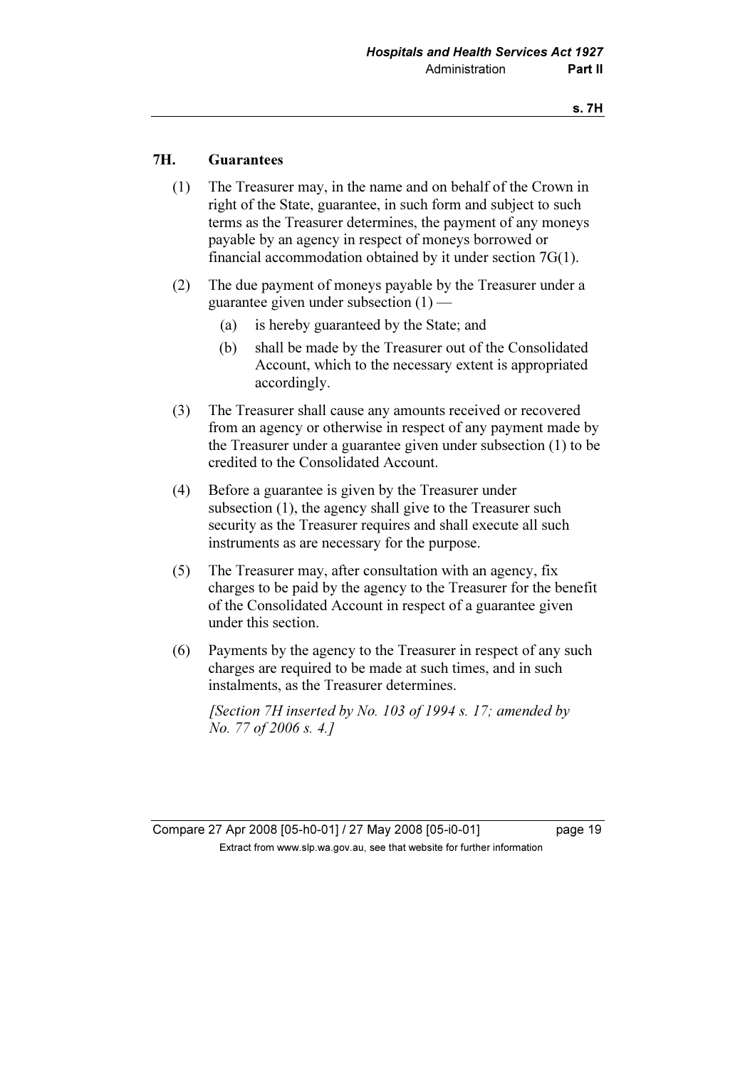### 7H. Guarantees

(1) The Treasurer may, in the name and on behalf of the Crown in right of the State, guarantee, in such form and subject to such terms as the Treasurer determines, the payment of any moneys payable by an agency in respect of moneys borrowed or financial accommodation obtained by it under section 7G(1).

(2) The due payment of moneys payable by the Treasurer under a guarantee given under subsection (1) —

(a) is hereby guaranteed by the State; and

(b) shall be made by the Treasurer out of the Consolidated Account, which to the necessary extent is appropriated accordingly.

(3) The Treasurer shall cause any amounts received or recovered from an agency or otherwise in respect of any payment made by the Treasurer under a guarantee given under subsection (1) to be credited to the Consolidated Account.

(4) Before a guarantee is given by the Treasurer under subsection (1), the agency shall give to the Treasurer such security as the Treasurer requires and shall execute all such instruments as are necessary for the purpose.

(5) The Treasurer may, after consultation with an agency, fix charges to be paid by the agency to the Treasurer for the benefit of the Consolidated Account in respect of a guarantee given under this section.

(6) Payments by the agency to the Treasurer in respect of any such charges are required to be made at such times, and in such instalments, as the Treasurer determines.

*[Section 7H inserted by No. 103 of 1994 s. 17; amended by No. 77 of 2006 s. 4.]*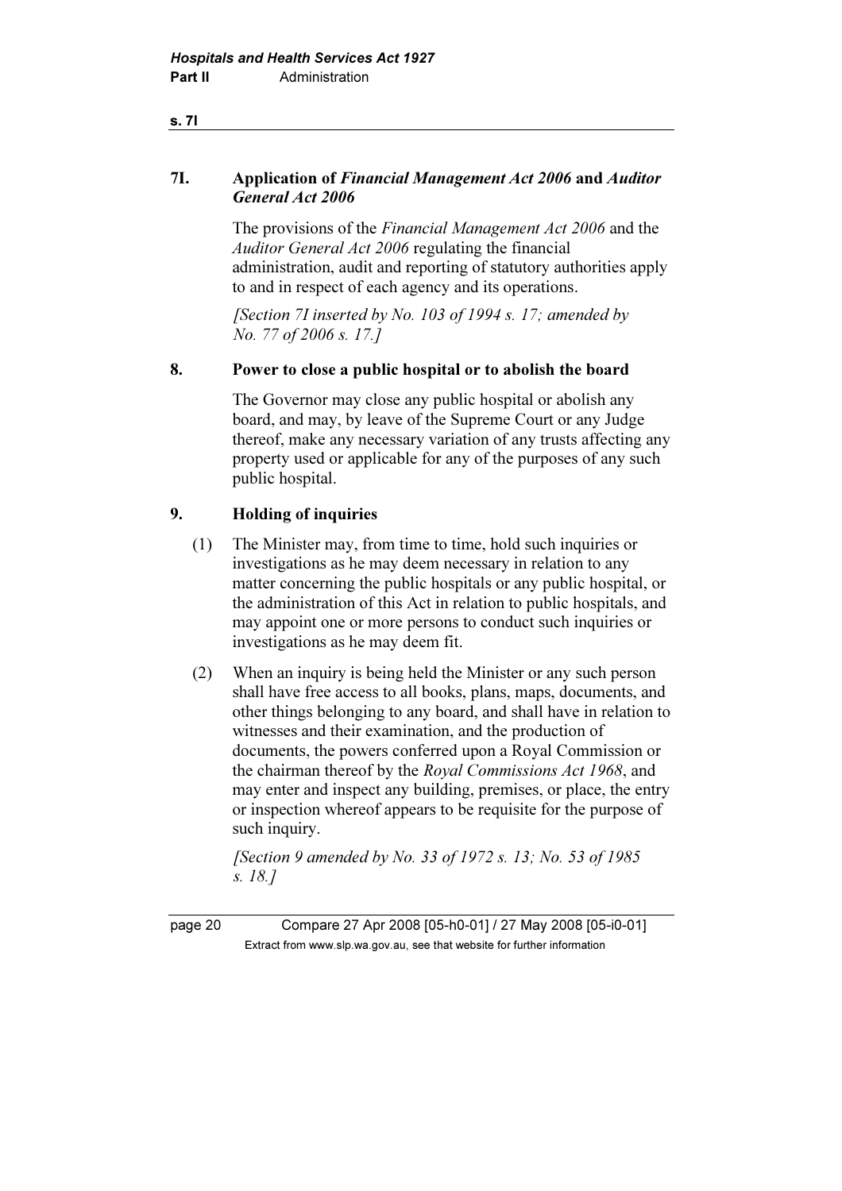### 7I. Application of *Financial Management Act 2006* and *Auditor General Act 2006*

The provisions of the *Financial Management Act 2006* and the *Auditor General Act 2006* regulating the financial administration, audit and reporting of statutory authorities apply to and in respect of each agency and its operations.

*[Section 7I inserted by No. 103 of 1994 s. 17; amended by No. 77 of 2006 s. 17.]*

### 8. Power to close a public hospital or to abolish the board

The Governor may close any public hospital or abolish any board, and may, by leave of the Supreme Court or any Judge thereof, make any necessary variation of any trusts affecting any property used or applicable for any of the purposes of any such public hospital.

### 9. Holding of inquiries

(1) The Minister may, from time to time, hold such inquiries or investigations as he may deem necessary in relation to any matter concerning the public hospitals or any public hospital, or the administration of this Act in relation to public hospitals, and may appoint one or more persons to conduct such inquiries or investigations as he may deem fit.

(2) When an inquiry is being held the Minister or any such person shall have free access to all books, plans, maps, documents, and other things belonging to any board, and shall have in relation to witnesses and their examination, and the production of documents, the powers conferred upon a Royal Commission or the chairman thereof by the *Royal Commissions Act 1968*, and may enter and inspect any building, premises, or place, the entry or inspection whereof appears to be requisite for the purpose of such inquiry.

*[Section 9 amended by No. 33 of 1972 s. 13; No. 53 of 1985 s. 18.]*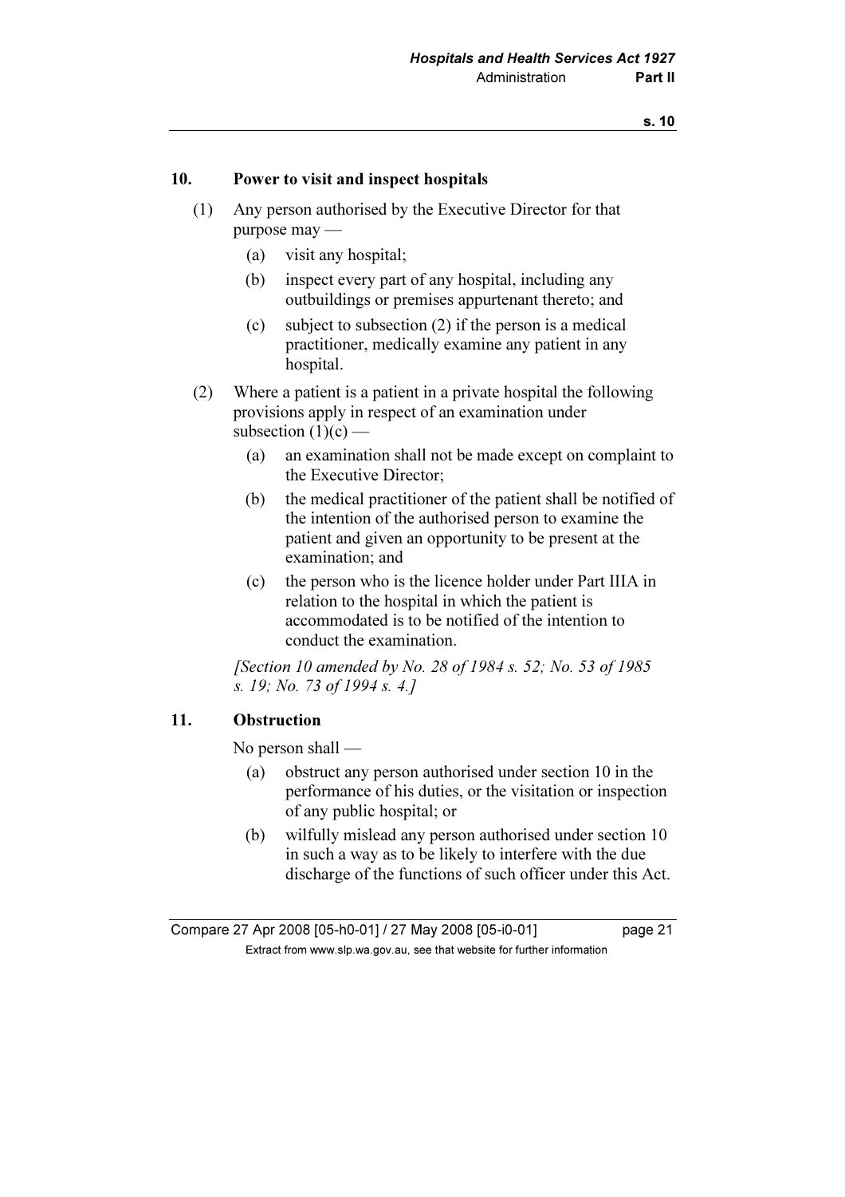## 10. Power to visit and inspect hospitals

(1) Any person authorised by the Executive Director for that purpose may —

(a) visit any hospital;

(b) inspect every part of any hospital, including any outbuildings or premises appurtenant thereto; and

(c) subject to subsection (2) if the person is a medical practitioner, medically examine any patient in any hospital.

(2) Where a patient is a patient in a private hospital the following provisions apply in respect of an examination under subsection (1)(c) —

(a) an examination shall not be made except on complaint to the Executive Director;

(b) the medical practitioner of the patient shall be notified of the intention of the authorised person to examine the patient and given an opportunity to be present at the examination; and

(c) the person who is the licence holder under Part IIIA in relation to the hospital in which the patient is accommodated is to be notified of the intention to conduct the examination.

*[Section 10 amended by No. 28 of 1984 s. 52; No. 53 of 1985 s. 19; No. 73 of 1994 s. 4.]*

## 11. Obstruction

No person shall —

(a) obstruct any person authorised under section 10 in the performance of his duties, or the visitation or inspection of any public hospital; or

(b) wilfully mislead any person authorised under section 10 in such a way as to be likely to interfere with the due discharge of the functions of such officer under this Act.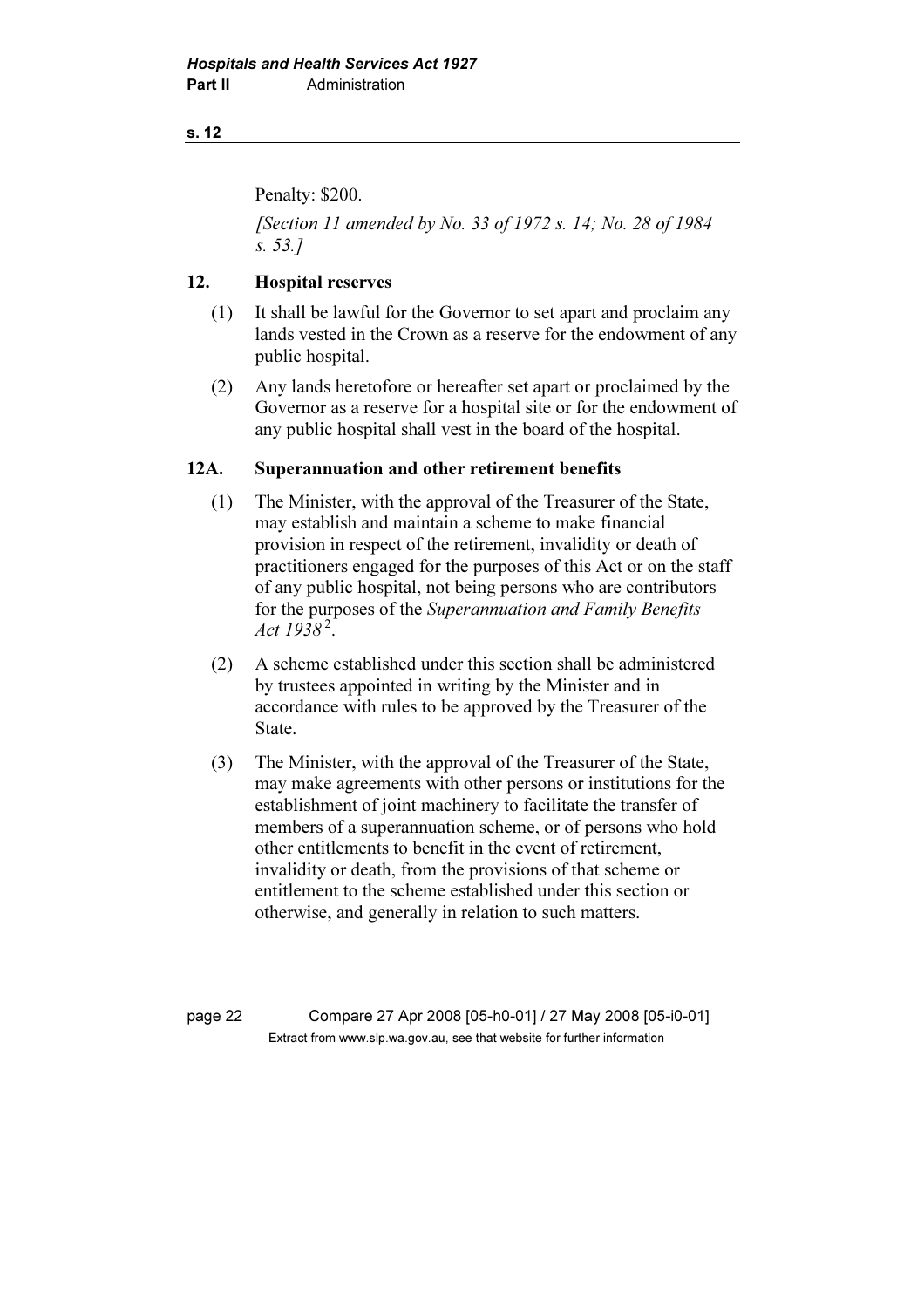Penalty: $200.

*[Section 11 amended by No. 33 of 1972 s. 14; No. 28 of 1984 s. 53.]*

## 12. Hospital reserves

(1) It shall be lawful for the Governor to set apart and proclaim any lands vested in the Crown as a reserve for the endowment of any public hospital.

(2) Any lands heretofore or hereafter set apart or proclaimed by the Governor as a reserve for a hospital site or for the endowment of any public hospital shall vest in the board of the hospital.

## 12A. Superannuation and other retirement benefits

(1) The Minister, with the approval of the Treasurer of the State, may establish and maintain a scheme to make financial provision in respect of the retirement, invalidity or death of practitioners engaged for the purposes of this Act or on the staff of any public hospital, not being persons who are contributors for the purposes of the *Superannuation and Family Benefits Act 1938* [2].

(2) A scheme established under this section shall be administered by trustees appointed in writing by the Minister and in accordance with rules to be approved by the Treasurer of the State.

(3) The Minister, with the approval of the Treasurer of the State, may make agreements with other persons or institutions for the establishment of joint machinery to facilitate the transfer of members of a superannuation scheme, or of persons who hold other entitlements to benefit in the event of retirement, invalidity or death, from the provisions of that scheme or entitlement to the scheme established under this section or otherwise, and generally in relation to such matters.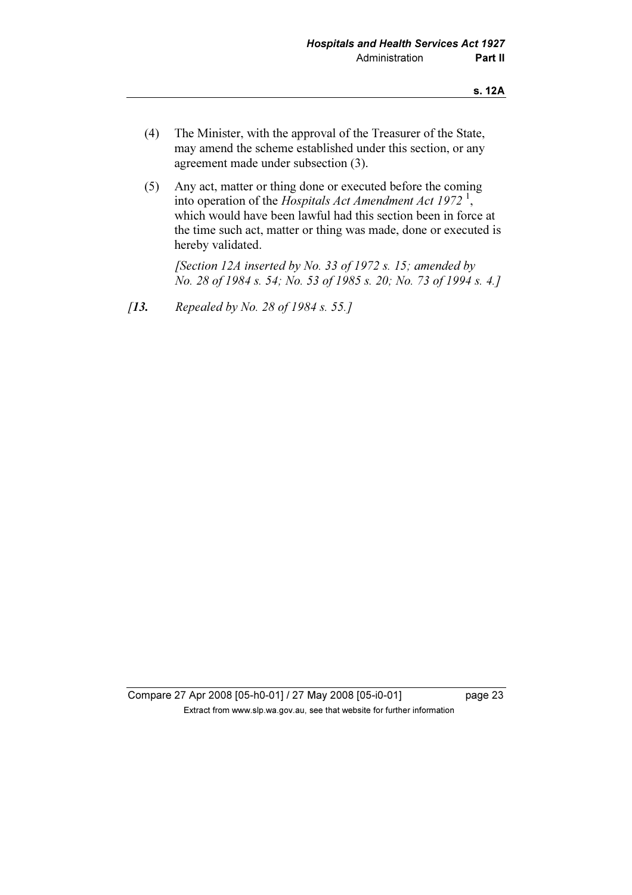(4) The Minister, with the approval of the Treasurer of the State, may amend the scheme established under this section, or any agreement made under subsection (3).

(5) Any act, matter or thing done or executed before the coming into operation of the *Hospitals Act Amendment Act 1972* [1], which would have been lawful had this section been in force at the time such act, matter or thing was made, done or executed is hereby validated.

*[Section 12A inserted by No. 33 of 1972 s. 15; amended by No. 28 of 1984 s. 54; No. 53 of 1985 s. 20; No. 73 of 1994 s. 4.]*

*[**13.** Repealed by No. 28 of 1984 s. 55.]*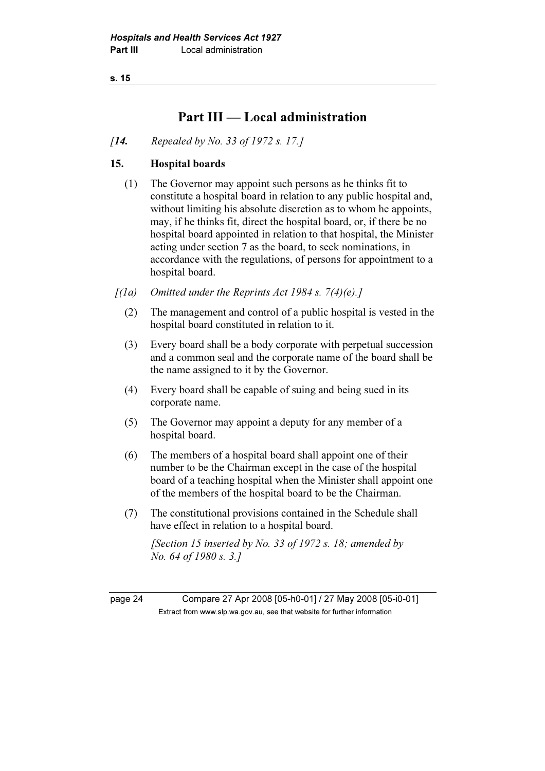## Part III — Local administration

*[**14.** Repealed by No. 33 of 1972 s. 17.]*

### 15. Hospital boards

(1) The Governor may appoint such persons as he thinks fit to constitute a hospital board in relation to any public hospital and, without limiting his absolute discretion as to whom he appoints, may, if he thinks fit, direct the hospital board, or, if there be no hospital board appointed in relation to that hospital, the Minister acting under section 7 as the board, to seek nominations, in accordance with the regulations, of persons for appointment to a hospital board.

*[(1a) Omitted under the Reprints Act 1984 s. 7(4)(e).]*

(2) The management and control of a public hospital is vested in the hospital board constituted in relation to it.

(3) Every board shall be a body corporate with perpetual succession and a common seal and the corporate name of the board shall be the name assigned to it by the Governor.

(4) Every board shall be capable of suing and being sued in its corporate name.

(5) The Governor may appoint a deputy for any member of a hospital board.

(6) The members of a hospital board shall appoint one of their number to be the Chairman except in the case of the hospital board of a teaching hospital when the Minister shall appoint one of the members of the hospital board to be the Chairman.

(7) The constitutional provisions contained in the Schedule shall have effect in relation to a hospital board.

*[Section 15 inserted by No. 33 of 1972 s. 18; amended by No. 64 of 1980 s. 3.]*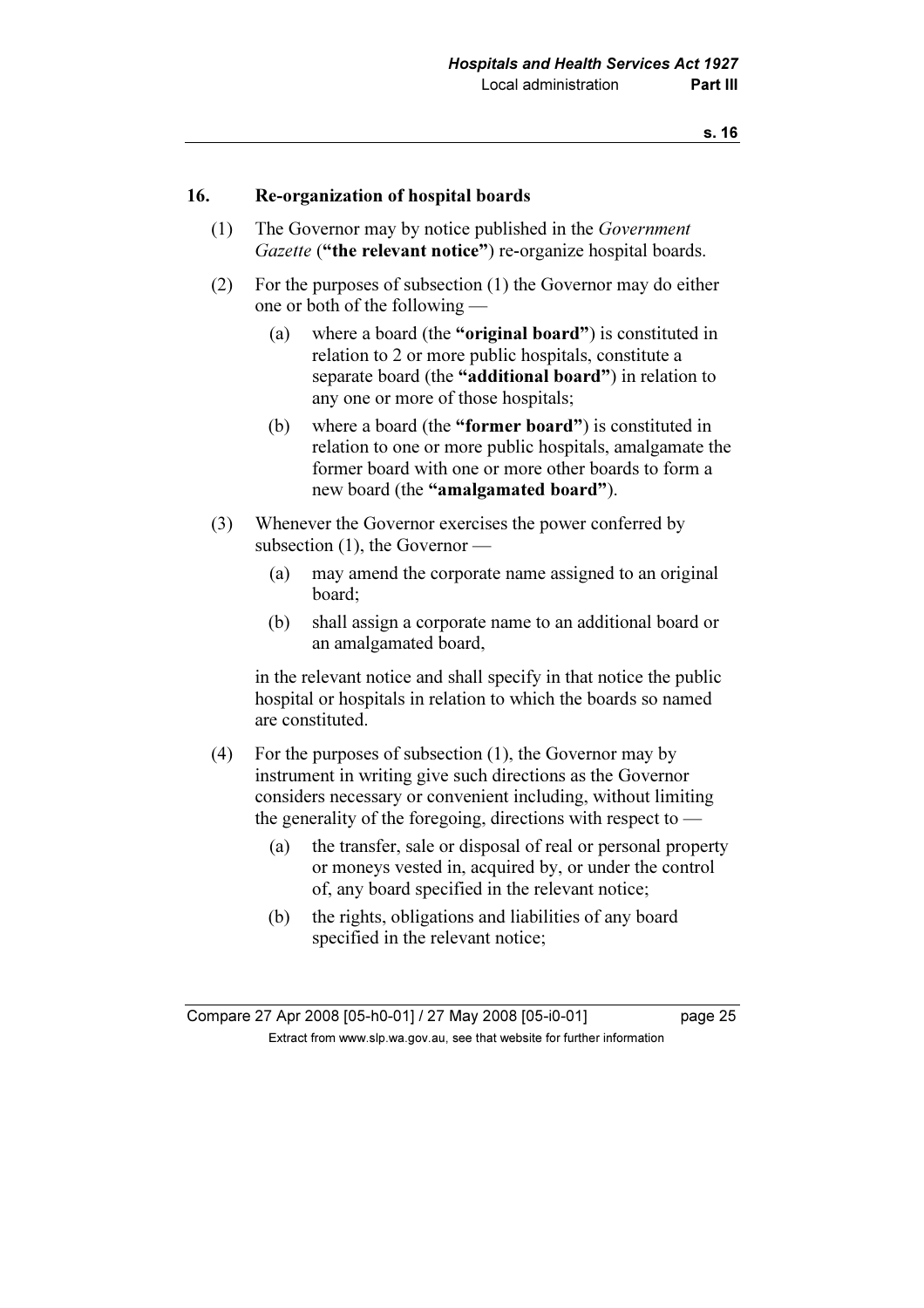## 16. Re-organization of hospital boards

(1) The Governor may by notice published in the *Government Gazette* (**"the relevant notice"**) re-organize hospital boards.

(2) For the purposes of subsection (1) the Governor may do either one or both of the following —

(a) where a board (the **"original board"**) is constituted in relation to 2 or more public hospitals, constitute a separate board (the **"additional board"**) in relation to any one or more of those hospitals;

(b) where a board (the **"former board"**) is constituted in relation to one or more public hospitals, amalgamate the former board with one or more other boards to form a new board (the **"amalgamated board"**).

(3) Whenever the Governor exercises the power conferred by subsection (1), the Governor —

(a) may amend the corporate name assigned to an original board;

(b) shall assign a corporate name to an additional board or an amalgamated board,

in the relevant notice and shall specify in that notice the public hospital or hospitals in relation to which the boards so named are constituted.

(4) For the purposes of subsection (1), the Governor may by instrument in writing give such directions as the Governor considers necessary or convenient including, without limiting the generality of the foregoing, directions with respect to —

(a) the transfer, sale or disposal of real or personal property or moneys vested in, acquired by, or under the control of, any board specified in the relevant notice;

(b) the rights, obligations and liabilities of any board specified in the relevant notice;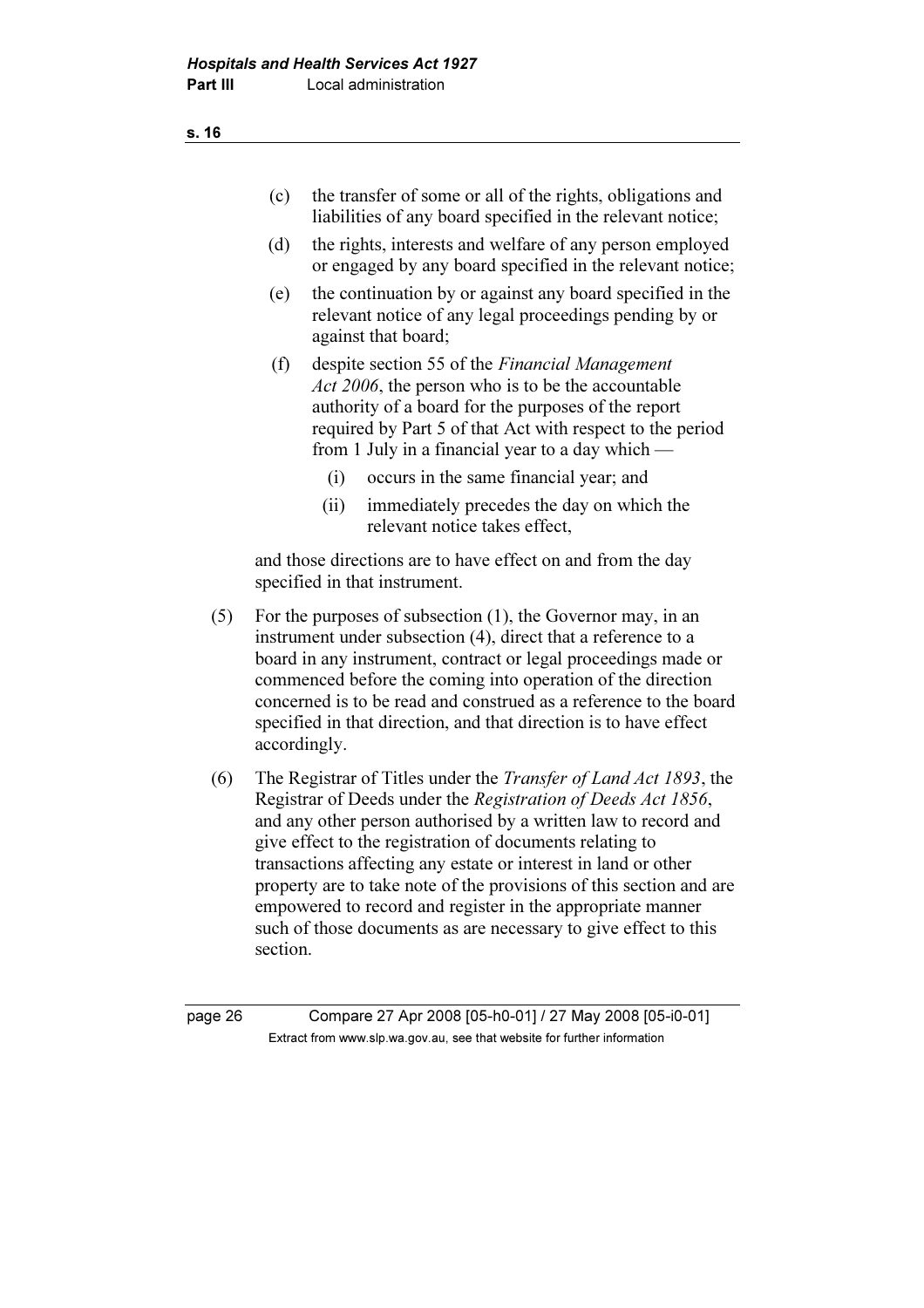(c) the transfer of some or all of the rights, obligations and liabilities of any board specified in the relevant notice;

(d) the rights, interests and welfare of any person employed or engaged by any board specified in the relevant notice;

(e) the continuation by or against any board specified in the relevant notice of any legal proceedings pending by or against that board;

(f) despite section 55 of the *Financial Management Act 2006*, the person who is to be the accountable authority of a board for the purposes of the report required by Part 5 of that Act with respect to the period from 1 July in a financial year to a day which —

  (i) occurs in the same financial year; and

  (ii) immediately precedes the day on which the relevant notice takes effect,

and those directions are to have effect on and from the day specified in that instrument.

(5) For the purposes of subsection (1), the Governor may, in an instrument under subsection (4), direct that a reference to a board in any instrument, contract or legal proceedings made or commenced before the coming into operation of the direction concerned is to be read and construed as a reference to the board specified in that direction, and that direction is to have effect accordingly.

(6) The Registrar of Titles under the *Transfer of Land Act 1893*, the Registrar of Deeds under the *Registration of Deeds Act 1856*, and any other person authorised by a written law to record and give effect to the registration of documents relating to transactions affecting any estate or interest in land or other property are to take note of the provisions of this section and are empowered to record and register in the appropriate manner such of those documents as are necessary to give effect to this section.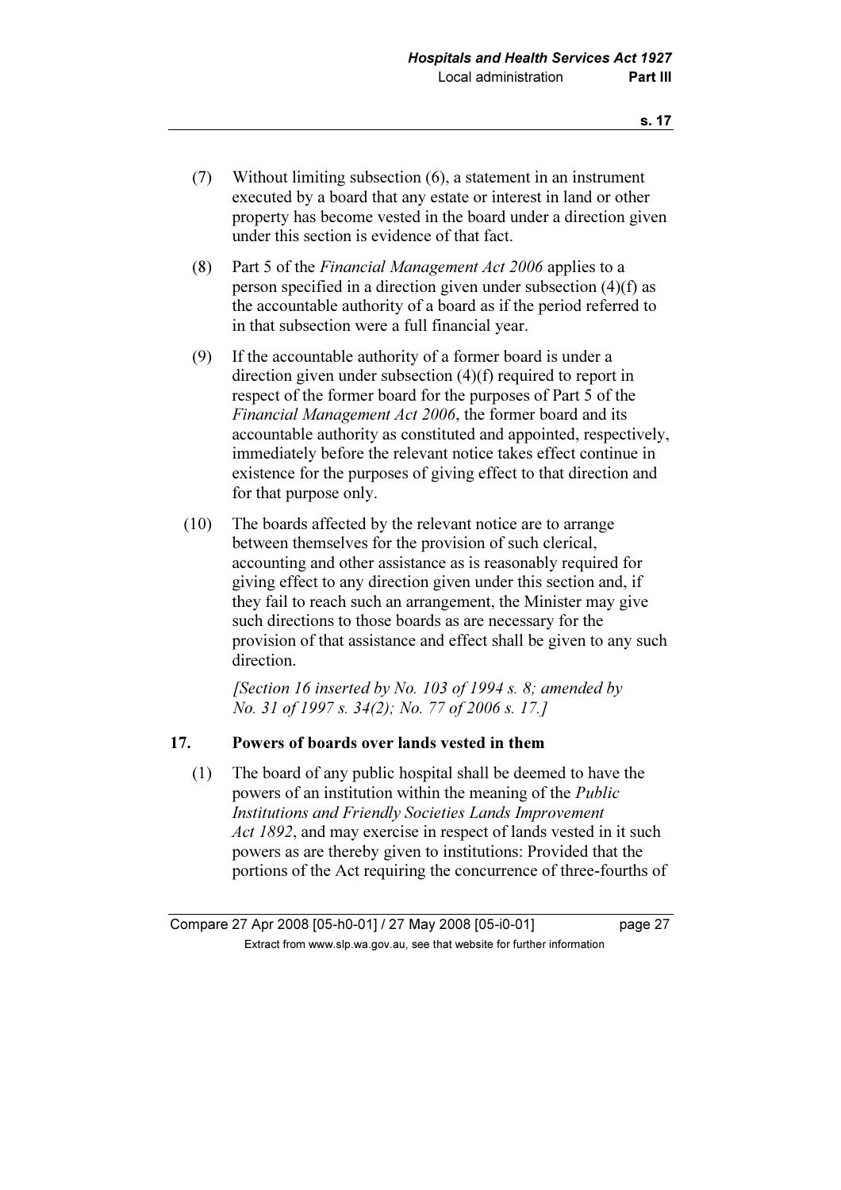(7) Without limiting subsection (6), a statement in an instrument executed by a board that any estate or interest in land or other property has become vested in the board under a direction given under this section is evidence of that fact.

(8) Part 5 of the *Financial Management Act 2006* applies to a person specified in a direction given under subsection (4)(f) as the accountable authority of a board as if the period referred to in that subsection were a full financial year.

(9) If the accountable authority of a former board is under a direction given under subsection (4)(f) required to report in respect of the former board for the purposes of Part 5 of the *Financial Management Act 2006*, the former board and its accountable authority as constituted and appointed, respectively, immediately before the relevant notice takes effect continue in existence for the purposes of giving effect to that direction and for that purpose only.

(10) The boards affected by the relevant notice are to arrange between themselves for the provision of such clerical, accounting and other assistance as is reasonably required for giving effect to any direction given under this section and, if they fail to reach such an arrangement, the Minister may give such directions to those boards as are necessary for the provision of that assistance and effect shall be given to any such direction.

*[Section 16 inserted by No. 103 of 1994 s. 8; amended by No. 31 of 1997 s. 34(2); No. 77 of 2006 s. 17.]*

### 17. Powers of boards over lands vested in them

(1) The board of any public hospital shall be deemed to have the powers of an institution within the meaning of the *Public Institutions and Friendly Societies Lands Improvement Act 1892*, and may exercise in respect of lands vested in it such powers as are thereby given to institutions: Provided that the portions of the Act requiring the concurrence of three-fourths of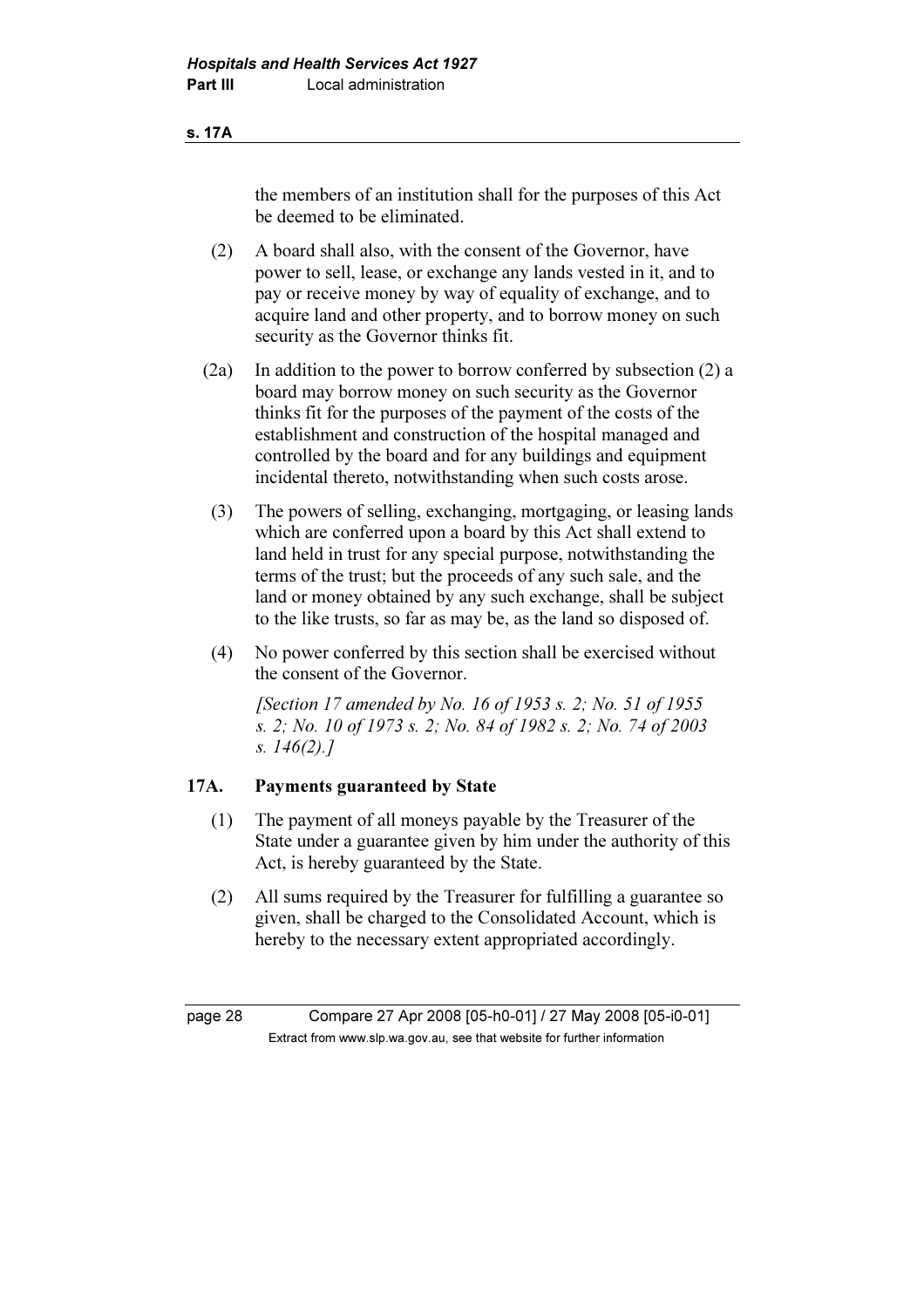the members of an institution shall for the purposes of this Act be deemed to be eliminated.

(2) A board shall also, with the consent of the Governor, have power to sell, lease, or exchange any lands vested in it, and to pay or receive money by way of equality of exchange, and to acquire land and other property, and to borrow money on such security as the Governor thinks fit.

(2a) In addition to the power to borrow conferred by subsection (2) a board may borrow money on such security as the Governor thinks fit for the purposes of the payment of the costs of the establishment and construction of the hospital managed and controlled by the board and for any buildings and equipment incidental thereto, notwithstanding when such costs arose.

(3) The powers of selling, exchanging, mortgaging, or leasing lands which are conferred upon a board by this Act shall extend to land held in trust for any special purpose, notwithstanding the terms of the trust; but the proceeds of any such sale, and the land or money obtained by any such exchange, shall be subject to the like trusts, so far as may be, as the land so disposed of.

(4) No power conferred by this section shall be exercised without the consent of the Governor.

*[Section 17 amended by No. 16 of 1953 s. 2; No. 51 of 1955 s. 2; No. 10 of 1973 s. 2; No. 84 of 1982 s. 2; No. 74 of 2003 s. 146(2).]*

### 17A. Payments guaranteed by State

(1) The payment of all moneys payable by the Treasurer of the State under a guarantee given by him under the authority of this Act, is hereby guaranteed by the State.

(2) All sums required by the Treasurer for fulfilling a guarantee so given, shall be charged to the Consolidated Account, which is hereby to the necessary extent appropriated accordingly.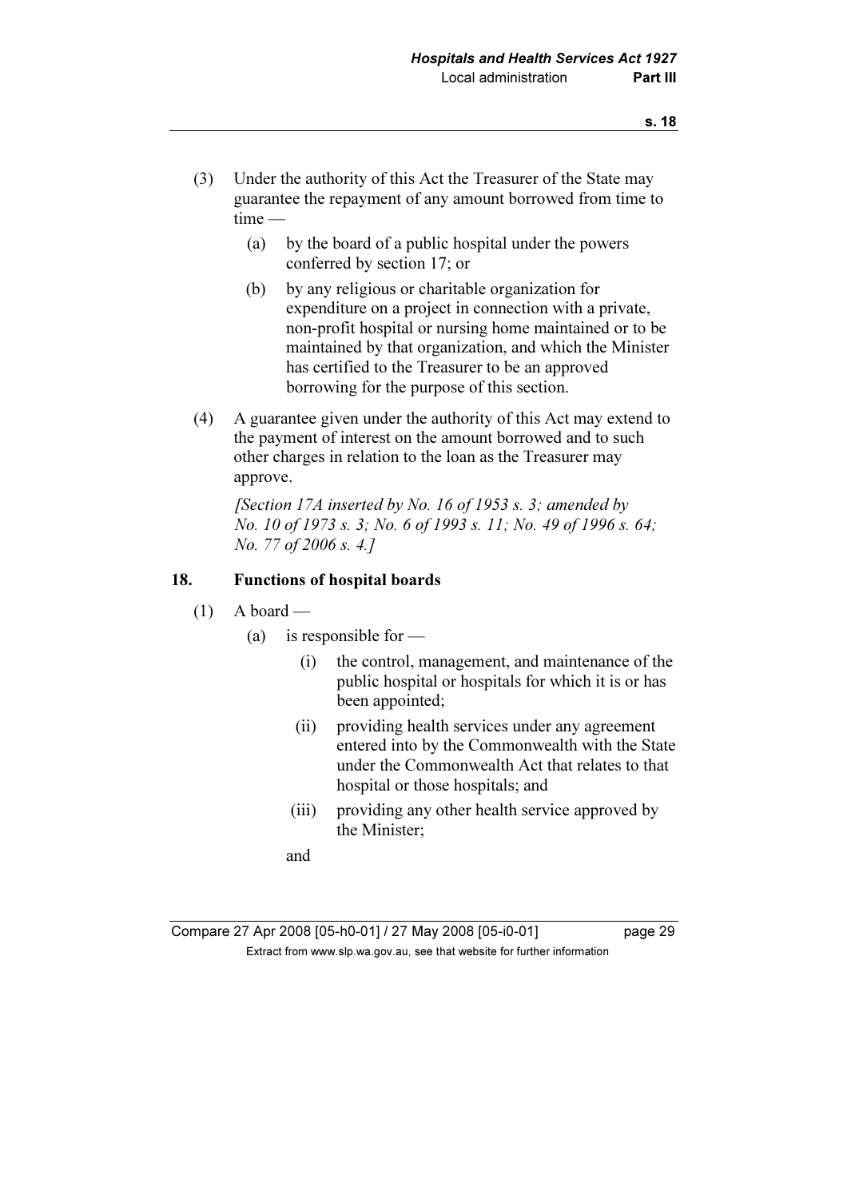(3) Under the authority of this Act the Treasurer of the State may guarantee the repayment of any amount borrowed from time to time —

(a) by the board of a public hospital under the powers conferred by section 17; or

(b) by any religious or charitable organization for expenditure on a project in connection with a private, non-profit hospital or nursing home maintained or to be maintained by that organization, and which the Minister has certified to the Treasurer to be an approved borrowing for the purpose of this section.

(4) A guarantee given under the authority of this Act may extend to the payment of interest on the amount borrowed and to such other charges in relation to the loan as the Treasurer may approve.

*[Section 17A inserted by No. 16 of 1953 s. 3; amended by No. 10 of 1973 s. 3; No. 6 of 1993 s. 11; No. 49 of 1996 s. 64; No. 77 of 2006 s. 4.]*

## 18. Functions of hospital boards

(1) A board —

(a) is responsible for —

(i) the control, management, and maintenance of the public hospital or hospitals for which it is or has been appointed;

(ii) providing health services under any agreement entered into by the Commonwealth with the State under the Commonwealth Act that relates to that hospital or those hospitals; and

(iii) providing any other health service approved by the Minister;

and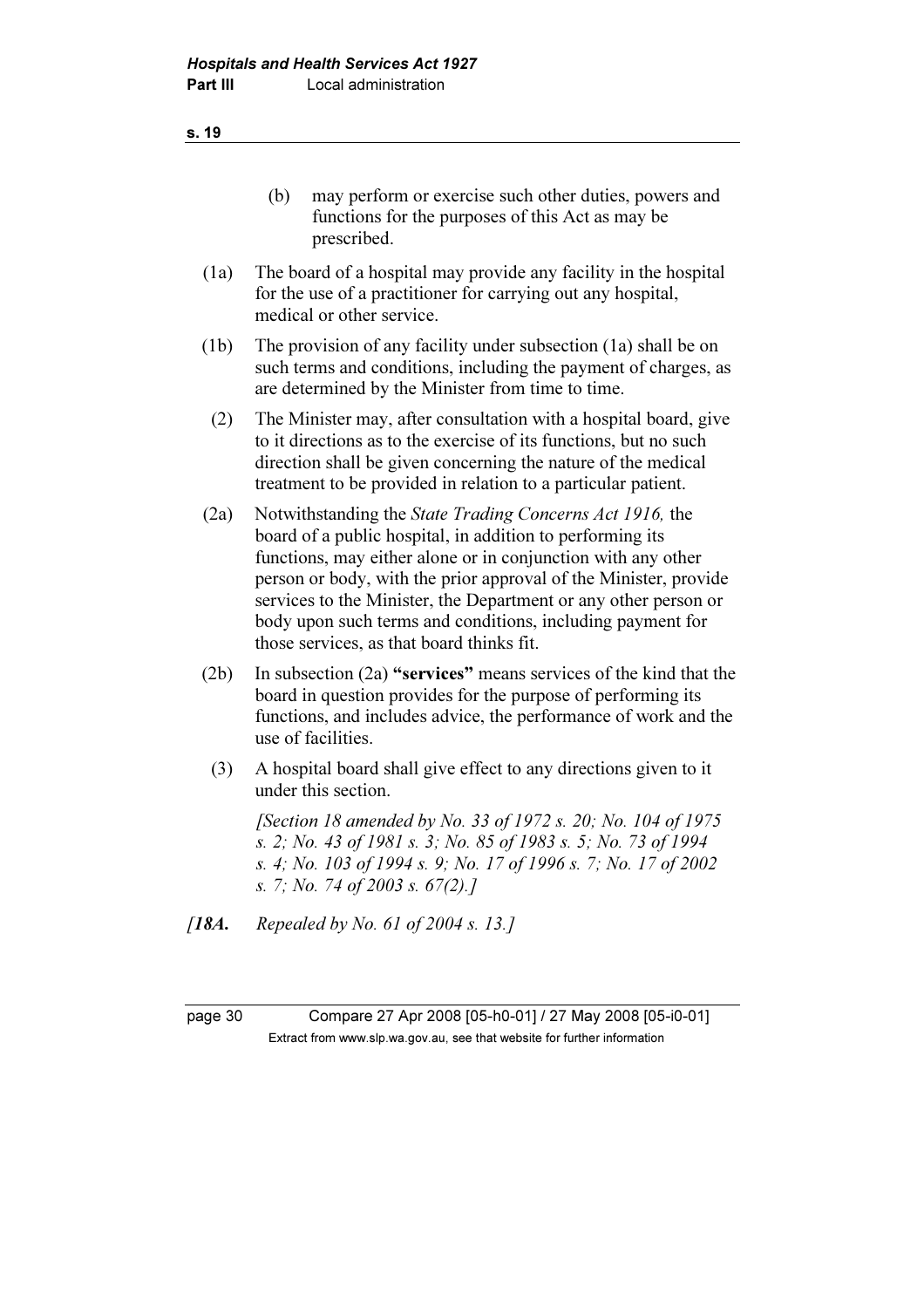(b) may perform or exercise such other duties, powers and functions for the purposes of this Act as may be prescribed.

(1a) The board of a hospital may provide any facility in the hospital for the use of a practitioner for carrying out any hospital, medical or other service.

(1b) The provision of any facility under subsection (1a) shall be on such terms and conditions, including the payment of charges, as are determined by the Minister from time to time.

(2) The Minister may, after consultation with a hospital board, give to it directions as to the exercise of its functions, but no such direction shall be given concerning the nature of the medical treatment to be provided in relation to a particular patient.

(2a) Notwithstanding the *State Trading Concerns Act 1916,* the board of a public hospital, in addition to performing its functions, may either alone or in conjunction with any other person or body, with the prior approval of the Minister, provide services to the Minister, the Department or any other person or body upon such terms and conditions, including payment for those services, as that board thinks fit.

(2b) In subsection (2a) **"services"** means services of the kind that the board in question provides for the purpose of performing its functions, and includes advice, the performance of work and the use of facilities.

(3) A hospital board shall give effect to any directions given to it under this section.

*[Section 18 amended by No. 33 of 1972 s. 20; No. 104 of 1975 s. 2; No. 43 of 1981 s. 3; No. 85 of 1983 s. 5; No. 73 of 1994 s. 4; No. 103 of 1994 s. 9; No. 17 of 1996 s. 7; No. 17 of 2002 s. 7; No. 74 of 2003 s. 67(2).]*

*[**18A.** Repealed by No. 61 of 2004 s. 13.]*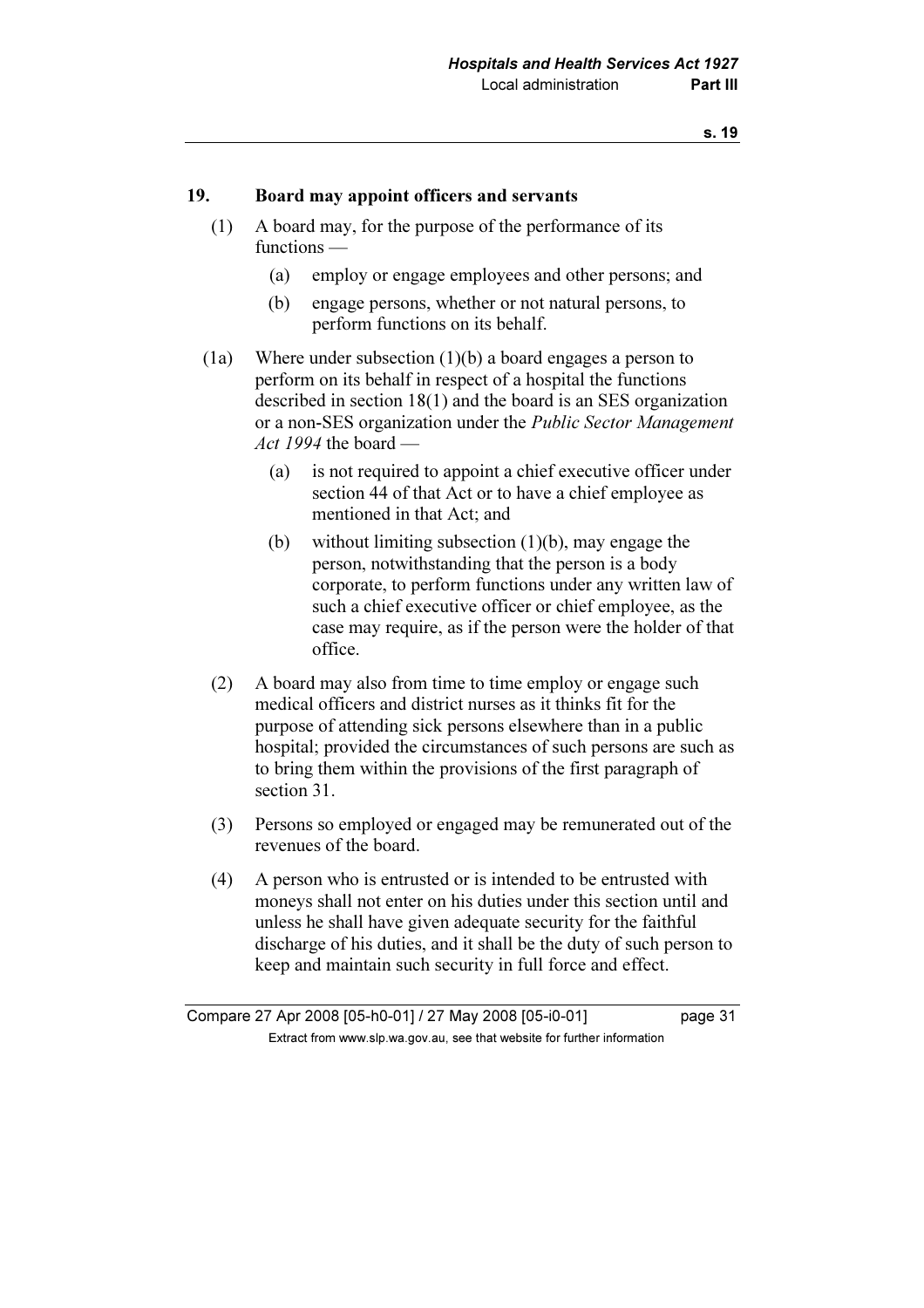## 19. Board may appoint officers and servants

(1) A board may, for the purpose of the performance of its functions —

(a) employ or engage employees and other persons; and

(b) engage persons, whether or not natural persons, to perform functions on its behalf.

(1a) Where under subsection (1)(b) a board engages a person to perform on its behalf in respect of a hospital the functions described in section 18(1) and the board is an SES organization or a non-SES organization under the *Public Sector Management Act 1994* the board —

(a) is not required to appoint a chief executive officer under section 44 of that Act or to have a chief employee as mentioned in that Act; and

(b) without limiting subsection (1)(b), may engage the person, notwithstanding that the person is a body corporate, to perform functions under any written law of such a chief executive officer or chief employee, as the case may require, as if the person were the holder of that office.

(2) A board may also from time to time employ or engage such medical officers and district nurses as it thinks fit for the purpose of attending sick persons elsewhere than in a public hospital; provided the circumstances of such persons are such as to bring them within the provisions of the first paragraph of section 31.

(3) Persons so employed or engaged may be remunerated out of the revenues of the board.

(4) A person who is entrusted or is intended to be entrusted with moneys shall not enter on his duties under this section until and unless he shall have given adequate security for the faithful discharge of his duties, and it shall be the duty of such person to keep and maintain such security in full force and effect.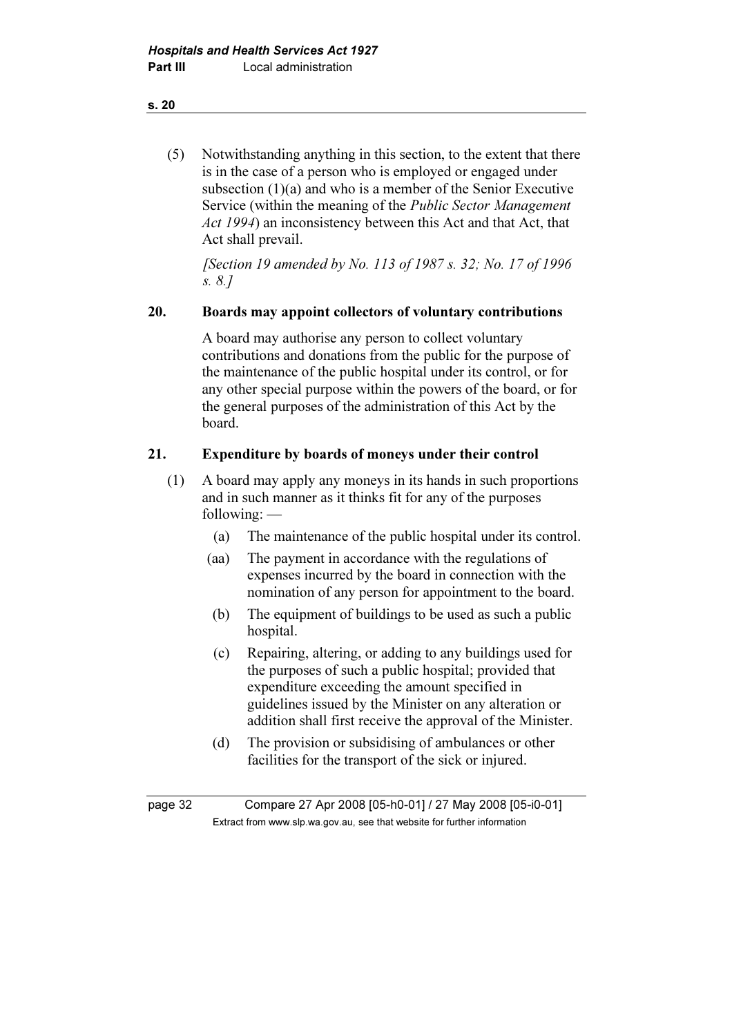(5) Notwithstanding anything in this section, to the extent that there is in the case of a person who is employed or engaged under subsection (1)(a) and who is a member of the Senior Executive Service (within the meaning of the *Public Sector Management Act 1994*) an inconsistency between this Act and that Act, that Act shall prevail.

*[Section 19 amended by No. 113 of 1987 s. 32; No. 17 of 1996 s. 8.]*

## 20. Boards may appoint collectors of voluntary contributions

A board may authorise any person to collect voluntary contributions and donations from the public for the purpose of the maintenance of the public hospital under its control, or for any other special purpose within the powers of the board, or for the general purposes of the administration of this Act by the board.

## 21. Expenditure by boards of moneys under their control

(1) A board may apply any moneys in its hands in such proportions and in such manner as it thinks fit for any of the purposes following: —

(a) The maintenance of the public hospital under its control.

(aa) The payment in accordance with the regulations of expenses incurred by the board in connection with the nomination of any person for appointment to the board.

(b) The equipment of buildings to be used as such a public hospital.

(c) Repairing, altering, or adding to any buildings used for the purposes of such a public hospital; provided that expenditure exceeding the amount specified in guidelines issued by the Minister on any alteration or addition shall first receive the approval of the Minister.

(d) The provision or subsidising of ambulances or other facilities for the transport of the sick or injured.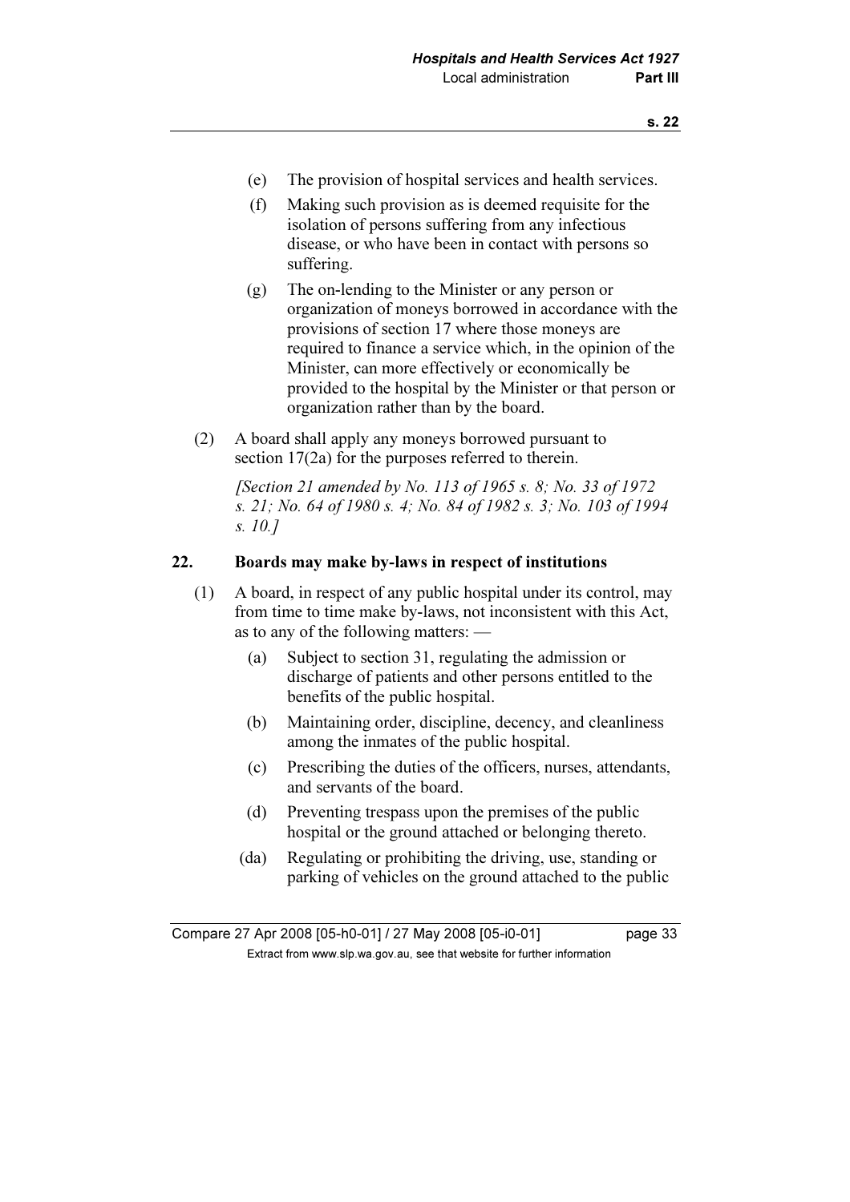(e) The provision of hospital services and health services.

(f) Making such provision as is deemed requisite for the isolation of persons suffering from any infectious disease, or who have been in contact with persons so suffering.

(g) The on-lending to the Minister or any person or organization of moneys borrowed in accordance with the provisions of section 17 where those moneys are required to finance a service which, in the opinion of the Minister, can more effectively or economically be provided to the hospital by the Minister or that person or organization rather than by the board.

(2) A board shall apply any moneys borrowed pursuant to section 17(2a) for the purposes referred to therein.

*[Section 21 amended by No. 113 of 1965 s. 8; No. 33 of 1972 s. 21; No. 64 of 1980 s. 4; No. 84 of 1982 s. 3; No. 103 of 1994 s. 10.]*

### 22. Boards may make by-laws in respect of institutions

(1) A board, in respect of any public hospital under its control, may from time to time make by-laws, not inconsistent with this Act, as to any of the following matters: —

(a) Subject to section 31, regulating the admission or discharge of patients and other persons entitled to the benefits of the public hospital.

(b) Maintaining order, discipline, decency, and cleanliness among the inmates of the public hospital.

(c) Prescribing the duties of the officers, nurses, attendants, and servants of the board.

(d) Preventing trespass upon the premises of the public hospital or the ground attached or belonging thereto.

(da) Regulating or prohibiting the driving, use, standing or parking of vehicles on the ground attached to the public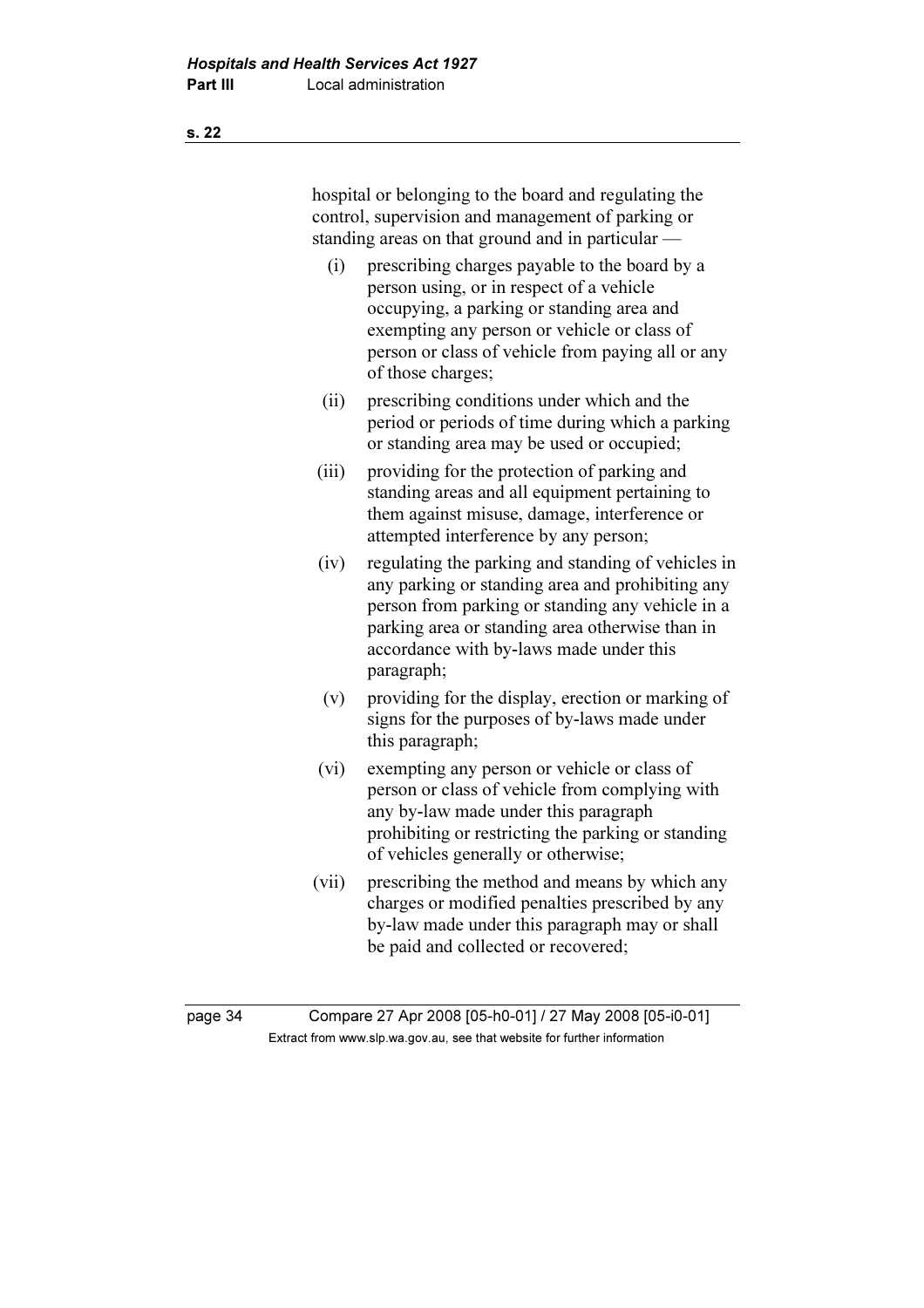hospital or belonging to the board and regulating the control, supervision and management of parking or standing areas on that ground and in particular —

(i) prescribing charges payable to the board by a person using, or in respect of a vehicle occupying, a parking or standing area and exempting any person or vehicle or class of person or class of vehicle from paying all or any of those charges;

(ii) prescribing conditions under which and the period or periods of time during which a parking or standing area may be used or occupied;

(iii) providing for the protection of parking and standing areas and all equipment pertaining to them against misuse, damage, interference or attempted interference by any person;

(iv) regulating the parking and standing of vehicles in any parking or standing area and prohibiting any person from parking or standing any vehicle in a parking area or standing area otherwise than in accordance with by-laws made under this paragraph;

(v) providing for the display, erection or marking of signs for the purposes of by-laws made under this paragraph;

(vi) exempting any person or vehicle or class of person or class of vehicle from complying with any by-law made under this paragraph prohibiting or restricting the parking or standing of vehicles generally or otherwise;

(vii) prescribing the method and means by which any charges or modified penalties prescribed by any by-law made under this paragraph may or shall be paid and collected or recovered;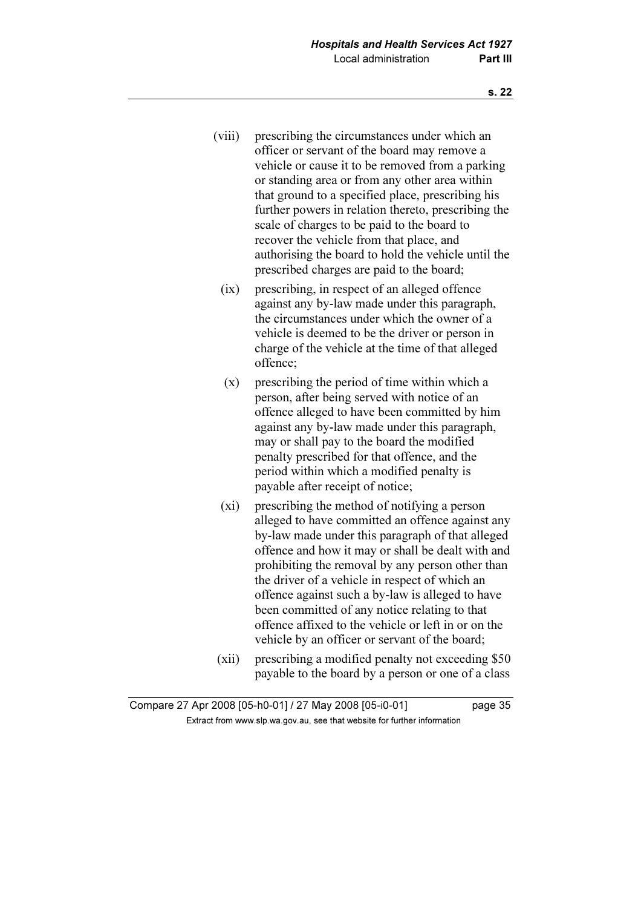(viii) prescribing the circumstances under which an officer or servant of the board may remove a vehicle or cause it to be removed from a parking or standing area or from any other area within that ground to a specified place, prescribing his further powers in relation thereto, prescribing the scale of charges to be paid to the board to recover the vehicle from that place, and authorising the board to hold the vehicle until the prescribed charges are paid to the board;

(ix) prescribing, in respect of an alleged offence against any by-law made under this paragraph, the circumstances under which the owner of a vehicle is deemed to be the driver or person in charge of the vehicle at the time of that alleged offence;

(x) prescribing the period of time within which a person, after being served with notice of an offence alleged to have been committed by him against any by-law made under this paragraph, may or shall pay to the board the modified penalty prescribed for that offence, and the period within which a modified penalty is payable after receipt of notice;

(xi) prescribing the method of notifying a person alleged to have committed an offence against any by-law made under this paragraph of that alleged offence and how it may or shall be dealt with and prohibiting the removal by any person other than the driver of a vehicle in respect of which an offence against such a by-law is alleged to have been committed of any notice relating to that offence affixed to the vehicle or left in or on the vehicle by an officer or servant of the board;

(xii) prescribing a modified penalty not exceeding $50 payable to the board by a person or one of a class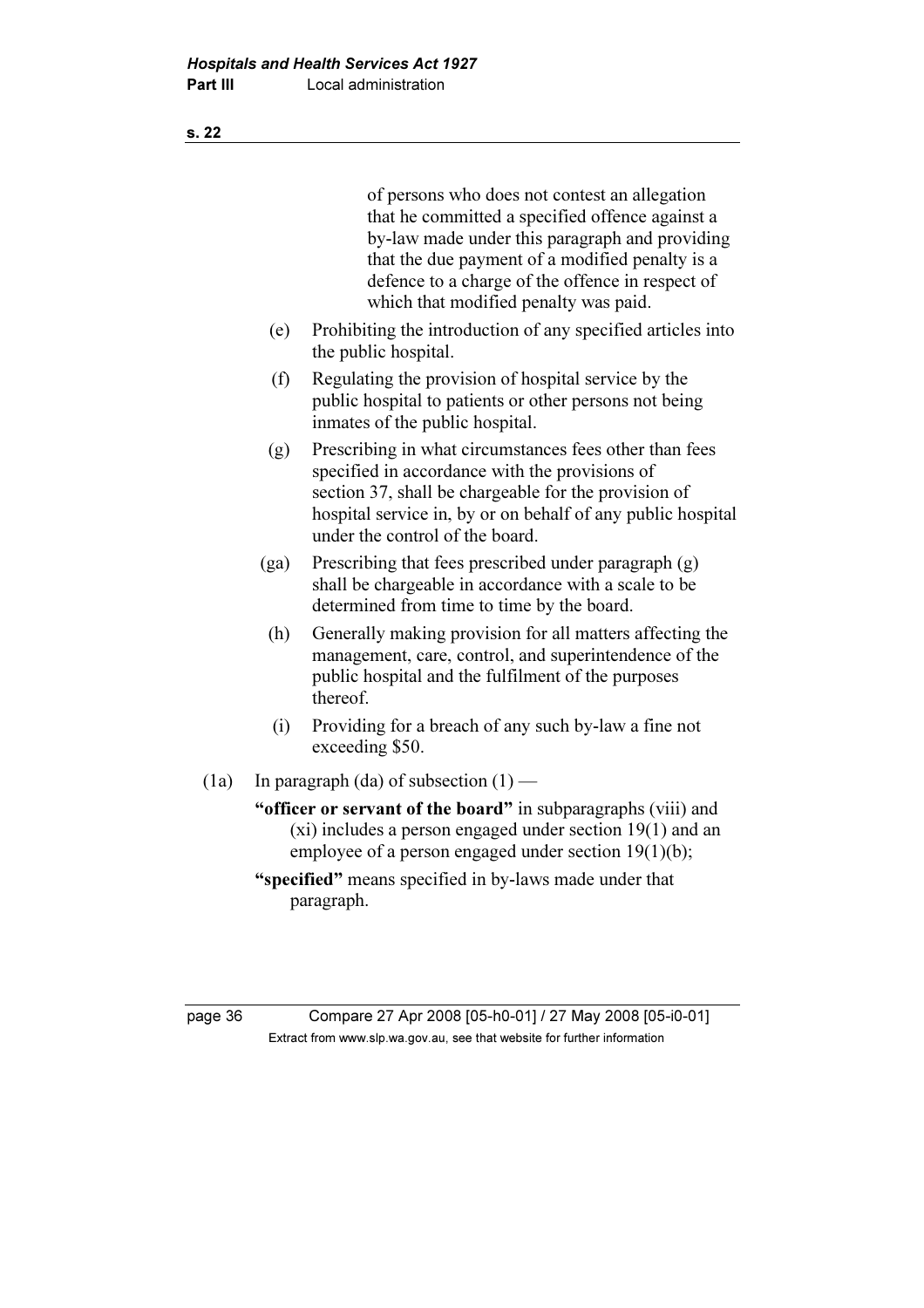of persons who does not contest an allegation that he committed a specified offence against a by-law made under this paragraph and providing that the due payment of a modified penalty is a defence to a charge of the offence in respect of which that modified penalty was paid.

(e) Prohibiting the introduction of any specified articles into the public hospital.

(f) Regulating the provision of hospital service by the public hospital to patients or other persons not being inmates of the public hospital.

(g) Prescribing in what circumstances fees other than fees specified in accordance with the provisions of section 37, shall be chargeable for the provision of hospital service in, by or on behalf of any public hospital under the control of the board.

(ga) Prescribing that fees prescribed under paragraph (g) shall be chargeable in accordance with a scale to be determined from time to time by the board.

(h) Generally making provision for all matters affecting the management, care, control, and superintendence of the public hospital and the fulfilment of the purposes thereof.

(i) Providing for a breach of any such by-law a fine not exceeding $50.

(1a) In paragraph (da) of subsection (1) —

**"officer or servant of the board"** in subparagraphs (viii) and (xi) includes a person engaged under section 19(1) and an employee of a person engaged under section 19(1)(b);

**"specified"** means specified in by-laws made under that paragraph.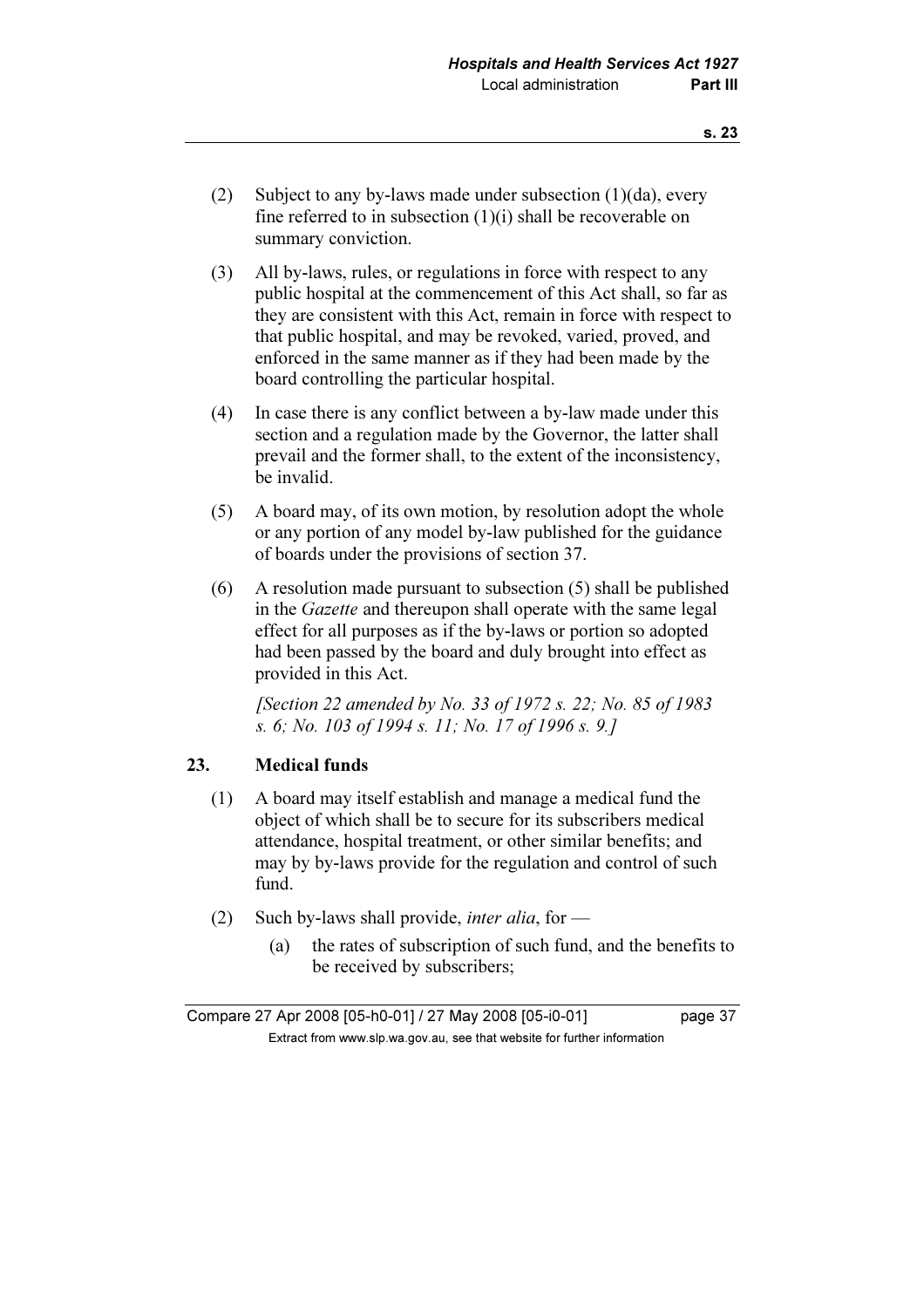(2) Subject to any by-laws made under subsection (1)(da), every fine referred to in subsection (1)(i) shall be recoverable on summary conviction.

(3) All by-laws, rules, or regulations in force with respect to any public hospital at the commencement of this Act shall, so far as they are consistent with this Act, remain in force with respect to that public hospital, and may be revoked, varied, proved, and enforced in the same manner as if they had been made by the board controlling the particular hospital.

(4) In case there is any conflict between a by-law made under this section and a regulation made by the Governor, the latter shall prevail and the former shall, to the extent of the inconsistency, be invalid.

(5) A board may, of its own motion, by resolution adopt the whole or any portion of any model by-law published for the guidance of boards under the provisions of section 37.

(6) A resolution made pursuant to subsection (5) shall be published in the *Gazette* and thereupon shall operate with the same legal effect for all purposes as if the by-laws or portion so adopted had been passed by the board and duly brought into effect as provided in this Act.

*[Section 22 amended by No. 33 of 1972 s. 22; No. 85 of 1983 s. 6; No. 103 of 1994 s. 11; No. 17 of 1996 s. 9.]*

## 23. Medical funds

(1) A board may itself establish and manage a medical fund the object of which shall be to secure for its subscribers medical attendance, hospital treatment, or other similar benefits; and may by by-laws provide for the regulation and control of such fund.

(2) Such by-laws shall provide, *inter alia*, for —

(a) the rates of subscription of such fund, and the benefits to be received by subscribers;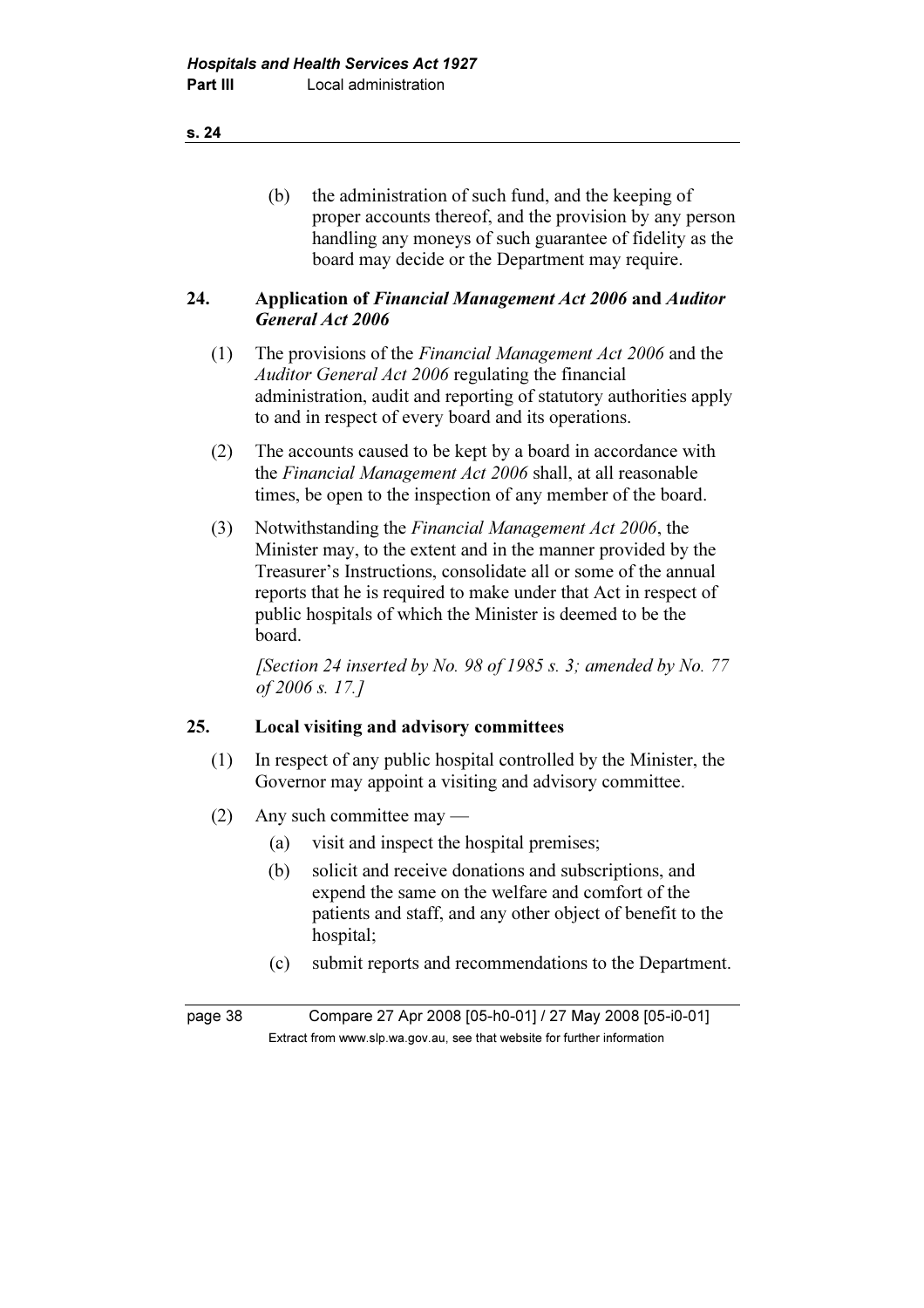(b) the administration of such fund, and the keeping of proper accounts thereof, and the provision by any person handling any moneys of such guarantee of fidelity as the board may decide or the Department may require.

## 24. Application of *Financial Management Act 2006* and *Auditor General Act 2006*

(1) The provisions of the *Financial Management Act 2006* and the *Auditor General Act 2006* regulating the financial administration, audit and reporting of statutory authorities apply to and in respect of every board and its operations.

(2) The accounts caused to be kept by a board in accordance with the *Financial Management Act 2006* shall, at all reasonable times, be open to the inspection of any member of the board.

(3) Notwithstanding the *Financial Management Act 2006*, the Minister may, to the extent and in the manner provided by the Treasurer's Instructions, consolidate all or some of the annual reports that he is required to make under that Act in respect of public hospitals of which the Minister is deemed to be the board.

*[Section 24 inserted by No. 98 of 1985 s. 3; amended by No. 77 of 2006 s. 17.]*

## 25. Local visiting and advisory committees

(1) In respect of any public hospital controlled by the Minister, the Governor may appoint a visiting and advisory committee.

(2) Any such committee may —

(a) visit and inspect the hospital premises;

(b) solicit and receive donations and subscriptions, and expend the same on the welfare and comfort of the patients and staff, and any other object of benefit to the hospital;

(c) submit reports and recommendations to the Department.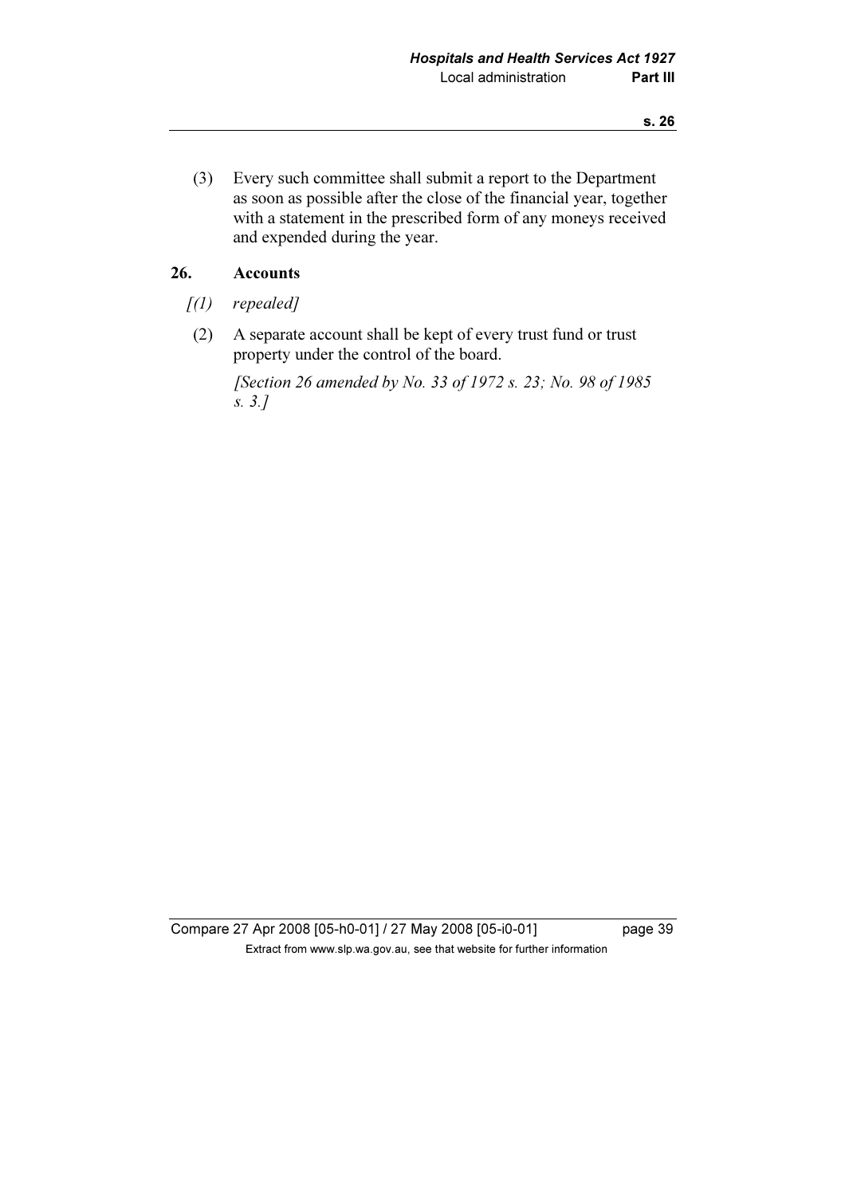(3) Every such committee shall submit a report to the Department as soon as possible after the close of the financial year, together with a statement in the prescribed form of any moneys received and expended during the year.

## 26. Accounts

*[(1) repealed]*

(2) A separate account shall be kept of every trust fund or trust property under the control of the board.

*[Section 26 amended by No. 33 of 1972 s. 23; No. 98 of 1985 s. 3.]*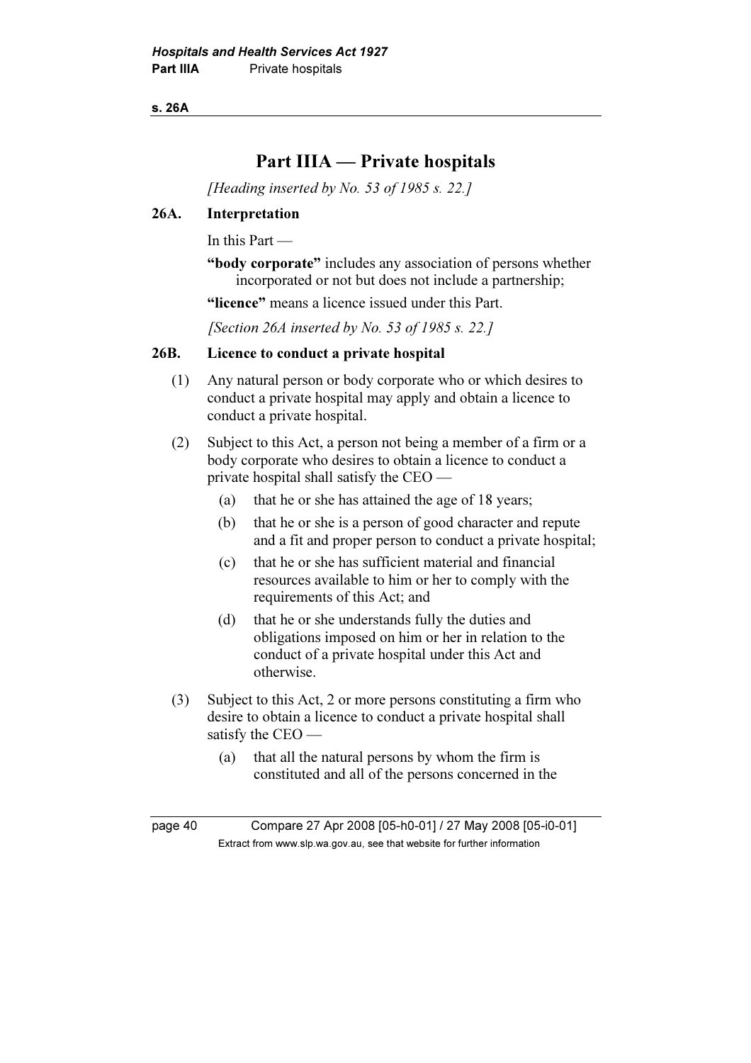# Part IIIA — Private hospitals

*[Heading inserted by No. 53 of 1985 s. 22.]*

## 26A. Interpretation

In this Part —

**"body corporate"** includes any association of persons whether incorporated or not but does not include a partnership;

**"licence"** means a licence issued under this Part.

*[Section 26A inserted by No. 53 of 1985 s. 22.]*

## 26B. Licence to conduct a private hospital

(1) Any natural person or body corporate who or which desires to conduct a private hospital may apply and obtain a licence to conduct a private hospital.

(2) Subject to this Act, a person not being a member of a firm or a body corporate who desires to obtain a licence to conduct a private hospital shall satisfy the CEO —

- (a) that he or she has attained the age of 18 years;
- (b) that he or she is a person of good character and repute and a fit and proper person to conduct a private hospital;
- (c) that he or she has sufficient material and financial resources available to him or her to comply with the requirements of this Act; and
- (d) that he or she understands fully the duties and obligations imposed on him or her in relation to the conduct of a private hospital under this Act and otherwise.

(3) Subject to this Act, 2 or more persons constituting a firm who desire to obtain a licence to conduct a private hospital shall satisfy the CEO —

- (a) that all the natural persons by whom the firm is constituted and all of the persons concerned in the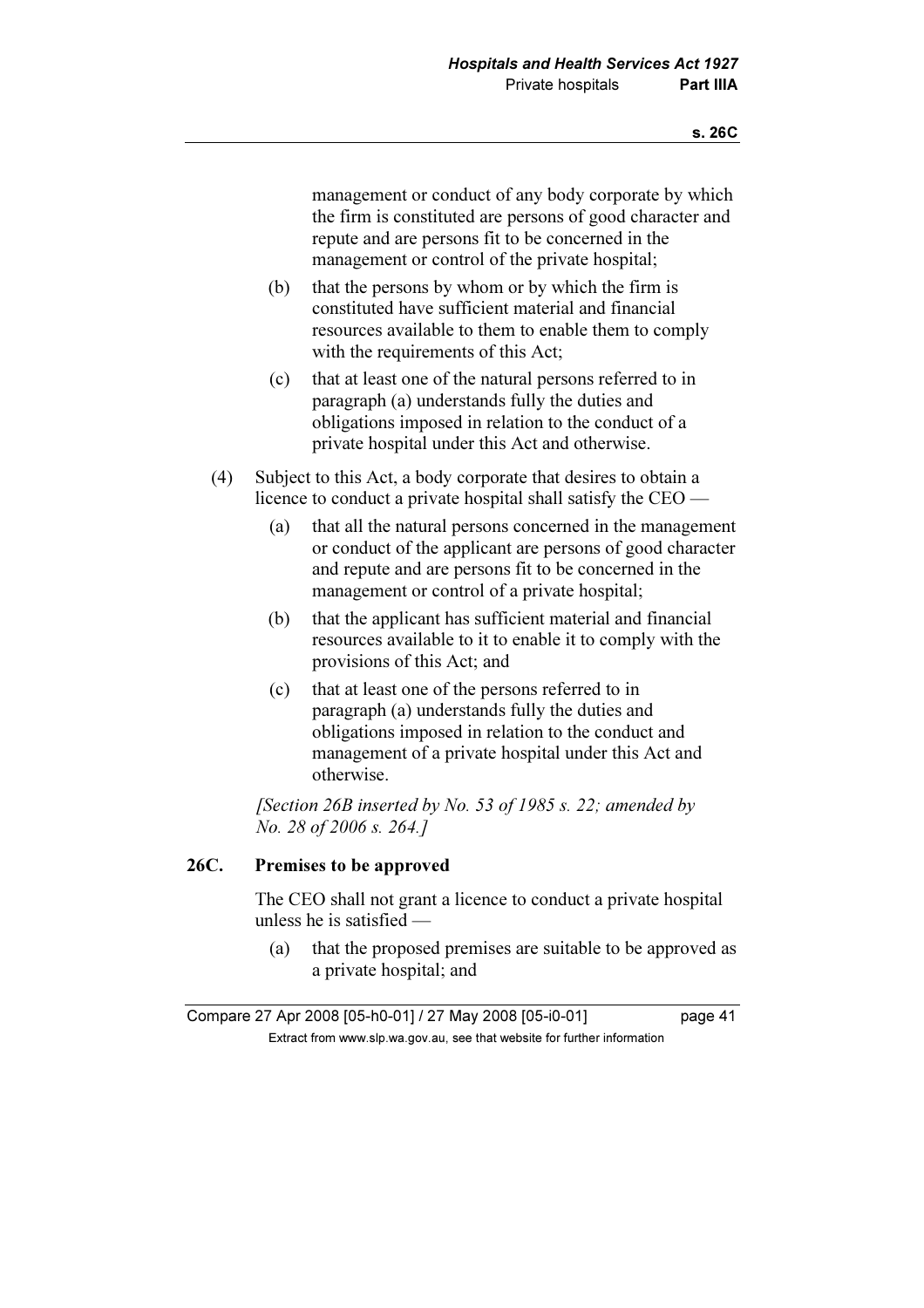management or conduct of any body corporate by which the firm is constituted are persons of good character and repute and are persons fit to be concerned in the management or control of the private hospital;

(b) that the persons by whom or by which the firm is constituted have sufficient material and financial resources available to them to enable them to comply with the requirements of this Act;

(c) that at least one of the natural persons referred to in paragraph (a) understands fully the duties and obligations imposed in relation to the conduct of a private hospital under this Act and otherwise.

(4) Subject to this Act, a body corporate that desires to obtain a licence to conduct a private hospital shall satisfy the CEO —

(a) that all the natural persons concerned in the management or conduct of the applicant are persons of good character and repute and are persons fit to be concerned in the management or control of a private hospital;

(b) that the applicant has sufficient material and financial resources available to it to enable it to comply with the provisions of this Act; and

(c) that at least one of the persons referred to in paragraph (a) understands fully the duties and obligations imposed in relation to the conduct and management of a private hospital under this Act and otherwise.

*[Section 26B inserted by No. 53 of 1985 s. 22; amended by No. 28 of 2006 s. 264.]*

**26C. Premises to be approved**

The CEO shall not grant a licence to conduct a private hospital unless he is satisfied —

(a) that the proposed premises are suitable to be approved as a private hospital; and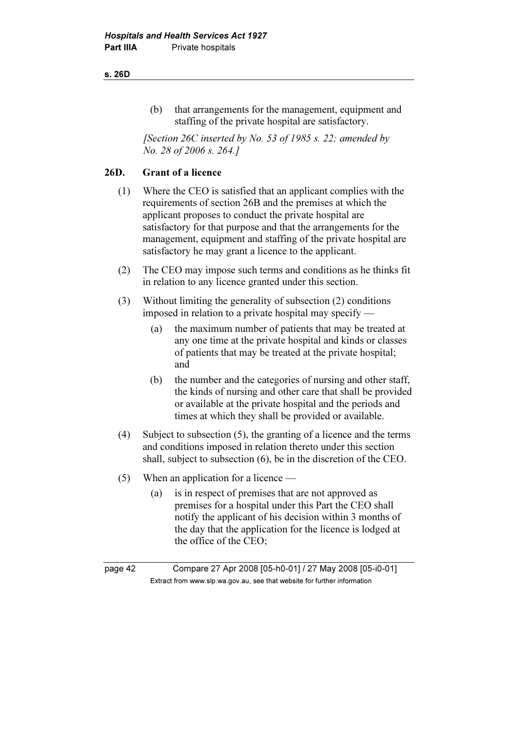(b) that arrangements for the management, equipment and staffing of the private hospital are satisfactory.

*[Section 26C inserted by No. 53 of 1985 s. 22; amended by No. 28 of 2006 s. 264.]*

## 26D. Grant of a licence

(1) Where the CEO is satisfied that an applicant complies with the requirements of section 26B and the premises at which the applicant proposes to conduct the private hospital are satisfactory for that purpose and that the arrangements for the management, equipment and staffing of the private hospital are satisfactory he may grant a licence to the applicant.

(2) The CEO may impose such terms and conditions as he thinks fit in relation to any licence granted under this section.

(3) Without limiting the generality of subsection (2) conditions imposed in relation to a private hospital may specify —

- (a) the maximum number of patients that may be treated at any one time at the private hospital and kinds or classes of patients that may be treated at the private hospital; and
- (b) the number and the categories of nursing and other staff, the kinds of nursing and other care that shall be provided or available at the private hospital and the periods and times at which they shall be provided or available.

(4) Subject to subsection (5), the granting of a licence and the terms and conditions imposed in relation thereto under this section shall, subject to subsection (6), be in the discretion of the CEO.

(5) When an application for a licence —

- (a) is in respect of premises that are not approved as premises for a hospital under this Part the CEO shall notify the applicant of his decision within 3 months of the day that the application for the licence is lodged at the office of the CEO;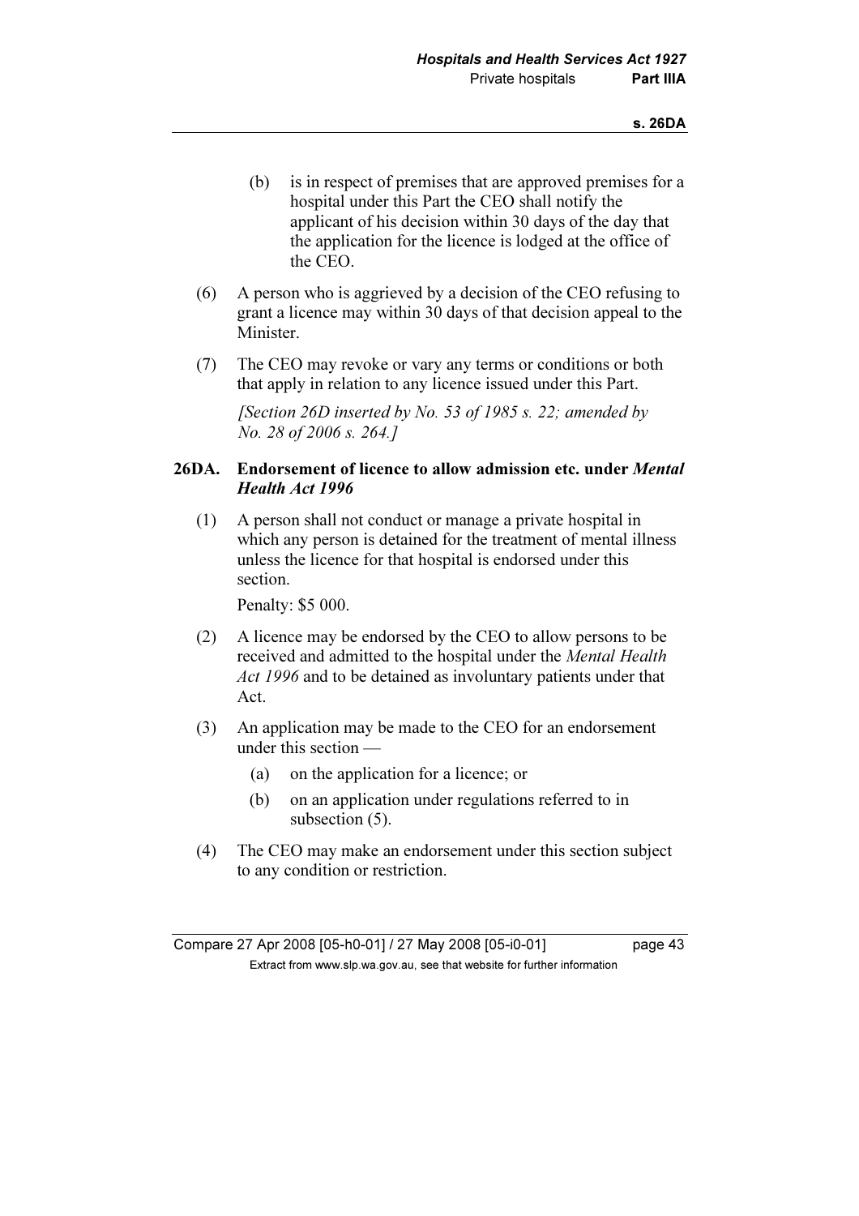(b) is in respect of premises that are approved premises for a hospital under this Part the CEO shall notify the applicant of his decision within 30 days of the day that the application for the licence is lodged at the office of the CEO.

(6) A person who is aggrieved by a decision of the CEO refusing to grant a licence may within 30 days of that decision appeal to the Minister.

(7) The CEO may revoke or vary any terms or conditions or both that apply in relation to any licence issued under this Part.

*[Section 26D inserted by No. 53 of 1985 s. 22; amended by No. 28 of 2006 s. 264.]*

### 26DA. Endorsement of licence to allow admission etc. under *Mental Health Act 1996*

(1) A person shall not conduct or manage a private hospital in which any person is detained for the treatment of mental illness unless the licence for that hospital is endorsed under this section.

Penalty: $5 000.

(2) A licence may be endorsed by the CEO to allow persons to be received and admitted to the hospital under the *Mental Health Act 1996* and to be detained as involuntary patients under that Act.

(3) An application may be made to the CEO for an endorsement under this section —

(a) on the application for a licence; or

(b) on an application under regulations referred to in subsection (5).

(4) The CEO may make an endorsement under this section subject to any condition or restriction.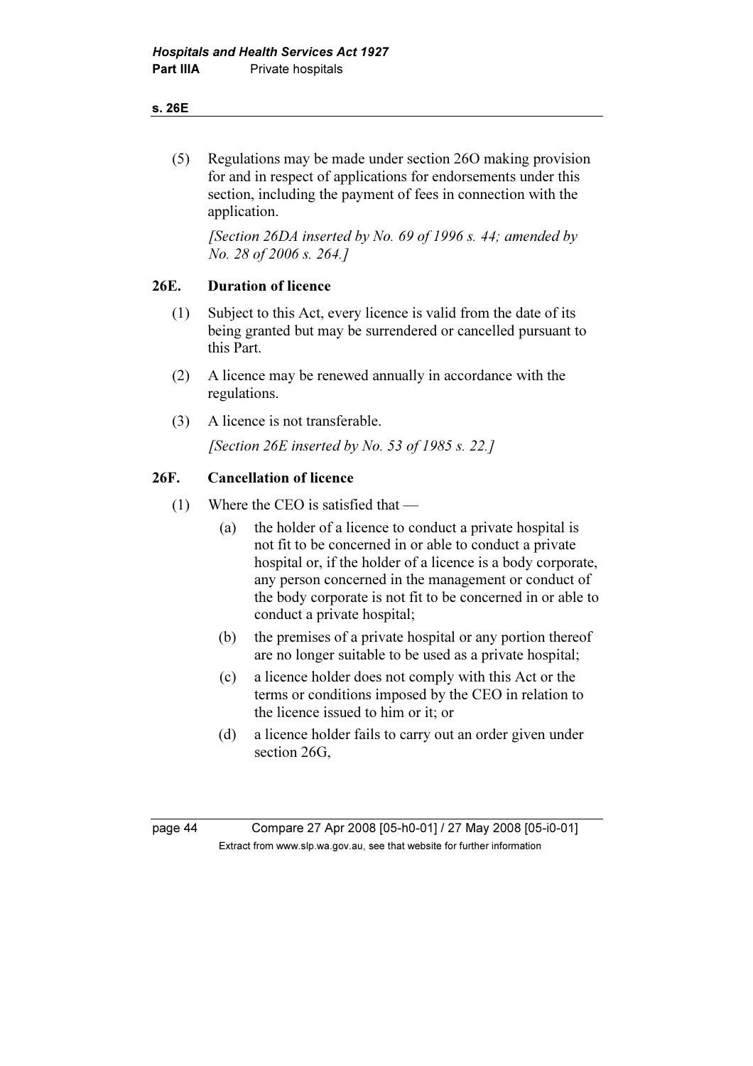(5) Regulations may be made under section 26O making provision for and in respect of applications for endorsements under this section, including the payment of fees in connection with the application.

*[Section 26DA inserted by No. 69 of 1996 s. 44; amended by No. 28 of 2006 s. 264.]*

## 26E. Duration of licence

(1) Subject to this Act, every licence is valid from the date of its being granted but may be surrendered or cancelled pursuant to this Part.

(2) A licence may be renewed annually in accordance with the regulations.

(3) A licence is not transferable.

*[Section 26E inserted by No. 53 of 1985 s. 22.]*

## 26F. Cancellation of licence

(1) Where the CEO is satisfied that —

(a) the holder of a licence to conduct a private hospital is not fit to be concerned in or able to conduct a private hospital or, if the holder of a licence is a body corporate, any person concerned in the management or conduct of the body corporate is not fit to be concerned in or able to conduct a private hospital;

(b) the premises of a private hospital or any portion thereof are no longer suitable to be used as a private hospital;

(c) a licence holder does not comply with this Act or the terms or conditions imposed by the CEO in relation to the licence issued to him or it; or

(d) a licence holder fails to carry out an order given under section 26G,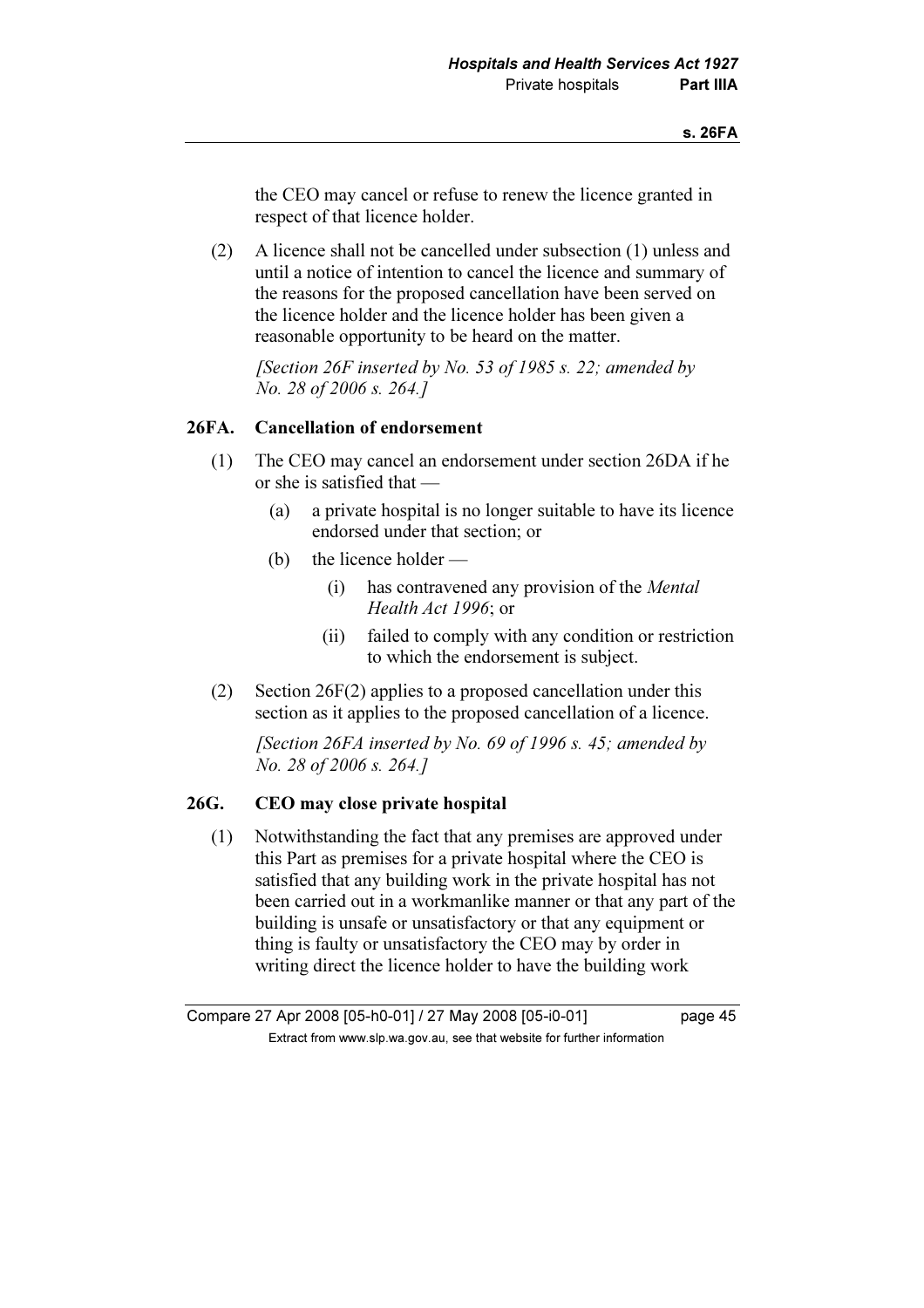the CEO may cancel or refuse to renew the licence granted in respect of that licence holder.

(2) A licence shall not be cancelled under subsection (1) unless and until a notice of intention to cancel the licence and summary of the reasons for the proposed cancellation have been served on the licence holder and the licence holder has been given a reasonable opportunity to be heard on the matter.

*[Section 26F inserted by No. 53 of 1985 s. 22; amended by No. 28 of 2006 s. 264.]*

**26FA. Cancellation of endorsement**

(1) The CEO may cancel an endorsement under section 26DA if he or she is satisfied that —

(a) a private hospital is no longer suitable to have its licence endorsed under that section; or

(b) the licence holder —

(i) has contravened any provision of the *Mental Health Act 1996*; or

(ii) failed to comply with any condition or restriction to which the endorsement is subject.

(2) Section 26F(2) applies to a proposed cancellation under this section as it applies to the proposed cancellation of a licence.

*[Section 26FA inserted by No. 69 of 1996 s. 45; amended by No. 28 of 2006 s. 264.]*

**26G. CEO may close private hospital**

(1) Notwithstanding the fact that any premises are approved under this Part as premises for a private hospital where the CEO is satisfied that any building work in the private hospital has not been carried out in a workmanlike manner or that any part of the building is unsafe or unsatisfactory or that any equipment or thing is faulty or unsatisfactory the CEO may by order in writing direct the licence holder to have the building work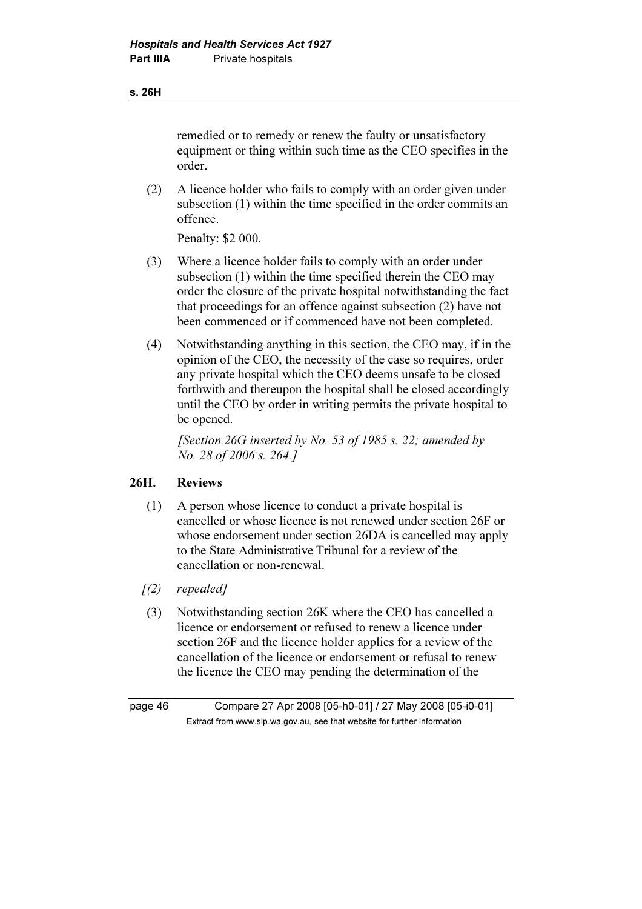remedied or to remedy or renew the faulty or unsatisfactory equipment or thing within such time as the CEO specifies in the order.

(2) A licence holder who fails to comply with an order given under subsection (1) within the time specified in the order commits an offence.

Penalty: $2 000.

(3) Where a licence holder fails to comply with an order under subsection (1) within the time specified therein the CEO may order the closure of the private hospital notwithstanding the fact that proceedings for an offence against subsection (2) have not been commenced or if commenced have not been completed.

(4) Notwithstanding anything in this section, the CEO may, if in the opinion of the CEO, the necessity of the case so requires, order any private hospital which the CEO deems unsafe to be closed forthwith and thereupon the hospital shall be closed accordingly until the CEO by order in writing permits the private hospital to be opened.

*[Section 26G inserted by No. 53 of 1985 s. 22; amended by No. 28 of 2006 s. 264.]*

### 26H. Reviews

(1) A person whose licence to conduct a private hospital is cancelled or whose licence is not renewed under section 26F or whose endorsement under section 26DA is cancelled may apply to the State Administrative Tribunal for a review of the cancellation or non-renewal.

*[(2) repealed]*

(3) Notwithstanding section 26K where the CEO has cancelled a licence or endorsement or refused to renew a licence under section 26F and the licence holder applies for a review of the cancellation of the licence or endorsement or refusal to renew the licence the CEO may pending the determination of the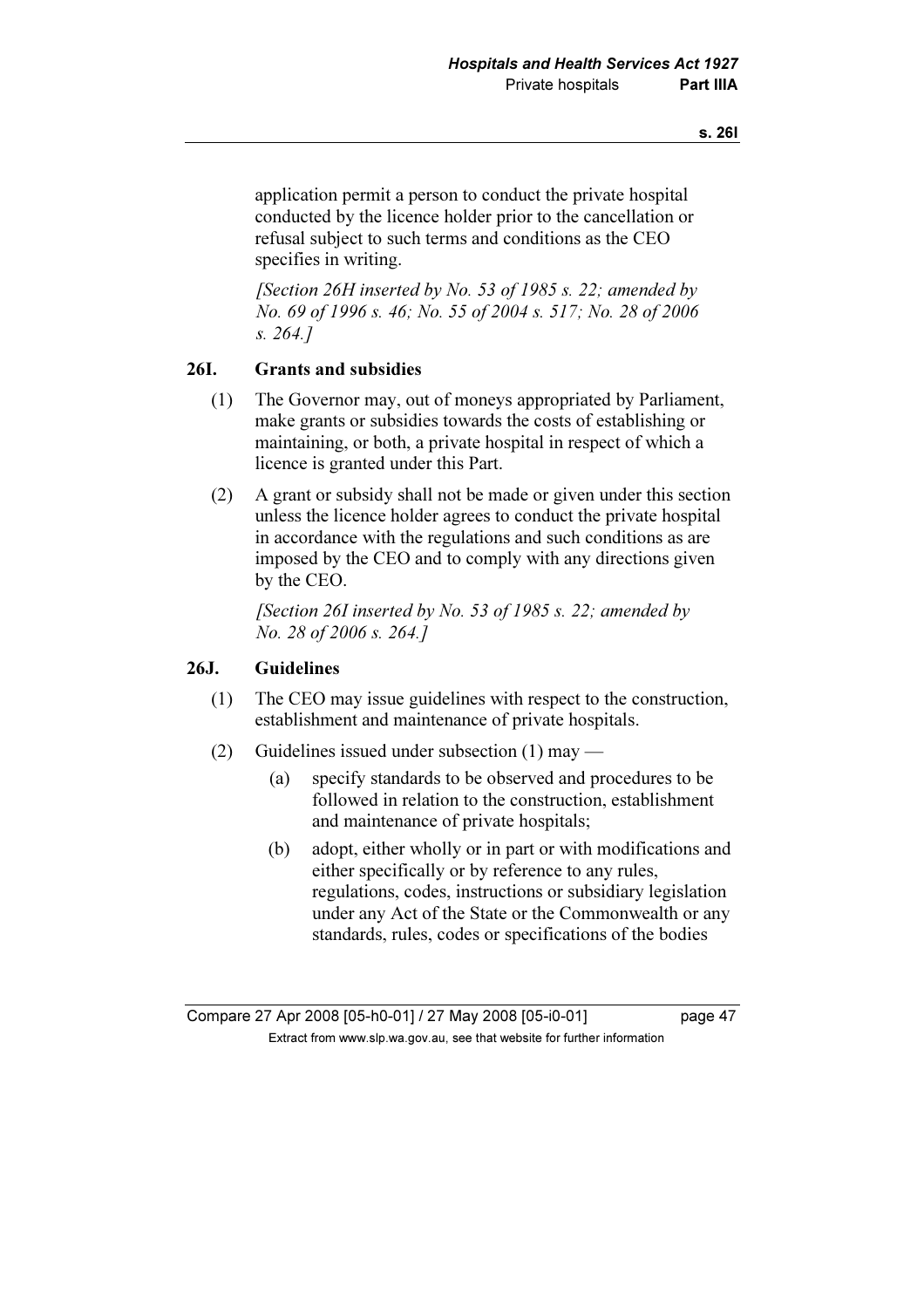application permit a person to conduct the private hospital conducted by the licence holder prior to the cancellation or refusal subject to such terms and conditions as the CEO specifies in writing.

*[Section 26H inserted by No. 53 of 1985 s. 22; amended by No. 69 of 1996 s. 46; No. 55 of 2004 s. 517; No. 28 of 2006 s. 264.]*

### 26I. Grants and subsidies

(1) The Governor may, out of moneys appropriated by Parliament, make grants or subsidies towards the costs of establishing or maintaining, or both, a private hospital in respect of which a licence is granted under this Part.

(2) A grant or subsidy shall not be made or given under this section unless the licence holder agrees to conduct the private hospital in accordance with the regulations and such conditions as are imposed by the CEO and to comply with any directions given by the CEO.

*[Section 26I inserted by No. 53 of 1985 s. 22; amended by No. 28 of 2006 s. 264.]*

### 26J. Guidelines

(1) The CEO may issue guidelines with respect to the construction, establishment and maintenance of private hospitals.

(2) Guidelines issued under subsection (1) may —

(a) specify standards to be observed and procedures to be followed in relation to the construction, establishment and maintenance of private hospitals;

(b) adopt, either wholly or in part or with modifications and either specifically or by reference to any rules, regulations, codes, instructions or subsidiary legislation under any Act of the State or the Commonwealth or any standards, rules, codes or specifications of the bodies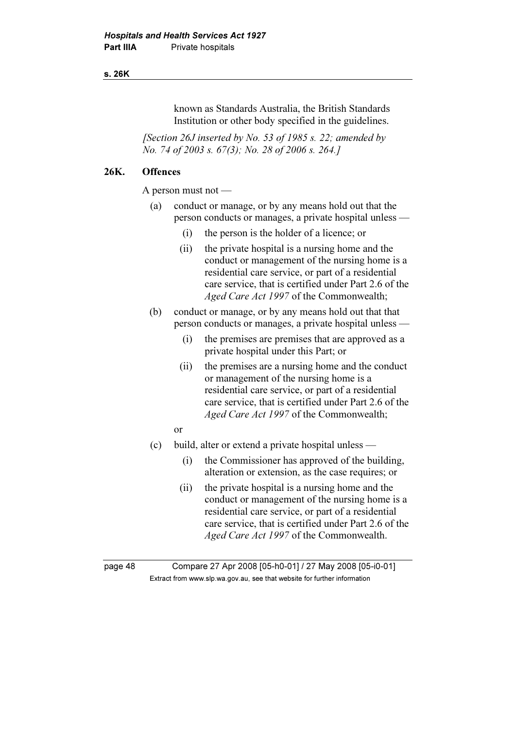known as Standards Australia, the British Standards Institution or other body specified in the guidelines.

*[Section 26J inserted by No. 53 of 1985 s. 22; amended by No. 74 of 2003 s. 67(3); No. 28 of 2006 s. 264.]*

### 26K. Offences

A person must not —

(a) conduct or manage, or by any means hold out that the person conducts or manages, a private hospital unless —

  (i) the person is the holder of a licence; or

  (ii) the private hospital is a nursing home and the conduct or management of the nursing home is a residential care service, or part of a residential care service, that is certified under Part 2.6 of the *Aged Care Act 1997* of the Commonwealth;

(b) conduct or manage, or by any means hold out that that person conducts or manages, a private hospital unless —

  (i) the premises are premises that are approved as a private hospital under this Part; or

  (ii) the premises are a nursing home and the conduct or management of the nursing home is a residential care service, or part of a residential care service, that is certified under Part 2.6 of the *Aged Care Act 1997* of the Commonwealth;

  or

(c) build, alter or extend a private hospital unless —

  (i) the Commissioner has approved of the building, alteration or extension, as the case requires; or

  (ii) the private hospital is a nursing home and the conduct or management of the nursing home is a residential care service, or part of a residential care service, that is certified under Part 2.6 of the *Aged Care Act 1997* of the Commonwealth.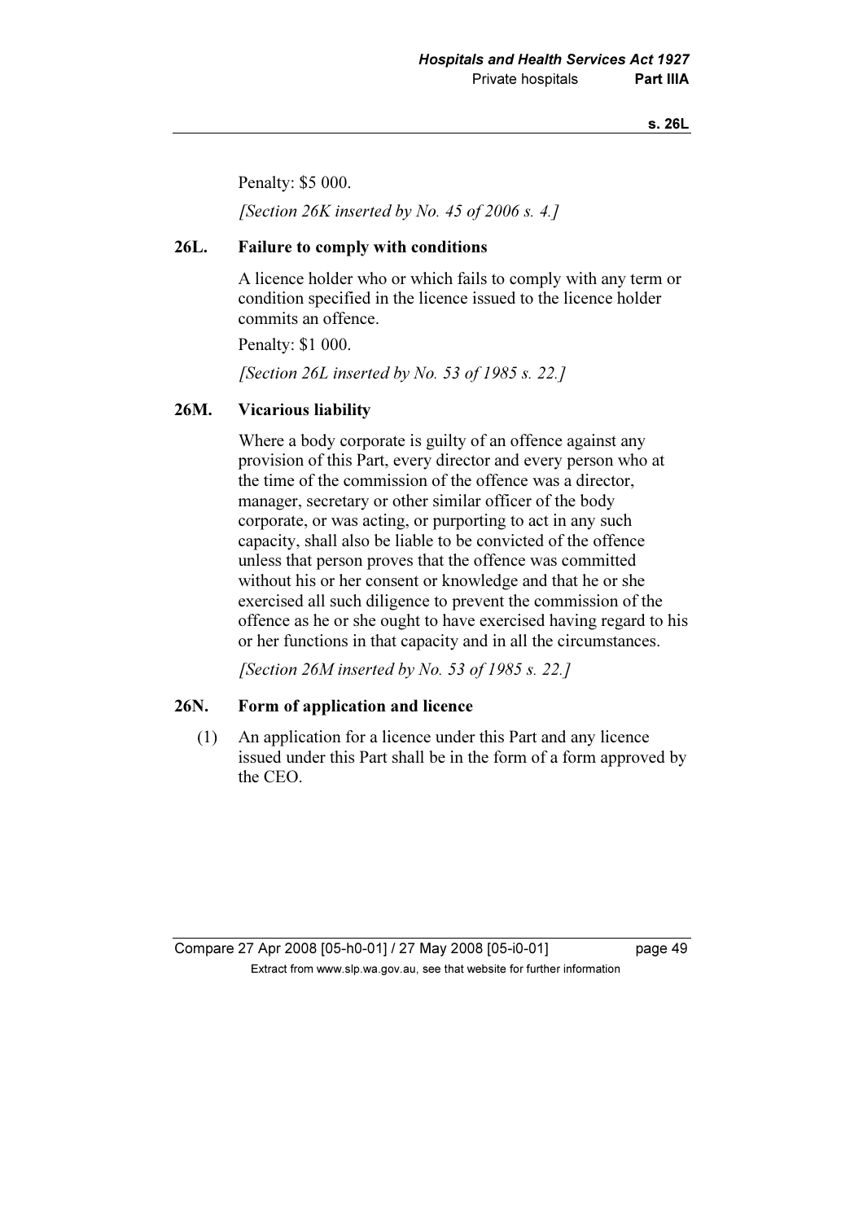Penalty: $5 000.

*[Section 26K inserted by No. 45 of 2006 s. 4.]*

### 26L. Failure to comply with conditions

A licence holder who or which fails to comply with any term or condition specified in the licence issued to the licence holder commits an offence.

Penalty: $1 000.

*[Section 26L inserted by No. 53 of 1985 s. 22.]*

### 26M. Vicarious liability

Where a body corporate is guilty of an offence against any provision of this Part, every director and every person who at the time of the commission of the offence was a director, manager, secretary or other similar officer of the body corporate, or was acting, or purporting to act in any such capacity, shall also be liable to be convicted of the offence unless that person proves that the offence was committed without his or her consent or knowledge and that he or she exercised all such diligence to prevent the commission of the offence as he or she ought to have exercised having regard to his or her functions in that capacity and in all the circumstances.

*[Section 26M inserted by No. 53 of 1985 s. 22.]*

### 26N. Form of application and licence

(1) An application for a licence under this Part and any licence issued under this Part shall be in the form of a form approved by the CEO.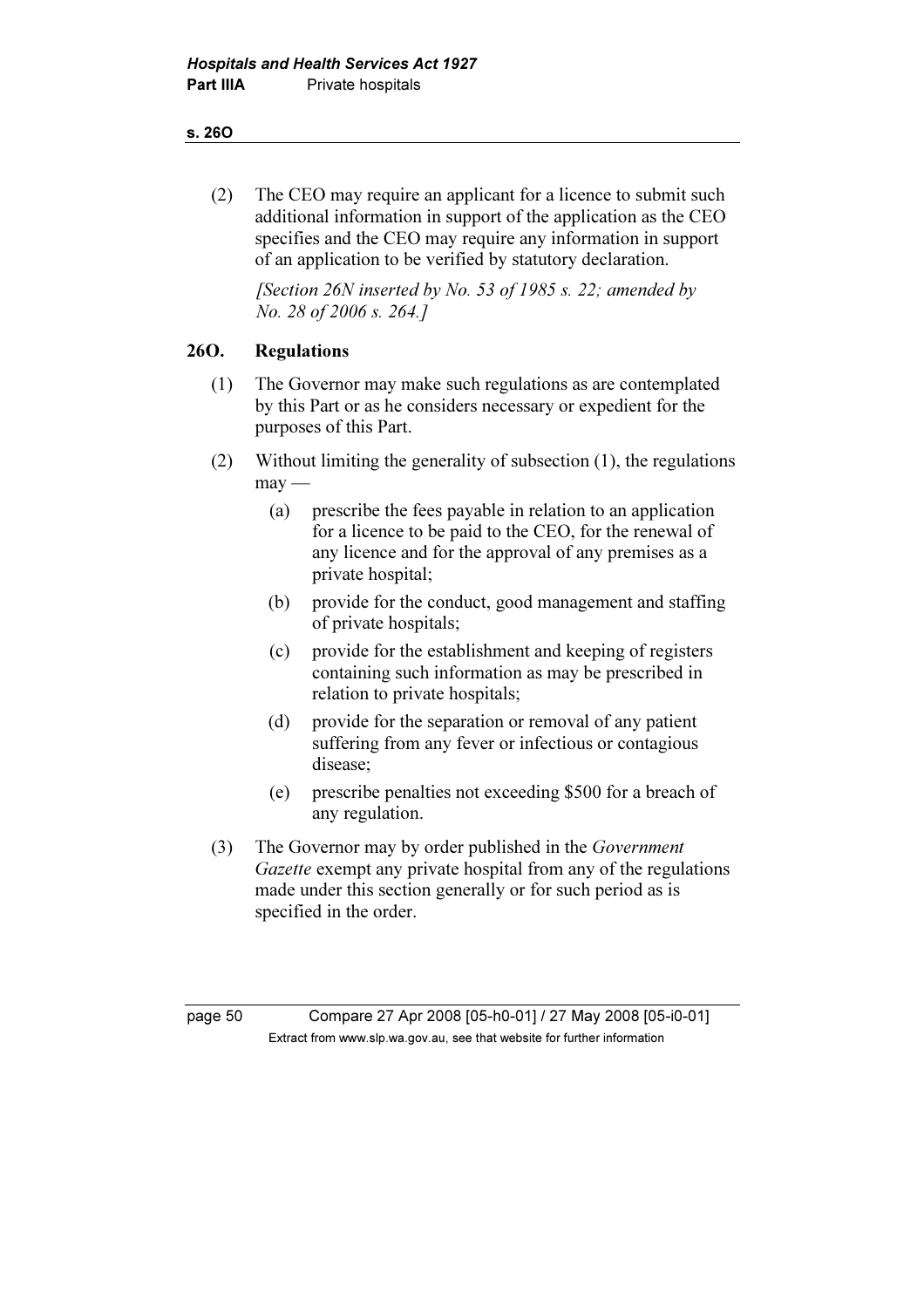(2) The CEO may require an applicant for a licence to submit such additional information in support of the application as the CEO specifies and the CEO may require any information in support of an application to be verified by statutory declaration.

*[Section 26N inserted by No. 53 of 1985 s. 22; amended by No. 28 of 2006 s. 264.]*

## 26O. Regulations

(1) The Governor may make such regulations as are contemplated by this Part or as he considers necessary or expedient for the purposes of this Part.

(2) Without limiting the generality of subsection (1), the regulations may —

- (a) prescribe the fees payable in relation to an application for a licence to be paid to the CEO, for the renewal of any licence and for the approval of any premises as a private hospital;
- (b) provide for the conduct, good management and staffing of private hospitals;
- (c) provide for the establishment and keeping of registers containing such information as may be prescribed in relation to private hospitals;
- (d) provide for the separation or removal of any patient suffering from any fever or infectious or contagious disease;
- (e) prescribe penalties not exceeding $500 for a breach of any regulation.

(3) The Governor may by order published in the *Government Gazette* exempt any private hospital from any of the regulations made under this section generally or for such period as is specified in the order.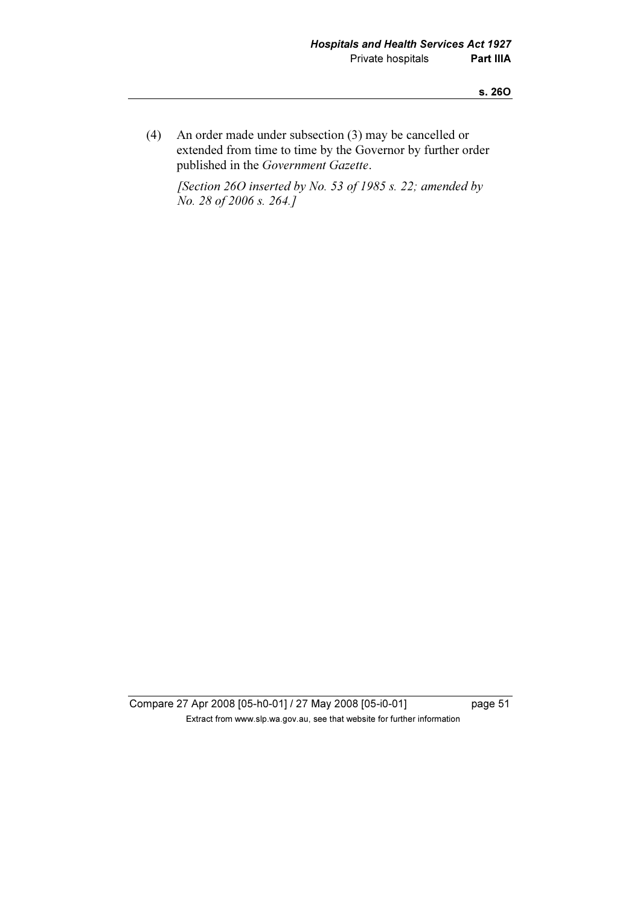(4) An order made under subsection (3) may be cancelled or extended from time to time by the Governor by further order published in the *Government Gazette*.

*[Section 26O inserted by No. 53 of 1985 s. 22; amended by No. 28 of 2006 s. 264.]*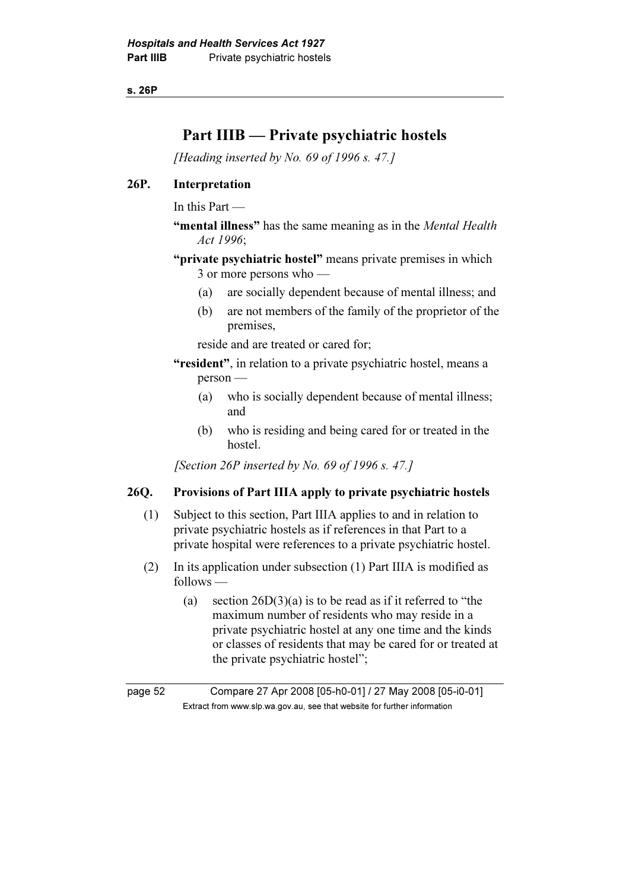# Part IIIB — Private psychiatric hostels

*[Heading inserted by No. 69 of 1996 s. 47.]*

## 26P. Interpretation

In this Part —

**"mental illness"** has the same meaning as in the *Mental Health Act 1996*;

**"private psychiatric hostel"** means private premises in which 3 or more persons who —

- (a) are socially dependent because of mental illness; and
- (b) are not members of the family of the proprietor of the premises,

reside and are treated or cared for;

**"resident"**, in relation to a private psychiatric hostel, means a person —

- (a) who is socially dependent because of mental illness; and
- (b) who is residing and being cared for or treated in the hostel.

*[Section 26P inserted by No. 69 of 1996 s. 47.]*

## 26Q. Provisions of Part IIIA apply to private psychiatric hostels

(1) Subject to this section, Part IIIA applies to and in relation to private psychiatric hostels as if references in that Part to a private hospital were references to a private psychiatric hostel.

(2) In its application under subsection (1) Part IIIA is modified as follows —

- (a) section 26D(3)(a) is to be read as if it referred to "the maximum number of residents who may reside in a private psychiatric hostel at any one time and the kinds or classes of residents that may be cared for or treated at the private psychiatric hostel";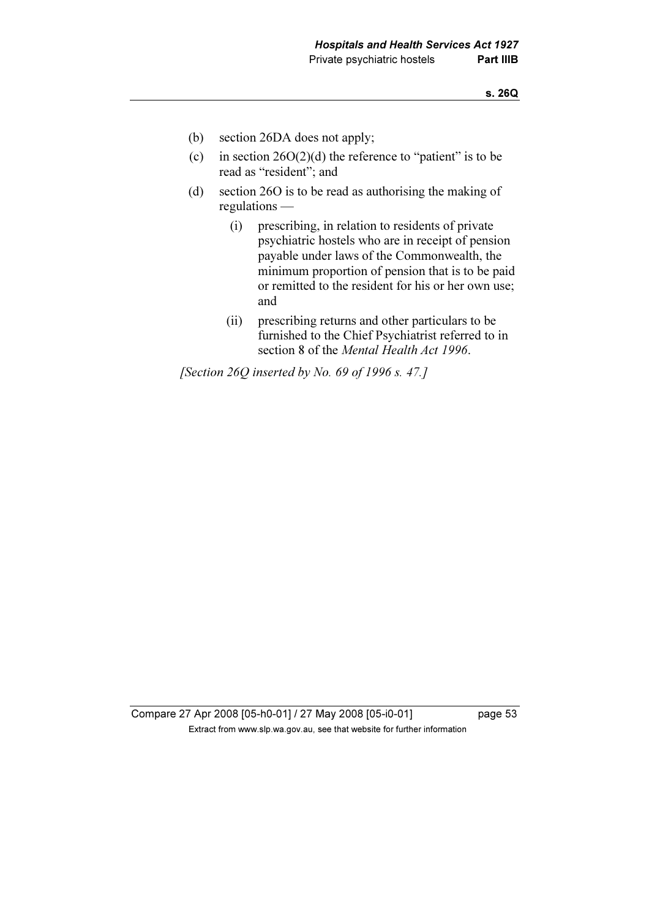(b) section 26DA does not apply;

(c) in section 26O(2)(d) the reference to "patient" is to be read as "resident"; and

(d) section 26O is to be read as authorising the making of regulations —

  (i) prescribing, in relation to residents of private psychiatric hostels who are in receipt of pension payable under laws of the Commonwealth, the minimum proportion of pension that is to be paid or remitted to the resident for his or her own use; and

  (ii) prescribing returns and other particulars to be furnished to the Chief Psychiatrist referred to in section 8 of the *Mental Health Act 1996*.

*[Section 26Q inserted by No. 69 of 1996 s. 47.]*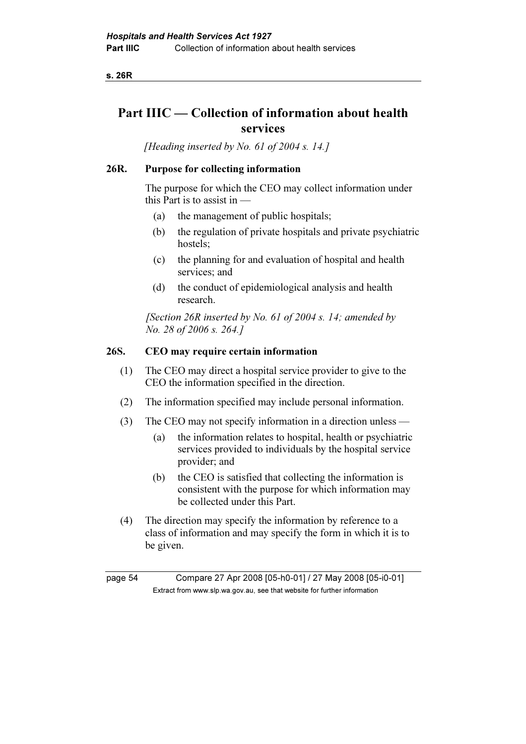# Part IIIC — Collection of information about health services

*[Heading inserted by No. 61 of 2004 s. 14.]*

### 26R. Purpose for collecting information

The purpose for which the CEO may collect information under this Part is to assist in —

- (a) the management of public hospitals;
- (b) the regulation of private hospitals and private psychiatric hostels;
- (c) the planning for and evaluation of hospital and health services; and
- (d) the conduct of epidemiological analysis and health research.

*[Section 26R inserted by No. 61 of 2004 s. 14; amended by No. 28 of 2006 s. 264.]*

### 26S. CEO may require certain information

(1) The CEO may direct a hospital service provider to give to the CEO the information specified in the direction.

(2) The information specified may include personal information.

(3) The CEO may not specify information in a direction unless —

- (a) the information relates to hospital, health or psychiatric services provided to individuals by the hospital service provider; and
- (b) the CEO is satisfied that collecting the information is consistent with the purpose for which information may be collected under this Part.

(4) The direction may specify the information by reference to a class of information and may specify the form in which it is to be given.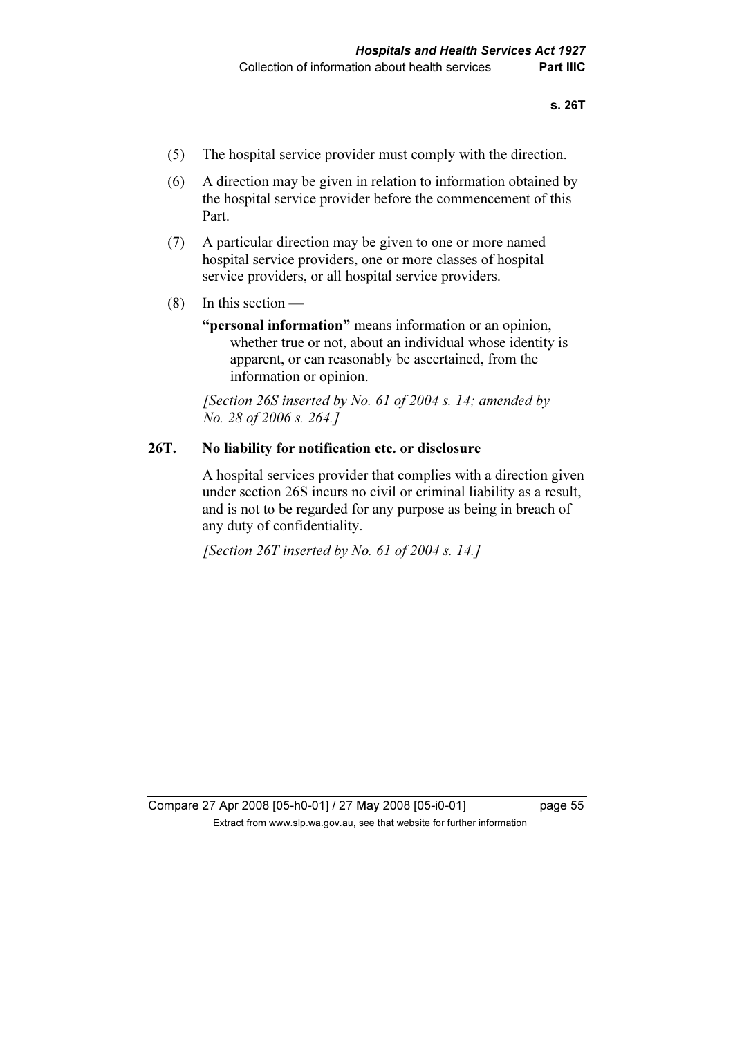(5) The hospital service provider must comply with the direction.

(6) A direction may be given in relation to information obtained by the hospital service provider before the commencement of this Part.

(7) A particular direction may be given to one or more named hospital service providers, one or more classes of hospital service providers, or all hospital service providers.

(8) In this section —

**"personal information"** means information or an opinion, whether true or not, about an individual whose identity is apparent, or can reasonably be ascertained, from the information or opinion.

*[Section 26S inserted by No. 61 of 2004 s. 14; amended by No. 28 of 2006 s. 264.]*

## 26T. No liability for notification etc. or disclosure

A hospital services provider that complies with a direction given under section 26S incurs no civil or criminal liability as a result, and is not to be regarded for any purpose as being in breach of any duty of confidentiality.

*[Section 26T inserted by No. 61 of 2004 s. 14.]*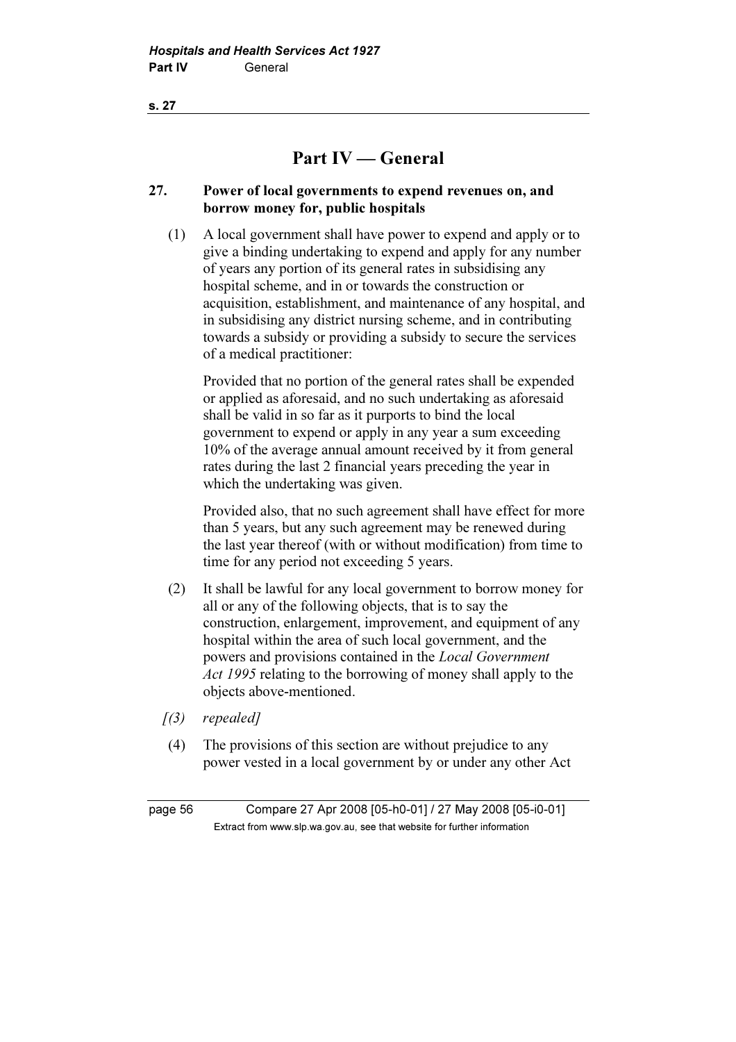# Part IV — General

## 27. Power of local governments to expend revenues on, and borrow money for, public hospitals

(1) A local government shall have power to expend and apply or to give a binding undertaking to expend and apply for any number of years any portion of its general rates in subsidising any hospital scheme, and in or towards the construction or acquisition, establishment, and maintenance of any hospital, and in subsidising any district nursing scheme, and in contributing towards a subsidy or providing a subsidy to secure the services of a medical practitioner:

Provided that no portion of the general rates shall be expended or applied as aforesaid, and no such undertaking as aforesaid shall be valid in so far as it purports to bind the local government to expend or apply in any year a sum exceeding 10% of the average annual amount received by it from general rates during the last 2 financial years preceding the year in which the undertaking was given.

Provided also, that no such agreement shall have effect for more than 5 years, but any such agreement may be renewed during the last year thereof (with or without modification) from time to time for any period not exceeding 5 years.

(2) It shall be lawful for any local government to borrow money for all or any of the following objects, that is to say the construction, enlargement, improvement, and equipment of any hospital within the area of such local government, and the powers and provisions contained in the *Local Government Act 1995* relating to the borrowing of money shall apply to the objects above-mentioned.

*[(3) repealed]*

(4) The provisions of this section are without prejudice to any power vested in a local government by or under any other Act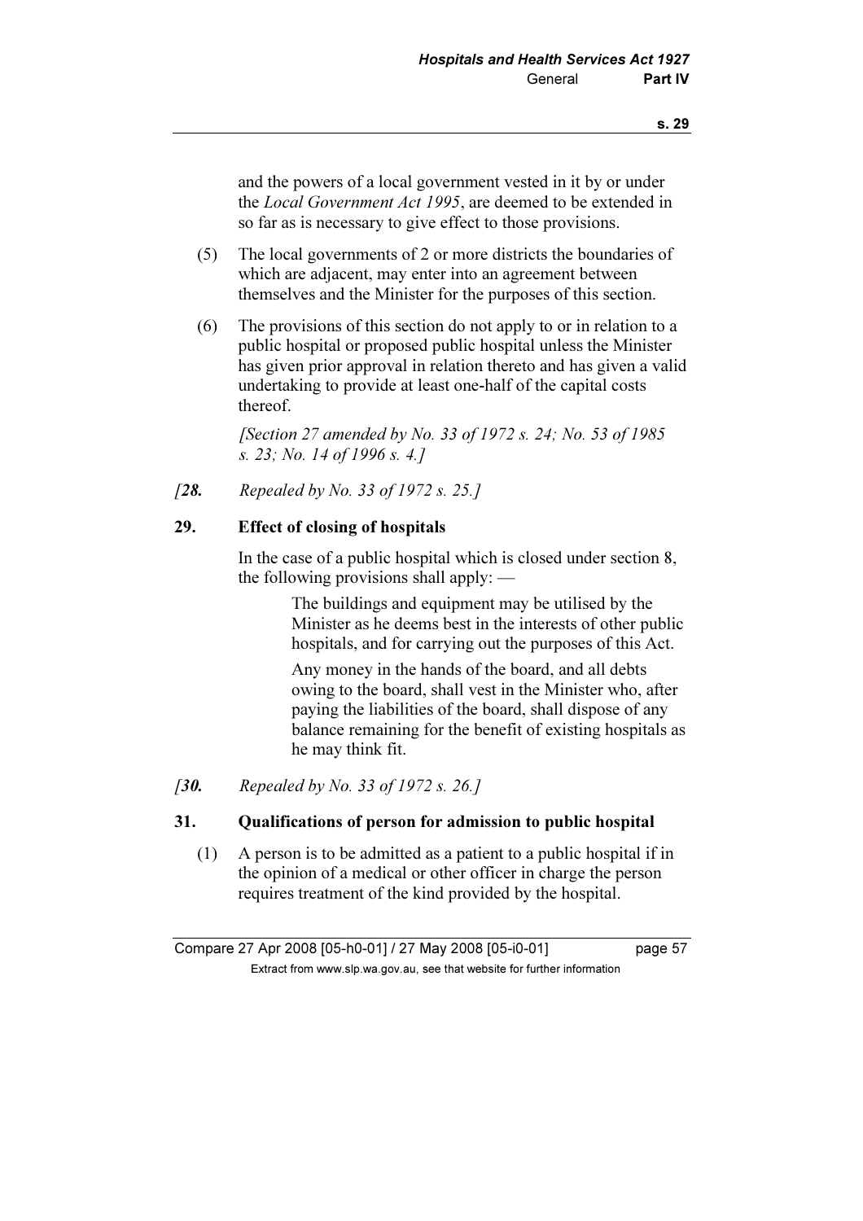and the powers of a local government vested in it by or under the *Local Government Act 1995*, are deemed to be extended in so far as is necessary to give effect to those provisions.

(5) The local governments of 2 or more districts the boundaries of which are adjacent, may enter into an agreement between themselves and the Minister for the purposes of this section.

(6) The provisions of this section do not apply to or in relation to a public hospital or proposed public hospital unless the Minister has given prior approval in relation thereto and has given a valid undertaking to provide at least one-half of the capital costs thereof.

*[Section 27 amended by No. 33 of 1972 s. 24; No. 53 of 1985 s. 23; No. 14 of 1996 s. 4.]*

*[**28.** Repealed by No. 33 of 1972 s. 25.]*

**29. Effect of closing of hospitals**

In the case of a public hospital which is closed under section 8, the following provisions shall apply: —

The buildings and equipment may be utilised by the Minister as he deems best in the interests of other public hospitals, and for carrying out the purposes of this Act.

Any money in the hands of the board, and all debts owing to the board, shall vest in the Minister who, after paying the liabilities of the board, shall dispose of any balance remaining for the benefit of existing hospitals as he may think fit.

*[**30.** Repealed by No. 33 of 1972 s. 26.]*

**31. Qualifications of person for admission to public hospital**

(1) A person is to be admitted as a patient to a public hospital if in the opinion of a medical or other officer in charge the person requires treatment of the kind provided by the hospital.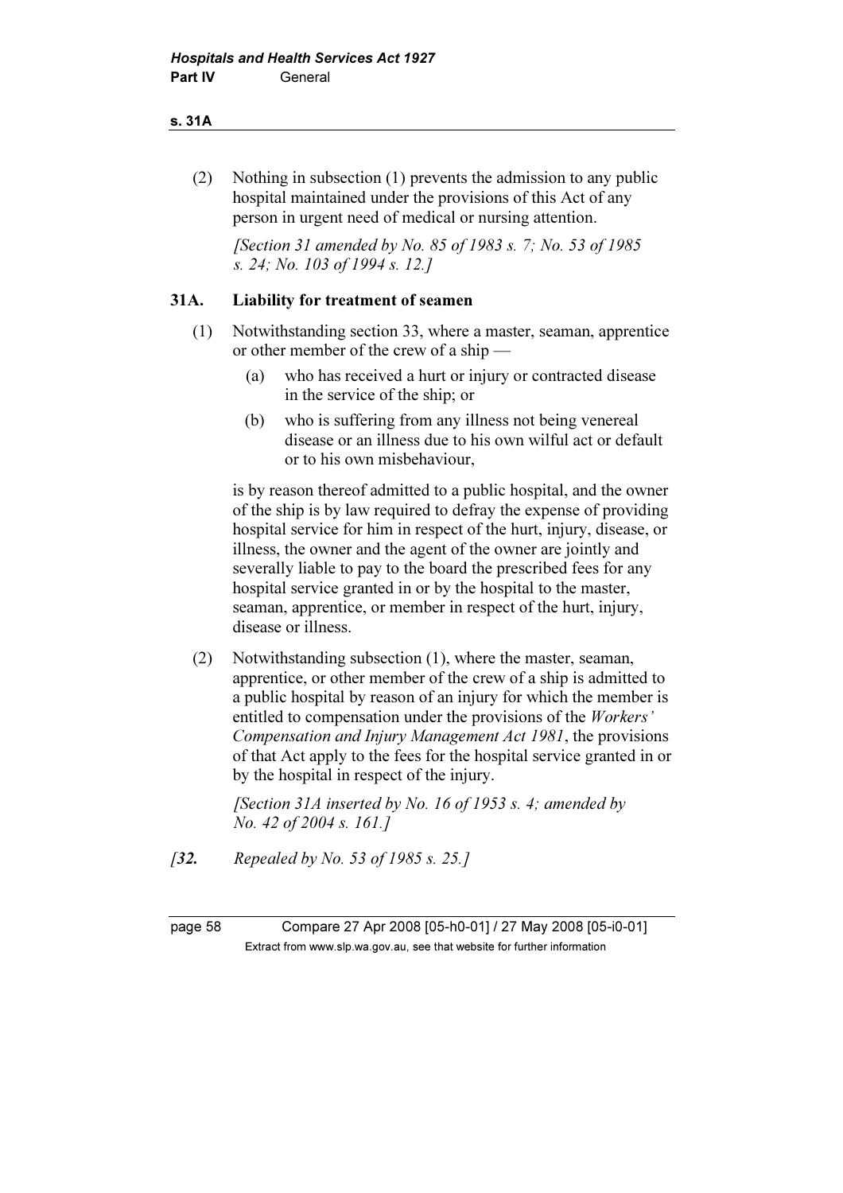(2) Nothing in subsection (1) prevents the admission to any public hospital maintained under the provisions of this Act of any person in urgent need of medical or nursing attention.

*[Section 31 amended by No. 85 of 1983 s. 7; No. 53 of 1985 s. 24; No. 103 of 1994 s. 12.]*

### 31A. Liability for treatment of seamen

(1) Notwithstanding section 33, where a master, seaman, apprentice or other member of the crew of a ship —

- (a) who has received a hurt or injury or contracted disease in the service of the ship; or
- (b) who is suffering from any illness not being venereal disease or an illness due to his own wilful act or default or to his own misbehaviour,

is by reason thereof admitted to a public hospital, and the owner of the ship is by law required to defray the expense of providing hospital service for him in respect of the hurt, injury, disease, or illness, the owner and the agent of the owner are jointly and severally liable to pay to the board the prescribed fees for any hospital service granted in or by the hospital to the master, seaman, apprentice, or member in respect of the hurt, injury, disease or illness.

(2) Notwithstanding subsection (1), where the master, seaman, apprentice, or other member of the crew of a ship is admitted to a public hospital by reason of an injury for which the member is entitled to compensation under the provisions of the *Workers' Compensation and Injury Management Act 1981*, the provisions of that Act apply to the fees for the hospital service granted in or by the hospital in respect of the injury.

*[Section 31A inserted by No. 16 of 1953 s. 4; amended by No. 42 of 2004 s. 161.]*

*[**32.** Repealed by No. 53 of 1985 s. 25.]*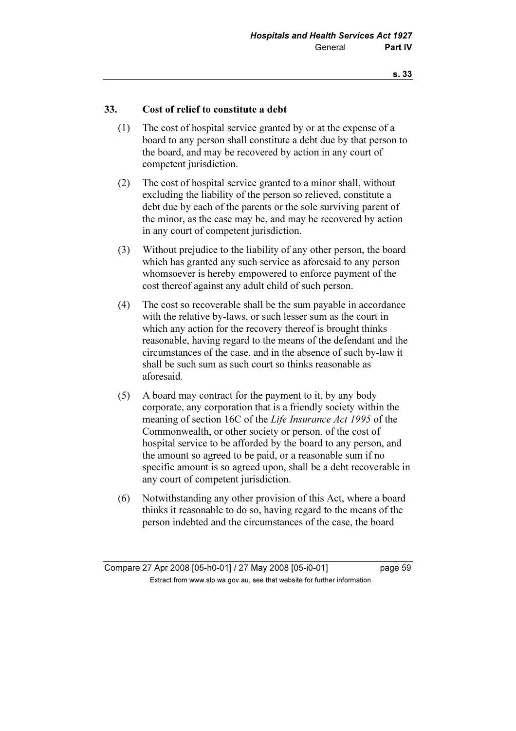## 33. Cost of relief to constitute a debt

(1) The cost of hospital service granted by or at the expense of a board to any person shall constitute a debt due by that person to the board, and may be recovered by action in any court of competent jurisdiction.

(2) The cost of hospital service granted to a minor shall, without excluding the liability of the person so relieved, constitute a debt due by each of the parents or the sole surviving parent of the minor, as the case may be, and may be recovered by action in any court of competent jurisdiction.

(3) Without prejudice to the liability of any other person, the board which has granted any such service as aforesaid to any person whomsoever is hereby empowered to enforce payment of the cost thereof against any adult child of such person.

(4) The cost so recoverable shall be the sum payable in accordance with the relative by-laws, or such lesser sum as the court in which any action for the recovery thereof is brought thinks reasonable, having regard to the means of the defendant and the circumstances of the case, and in the absence of such by-law it shall be such sum as such court so thinks reasonable as aforesaid.

(5) A board may contract for the payment to it, by any body corporate, any corporation that is a friendly society within the meaning of section 16C of the *Life Insurance Act 1995* of the Commonwealth, or other society or person, of the cost of hospital service to be afforded by the board to any person, and the amount so agreed to be paid, or a reasonable sum if no specific amount is so agreed upon, shall be a debt recoverable in any court of competent jurisdiction.

(6) Notwithstanding any other provision of this Act, where a board thinks it reasonable to do so, having regard to the means of the person indebted and the circumstances of the case, the board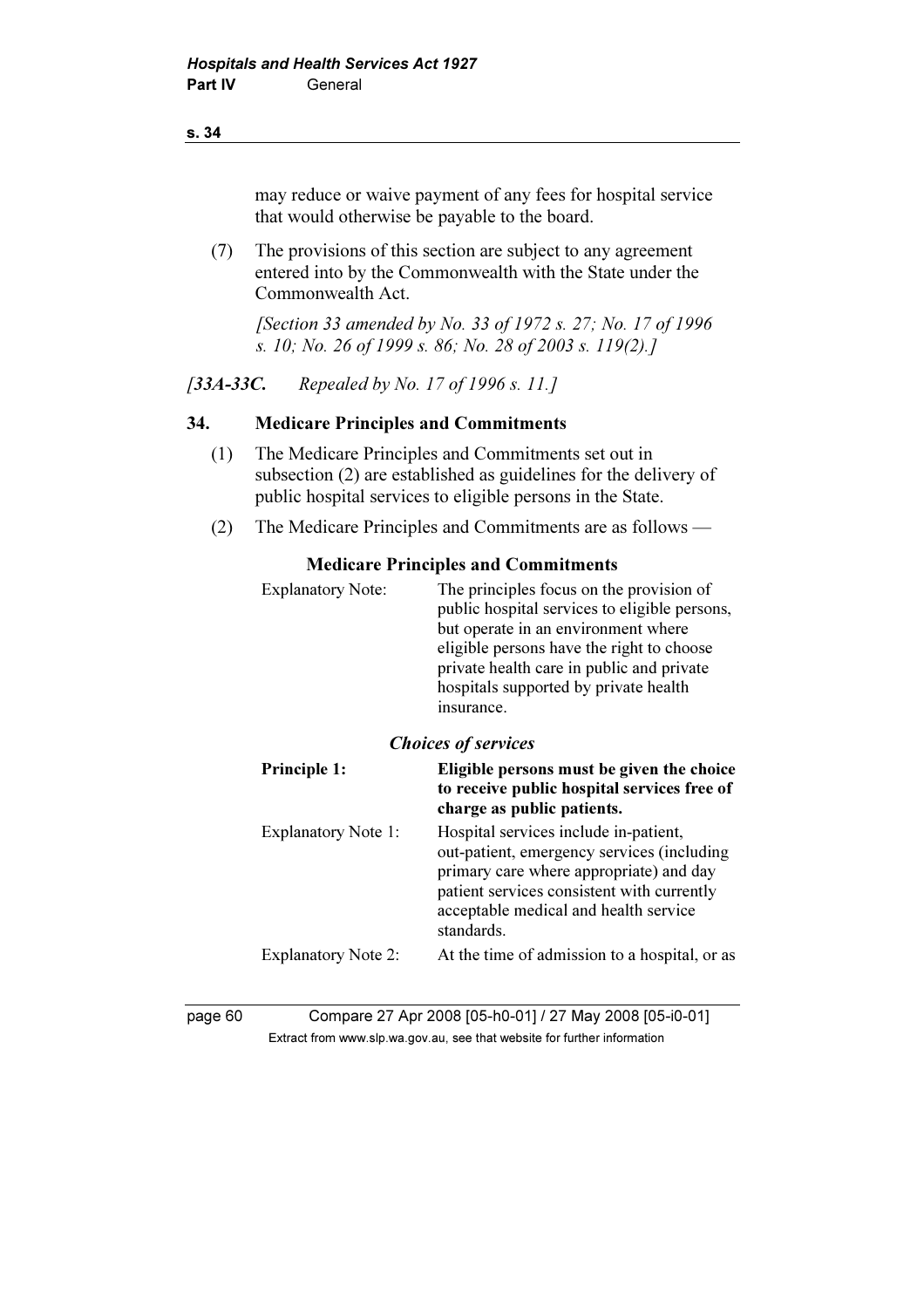may reduce or waive payment of any fees for hospital service that would otherwise be payable to the board.

(7) The provisions of this section are subject to any agreement entered into by the Commonwealth with the State under the Commonwealth Act.

*[Section 33 amended by No. 33 of 1972 s. 27; No. 17 of 1996 s. 10; No. 26 of 1999 s. 86; No. 28 of 2003 s. 119(2).]*

*[33A-33C. Repealed by No. 17 of 1996 s. 11.]*

## 34. Medicare Principles and Commitments

(1) The Medicare Principles and Commitments set out in subsection (2) are established as guidelines for the delivery of public hospital services to eligible persons in the State.

(2) The Medicare Principles and Commitments are as follows —

**Medicare Principles and Commitments**

| | |
|---|---|
| Explanatory Note: | The principles focus on the provision of public hospital services to eligible persons, but operate in an environment where eligible persons have the right to choose private health care in public and private hospitals supported by private health insurance. |

***Choices of services***

| | |
|---|---|
| **Principle 1:** | **Eligible persons must be given the choice to receive public hospital services free of charge as public patients.** |
| Explanatory Note 1: | Hospital services include in-patient, out-patient, emergency services (including primary care where appropriate) and day patient services consistent with currently acceptable medical and health service standards. |
| Explanatory Note 2: | At the time of admission to a hospital, or as |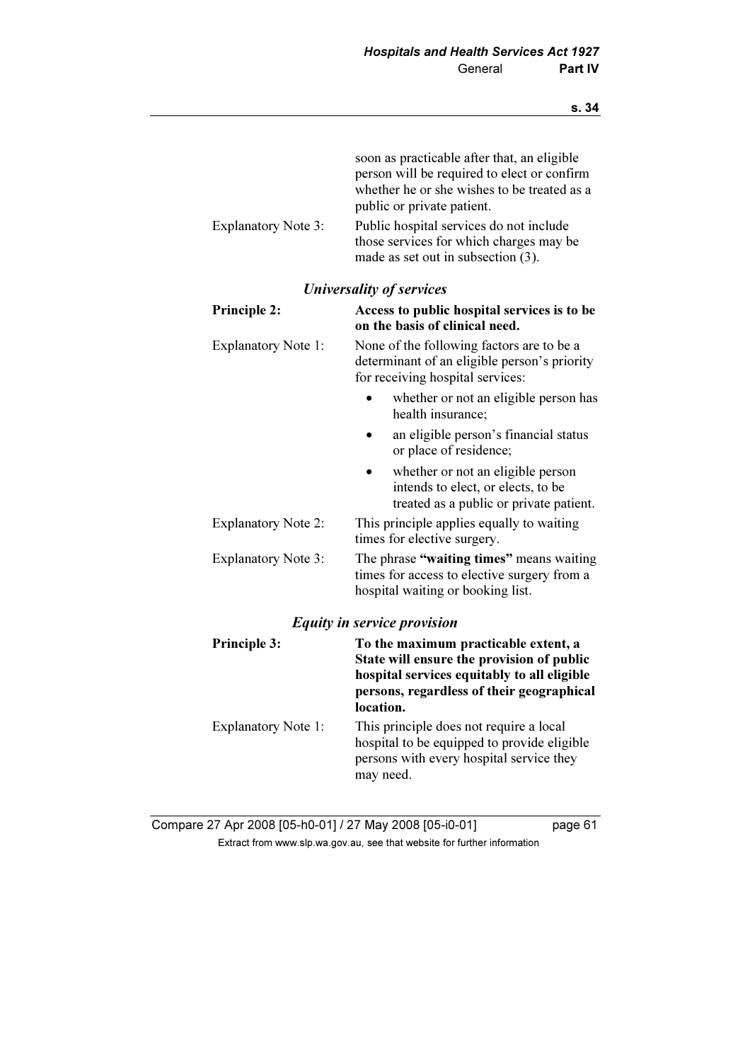soon as practicable after that, an eligible person will be required to elect or confirm whether he or she wishes to be treated as a public or private patient.

Explanatory Note 3: Public hospital services do not include those services for which charges may be made as set out in subsection (3).

### *Universality of services*

**Principle 2: Access to public hospital services is to be on the basis of clinical need.**

Explanatory Note 1: None of the following factors are to be a determinant of an eligible person's priority for receiving hospital services:

- whether or not an eligible person has health insurance;
- an eligible person's financial status or place of residence;
- whether or not an eligible person intends to elect, or elects, to be treated as a public or private patient.

Explanatory Note 2: This principle applies equally to waiting times for elective surgery.

Explanatory Note 3: The phrase **"waiting times"** means waiting times for access to elective surgery from a hospital waiting or booking list.

### *Equity in service provision*

**Principle 3: To the maximum practicable extent, a State will ensure the provision of public hospital services equitably to all eligible persons, regardless of their geographical location.**

Explanatory Note 1: This principle does not require a local hospital to be equipped to provide eligible persons with every hospital service they may need.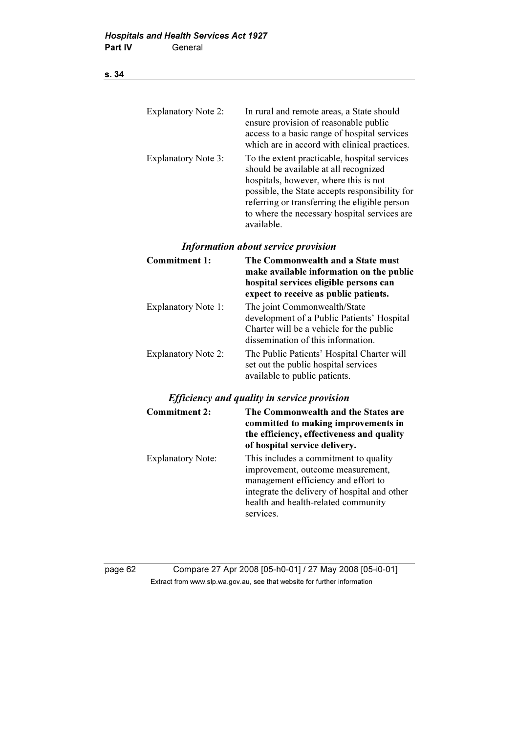| | |
|---|---|
| Explanatory Note 2: | In rural and remote areas, a State should ensure provision of reasonable public access to a basic range of hospital services which are in accord with clinical practices. |
| Explanatory Note 3: | To the extent practicable, hospital services should be available at all recognized hospitals, however, where this is not possible, the State accepts responsibility for referring or transferring the eligible person to where the necessary hospital services are available. |

### *Information about service provision*

| | |
|---|---|
| **Commitment 1:** | **The Commonwealth and a State must make available information on the public hospital services eligible persons can expect to receive as public patients.** |
| Explanatory Note 1: | The joint Commonwealth/State development of a Public Patients' Hospital Charter will be a vehicle for the public dissemination of this information. |
| Explanatory Note 2: | The Public Patients' Hospital Charter will set out the public hospital services available to public patients. |

### *Efficiency and quality in service provision*

| | |
|---|---|
| **Commitment 2:** | **The Commonwealth and the States are committed to making improvements in the efficiency, effectiveness and quality of hospital service delivery.** |
| Explanatory Note: | This includes a commitment to quality improvement, outcome measurement, management efficiency and effort to integrate the delivery of hospital and other health and health-related community services. |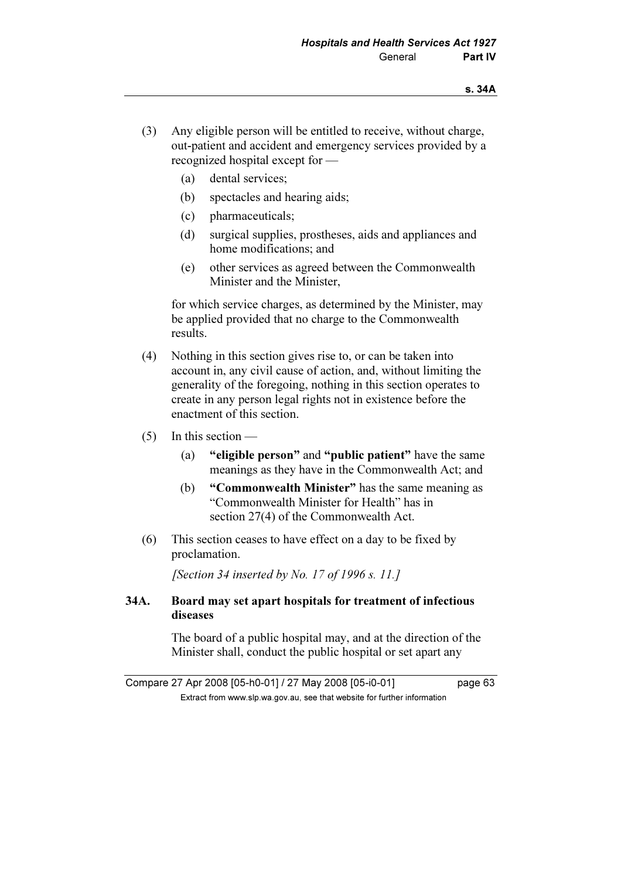(3) Any eligible person will be entitled to receive, without charge, out-patient and accident and emergency services provided by a recognized hospital except for —

   (a) dental services;

   (b) spectacles and hearing aids;

   (c) pharmaceuticals;

   (d) surgical supplies, prostheses, aids and appliances and home modifications; and

   (e) other services as agreed between the Commonwealth Minister and the Minister,

   for which service charges, as determined by the Minister, may be applied provided that no charge to the Commonwealth results.

(4) Nothing in this section gives rise to, or can be taken into account in, any civil cause of action, and, without limiting the generality of the foregoing, nothing in this section operates to create in any person legal rights not in existence before the enactment of this section.

(5) In this section —

   (a) **"eligible person"** and **"public patient"** have the same meanings as they have in the Commonwealth Act; and

   (b) **"Commonwealth Minister"** has the same meaning as "Commonwealth Minister for Health" has in section 27(4) of the Commonwealth Act.

(6) This section ceases to have effect on a day to be fixed by proclamation.

*[Section 34 inserted by No. 17 of 1996 s. 11.]*

**34A. Board may set apart hospitals for treatment of infectious diseases**

The board of a public hospital may, and at the direction of the Minister shall, conduct the public hospital or set apart any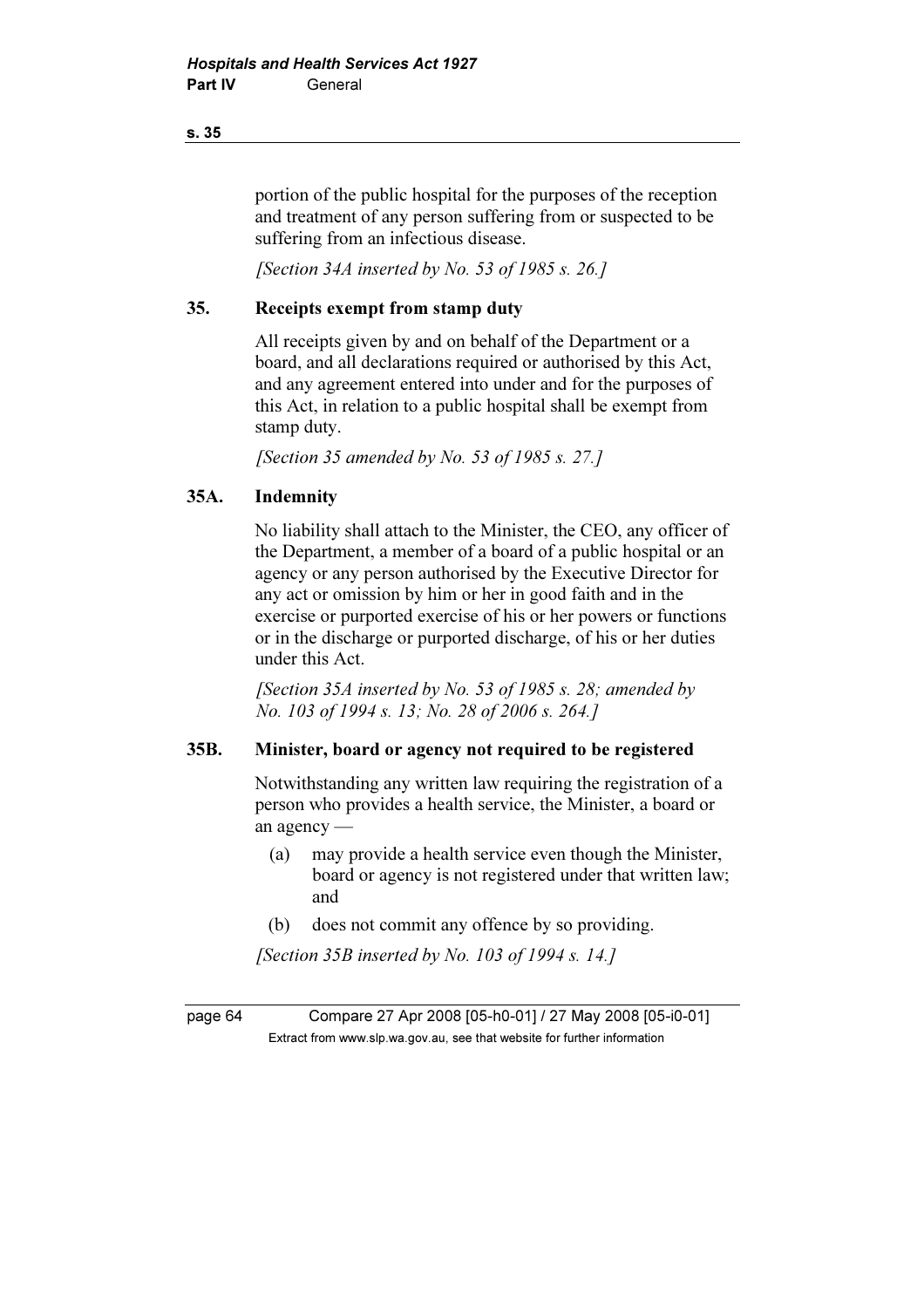portion of the public hospital for the purposes of the reception and treatment of any person suffering from or suspected to be suffering from an infectious disease.

*[Section 34A inserted by No. 53 of 1985 s. 26.]*

### 35. Receipts exempt from stamp duty

All receipts given by and on behalf of the Department or a board, and all declarations required or authorised by this Act, and any agreement entered into under and for the purposes of this Act, in relation to a public hospital shall be exempt from stamp duty.

*[Section 35 amended by No. 53 of 1985 s. 27.]*

### 35A. Indemnity

No liability shall attach to the Minister, the CEO, any officer of the Department, a member of a board of a public hospital or an agency or any person authorised by the Executive Director for any act or omission by him or her in good faith and in the exercise or purported exercise of his or her powers or functions or in the discharge or purported discharge, of his or her duties under this Act.

*[Section 35A inserted by No. 53 of 1985 s. 28; amended by No. 103 of 1994 s. 13; No. 28 of 2006 s. 264.]*

### 35B. Minister, board or agency not required to be registered

Notwithstanding any written law requiring the registration of a person who provides a health service, the Minister, a board or an agency —

(a) may provide a health service even though the Minister, board or agency is not registered under that written law; and

(b) does not commit any offence by so providing.

*[Section 35B inserted by No. 103 of 1994 s. 14.]*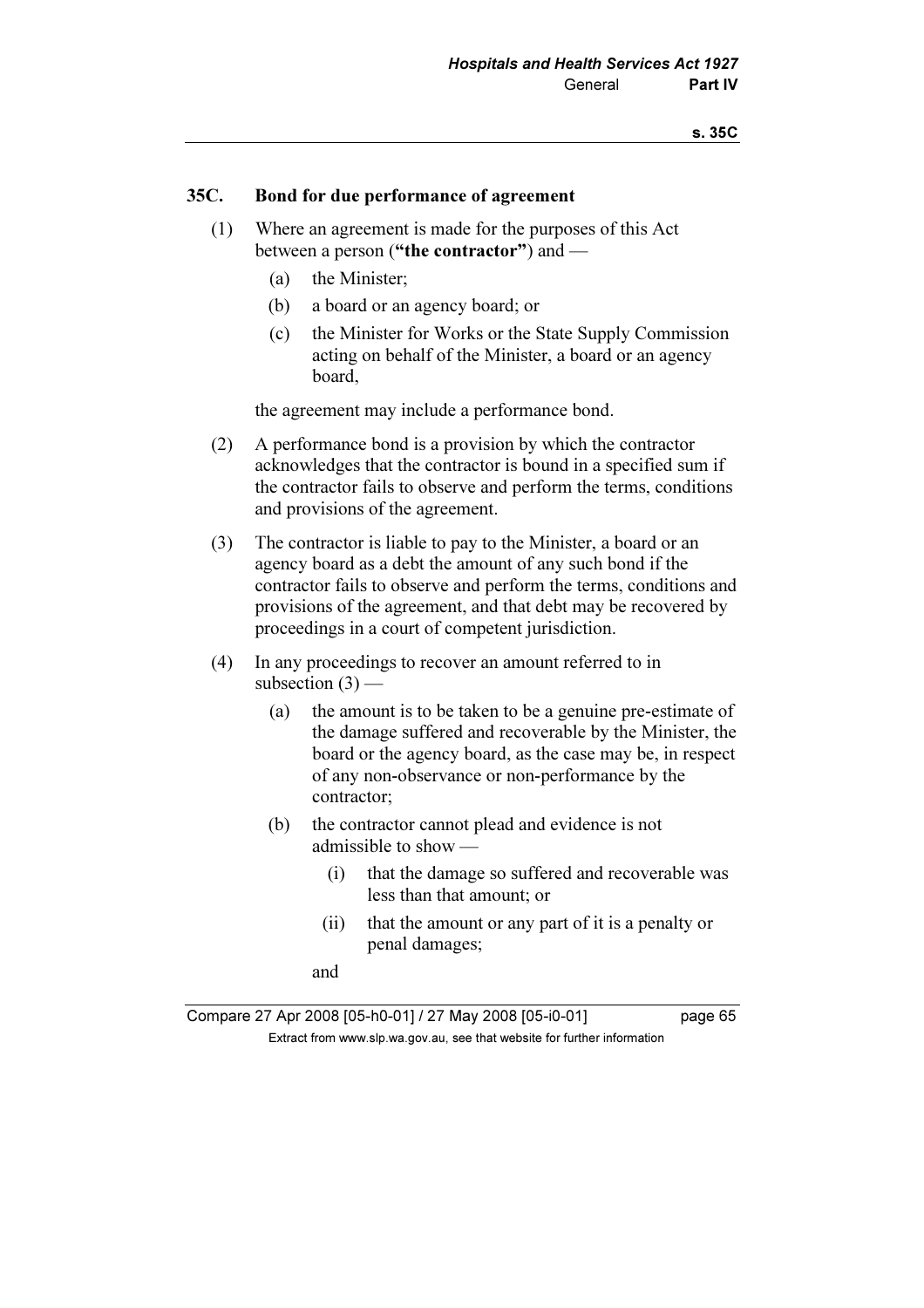## 35C. Bond for due performance of agreement

(1) Where an agreement is made for the purposes of this Act between a person (**"the contractor"**) and —

(a) the Minister;

(b) a board or an agency board; or

(c) the Minister for Works or the State Supply Commission acting on behalf of the Minister, a board or an agency board,

the agreement may include a performance bond.

(2) A performance bond is a provision by which the contractor acknowledges that the contractor is bound in a specified sum if the contractor fails to observe and perform the terms, conditions and provisions of the agreement.

(3) The contractor is liable to pay to the Minister, a board or an agency board as a debt the amount of any such bond if the contractor fails to observe and perform the terms, conditions and provisions of the agreement, and that debt may be recovered by proceedings in a court of competent jurisdiction.

(4) In any proceedings to recover an amount referred to in subsection (3) —

(a) the amount is to be taken to be a genuine pre-estimate of the damage suffered and recoverable by the Minister, the board or the agency board, as the case may be, in respect of any non-observance or non-performance by the contractor;

(b) the contractor cannot plead and evidence is not admissible to show —

(i) that the damage so suffered and recoverable was less than that amount; or

(ii) that the amount or any part of it is a penalty or penal damages;

and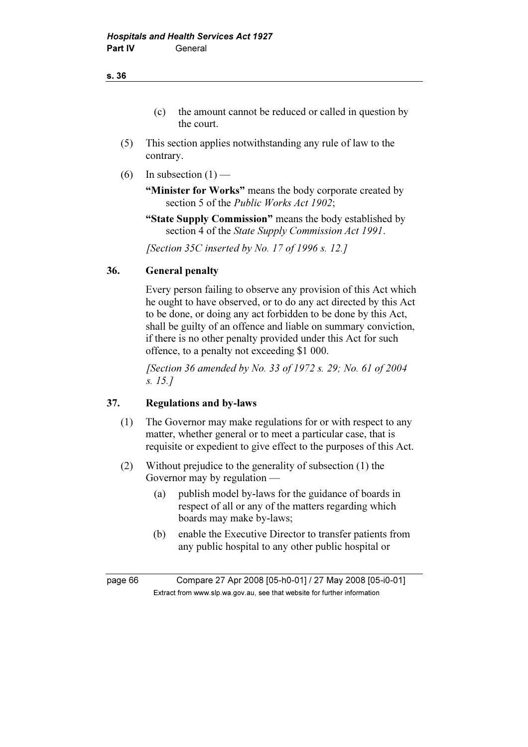(c) the amount cannot be reduced or called in question by the court.

(5) This section applies notwithstanding any rule of law to the contrary.

(6) In subsection (1) —

**"Minister for Works"** means the body corporate created by section 5 of the *Public Works Act 1902*;

**"State Supply Commission"** means the body established by section 4 of the *State Supply Commission Act 1991*.

*[Section 35C inserted by No. 17 of 1996 s. 12.]*

## 36. General penalty

Every person failing to observe any provision of this Act which he ought to have observed, or to do any act directed by this Act to be done, or doing any act forbidden to be done by this Act, shall be guilty of an offence and liable on summary conviction, if there is no other penalty provided under this Act for such offence, to a penalty not exceeding $1 000.

*[Section 36 amended by No. 33 of 1972 s. 29; No. 61 of 2004 s. 15.]*

## 37. Regulations and by-laws

(1) The Governor may make regulations for or with respect to any matter, whether general or to meet a particular case, that is requisite or expedient to give effect to the purposes of this Act.

(2) Without prejudice to the generality of subsection (1) the Governor may by regulation —

(a) publish model by-laws for the guidance of boards in respect of all or any of the matters regarding which boards may make by-laws;

(b) enable the Executive Director to transfer patients from any public hospital to any other public hospital or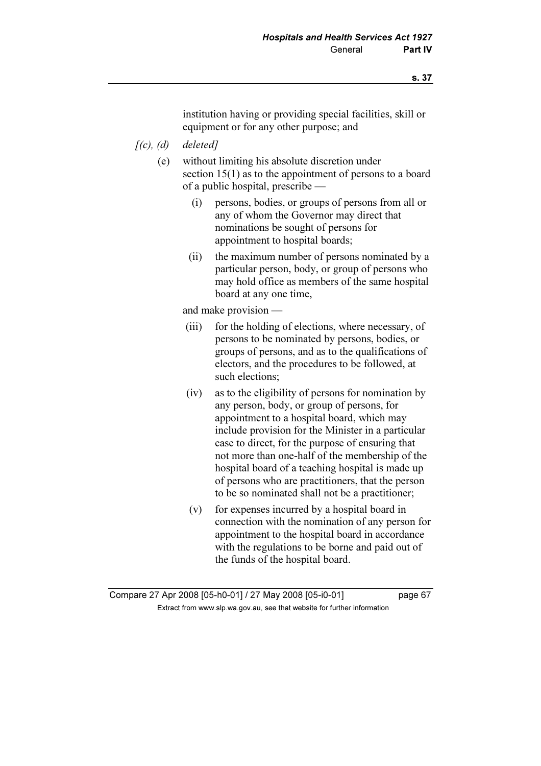institution having or providing special facilities, skill or equipment or for any other purpose; and

*[(c), (d) deleted]*

(e) without limiting his absolute discretion under section 15(1) as to the appointment of persons to a board of a public hospital, prescribe —

(i) persons, bodies, or groups of persons from all or any of whom the Governor may direct that nominations be sought of persons for appointment to hospital boards;

(ii) the maximum number of persons nominated by a particular person, body, or group of persons who may hold office as members of the same hospital board at any one time,

and make provision —

(iii) for the holding of elections, where necessary, of persons to be nominated by persons, bodies, or groups of persons, and as to the qualifications of electors, and the procedures to be followed, at such elections;

(iv) as to the eligibility of persons for nomination by any person, body, or group of persons, for appointment to a hospital board, which may include provision for the Minister in a particular case to direct, for the purpose of ensuring that not more than one-half of the membership of the hospital board of a teaching hospital is made up of persons who are practitioners, that the person to be so nominated shall not be a practitioner;

(v) for expenses incurred by a hospital board in connection with the nomination of any person for appointment to the hospital board in accordance with the regulations to be borne and paid out of the funds of the hospital board.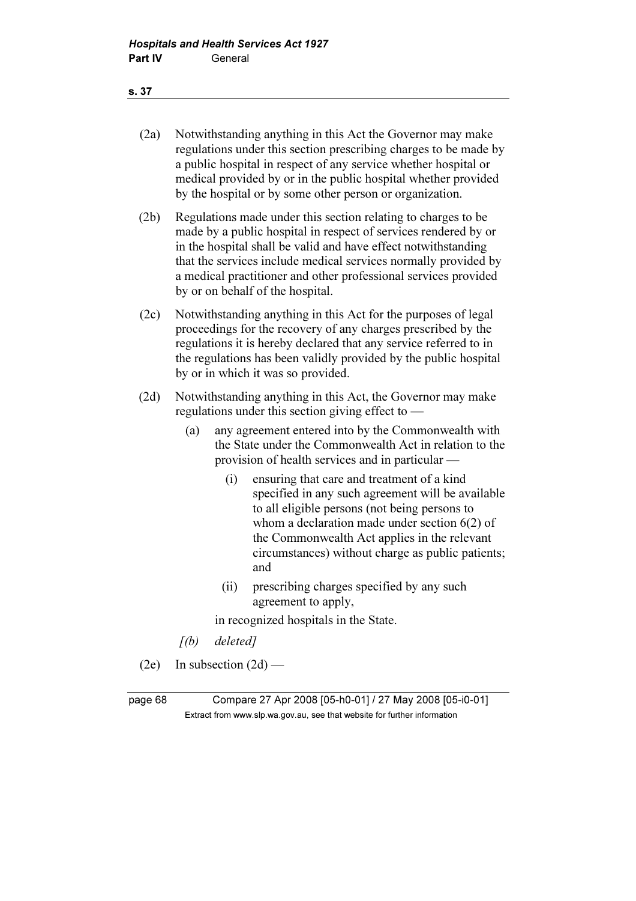(2a) Notwithstanding anything in this Act the Governor may make regulations under this section prescribing charges to be made by a public hospital in respect of any service whether hospital or medical provided by or in the public hospital whether provided by the hospital or by some other person or organization.

(2b) Regulations made under this section relating to charges to be made by a public hospital in respect of services rendered by or in the hospital shall be valid and have effect notwithstanding that the services include medical services normally provided by a medical practitioner and other professional services provided by or on behalf of the hospital.

(2c) Notwithstanding anything in this Act for the purposes of legal proceedings for the recovery of any charges prescribed by the regulations it is hereby declared that any service referred to in the regulations has been validly provided by the public hospital by or in which it was so provided.

(2d) Notwithstanding anything in this Act, the Governor may make regulations under this section giving effect to —

- (a) any agreement entered into by the Commonwealth with the State under the Commonwealth Act in relation to the provision of health services and in particular —
  - (i) ensuring that care and treatment of a kind specified in any such agreement will be available to all eligible persons (not being persons to whom a declaration made under section 6(2) of the Commonwealth Act applies in the relevant circumstances) without charge as public patients; and
  - (ii) prescribing charges specified by any such agreement to apply,

  in recognized hospitals in the State.

- *[(b) deleted]*

(2e) In subsection (2d) —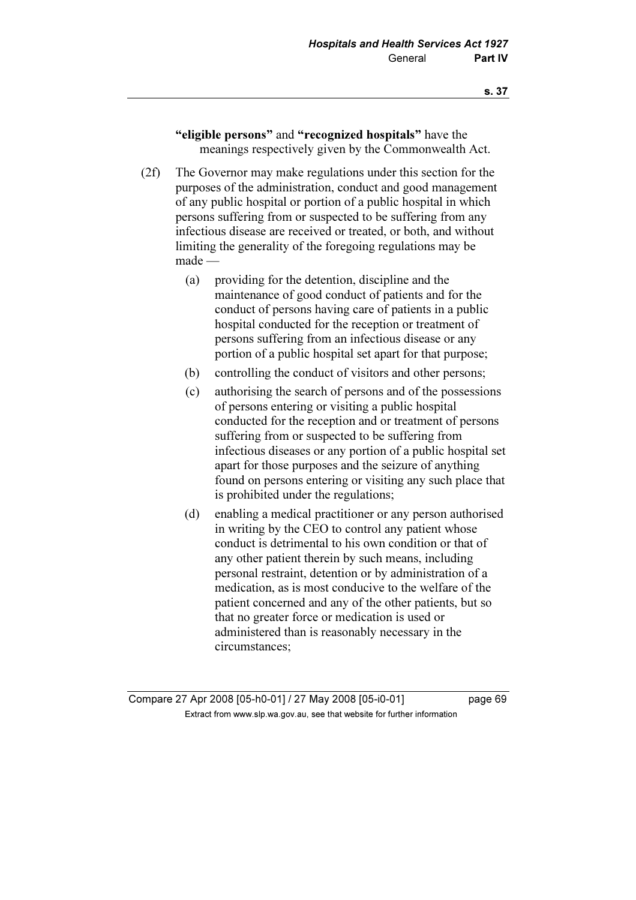**"eligible persons"** and **"recognized hospitals"** have the meanings respectively given by the Commonwealth Act.

(2f) The Governor may make regulations under this section for the purposes of the administration, conduct and good management of any public hospital or portion of a public hospital in which persons suffering from or suspected to be suffering from any infectious disease are received or treated, or both, and without limiting the generality of the foregoing regulations may be made —

(a) providing for the detention, discipline and the maintenance of good conduct of patients and for the conduct of persons having care of patients in a public hospital conducted for the reception or treatment of persons suffering from an infectious disease or any portion of a public hospital set apart for that purpose;

(b) controlling the conduct of visitors and other persons;

(c) authorising the search of persons and of the possessions of persons entering or visiting a public hospital conducted for the reception and or treatment of persons suffering from or suspected to be suffering from infectious diseases or any portion of a public hospital set apart for those purposes and the seizure of anything found on persons entering or visiting any such place that is prohibited under the regulations;

(d) enabling a medical practitioner or any person authorised in writing by the CEO to control any patient whose conduct is detrimental to his own condition or that of any other patient therein by such means, including personal restraint, detention or by administration of a medication, as is most conducive to the welfare of the patient concerned and any of the other patients, but so that no greater force or medication is used or administered than is reasonably necessary in the circumstances;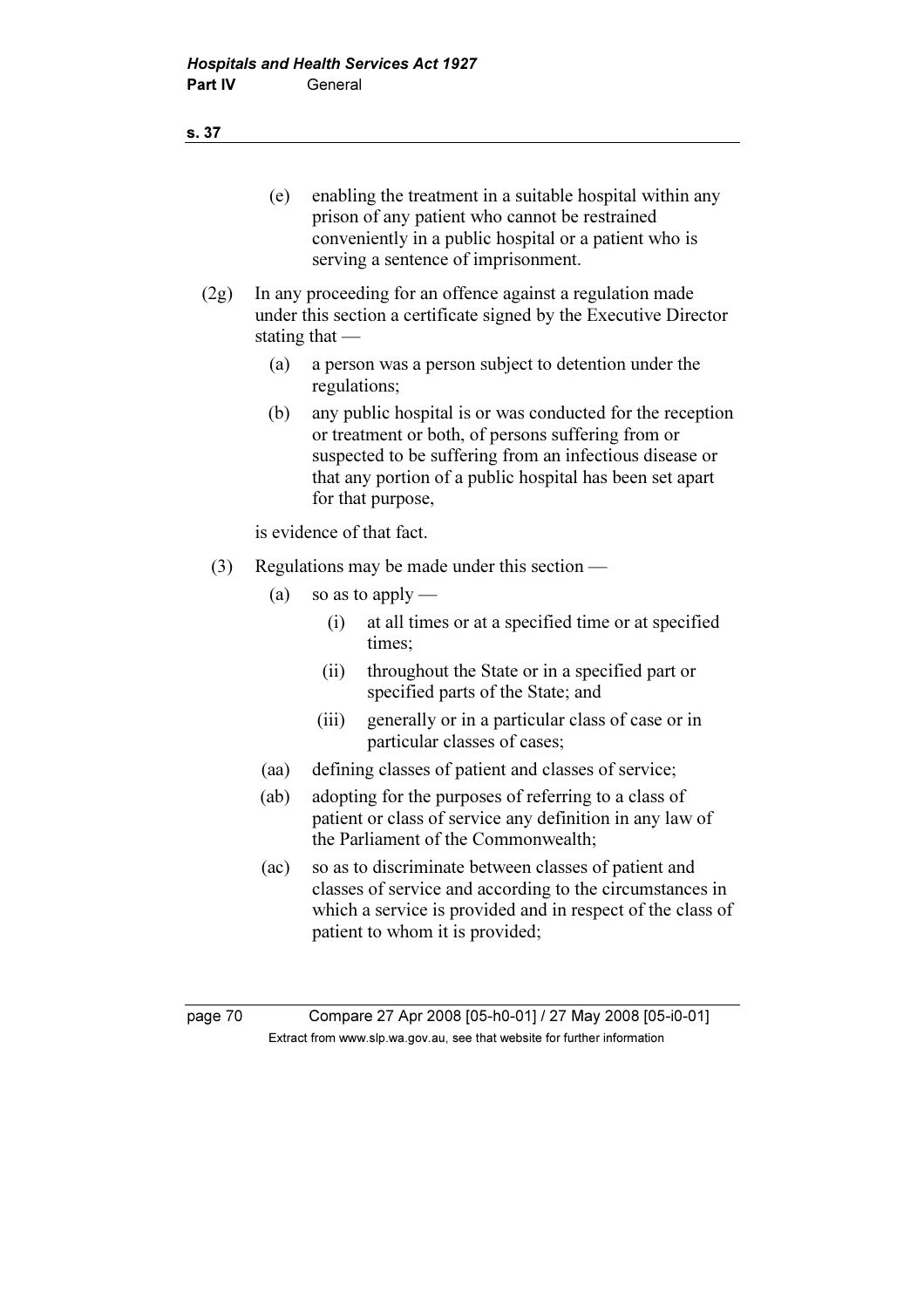(e) enabling the treatment in a suitable hospital within any prison of any patient who cannot be restrained conveniently in a public hospital or a patient who is serving a sentence of imprisonment.

(2g) In any proceeding for an offence against a regulation made under this section a certificate signed by the Executive Director stating that —

(a) a person was a person subject to detention under the regulations;

(b) any public hospital is or was conducted for the reception or treatment or both, of persons suffering from or suspected to be suffering from an infectious disease or that any portion of a public hospital has been set apart for that purpose,

is evidence of that fact.

(3) Regulations may be made under this section —

(a) so as to apply —

(i) at all times or at a specified time or at specified times;

(ii) throughout the State or in a specified part or specified parts of the State; and

(iii) generally or in a particular class of case or in particular classes of cases;

(aa) defining classes of patient and classes of service;

(ab) adopting for the purposes of referring to a class of patient or class of service any definition in any law of the Parliament of the Commonwealth;

(ac) so as to discriminate between classes of patient and classes of service and according to the circumstances in which a service is provided and in respect of the class of patient to whom it is provided;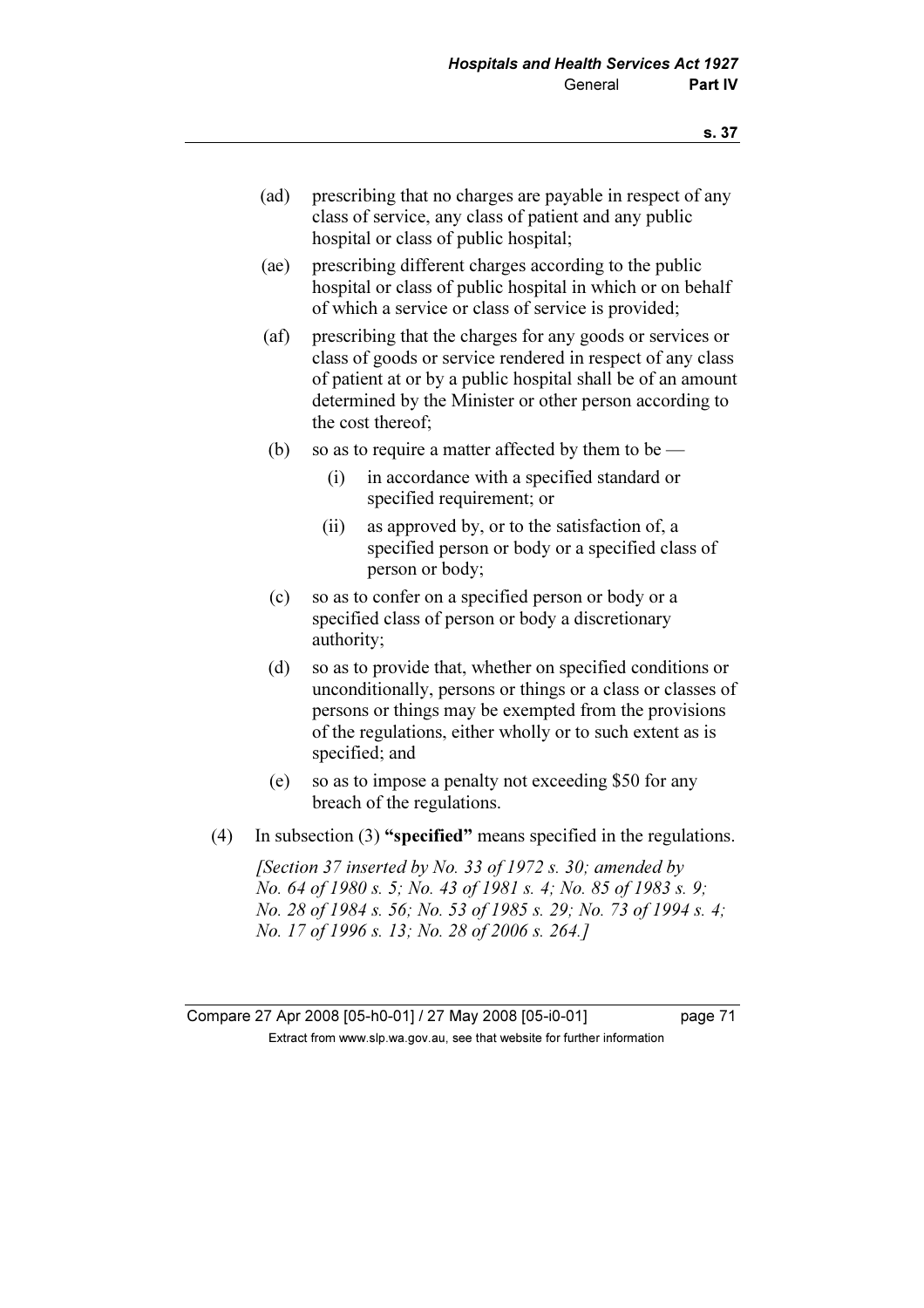(ad) prescribing that no charges are payable in respect of any class of service, any class of patient and any public hospital or class of public hospital;

(ae) prescribing different charges according to the public hospital or class of public hospital in which or on behalf of which a service or class of service is provided;

(af) prescribing that the charges for any goods or services or class of goods or service rendered in respect of any class of patient at or by a public hospital shall be of an amount determined by the Minister or other person according to the cost thereof;

(b) so as to require a matter affected by them to be —

  (i) in accordance with a specified standard or specified requirement; or

  (ii) as approved by, or to the satisfaction of, a specified person or body or a specified class of person or body;

(c) so as to confer on a specified person or body or a specified class of person or body a discretionary authority;

(d) so as to provide that, whether on specified conditions or unconditionally, persons or things or a class or classes of persons or things may be exempted from the provisions of the regulations, either wholly or to such extent as is specified; and

(e) so as to impose a penalty not exceeding $50 for any breach of the regulations.

(4) In subsection (3) **"specified"** means specified in the regulations.

*[Section 37 inserted by No. 33 of 1972 s. 30; amended by No. 64 of 1980 s. 5; No. 43 of 1981 s. 4; No. 85 of 1983 s. 9; No. 28 of 1984 s. 56; No. 53 of 1985 s. 29; No. 73 of 1994 s. 4; No. 17 of 1996 s. 13; No. 28 of 2006 s. 264.]*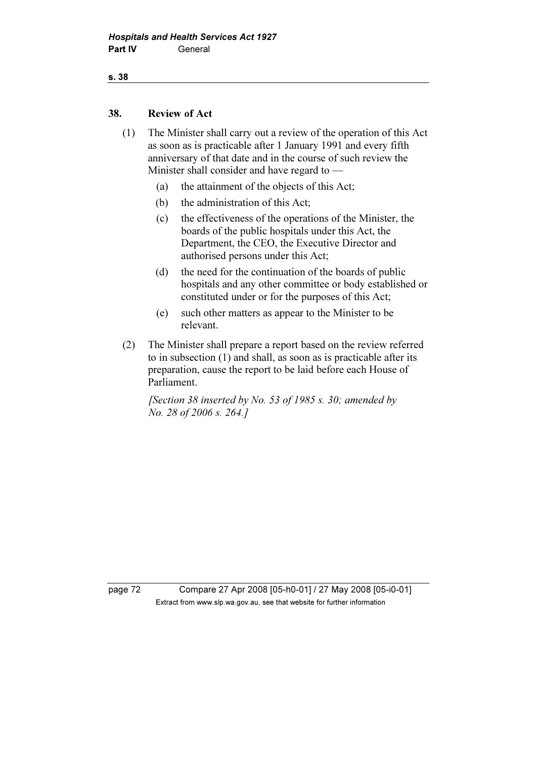## 38. Review of Act

(1) The Minister shall carry out a review of the operation of this Act as soon as is practicable after 1 January 1991 and every fifth anniversary of that date and in the course of such review the Minister shall consider and have regard to —

- (a) the attainment of the objects of this Act;
- (b) the administration of this Act;
- (c) the effectiveness of the operations of the Minister, the boards of the public hospitals under this Act, the Department, the CEO, the Executive Director and authorised persons under this Act;
- (d) the need for the continuation of the boards of public hospitals and any other committee or body established or constituted under or for the purposes of this Act;
- (e) such other matters as appear to the Minister to be relevant.

(2) The Minister shall prepare a report based on the review referred to in subsection (1) and shall, as soon as is practicable after its preparation, cause the report to be laid before each House of Parliament.

*[Section 38 inserted by No. 53 of 1985 s. 30; amended by No. 28 of 2006 s. 264.]*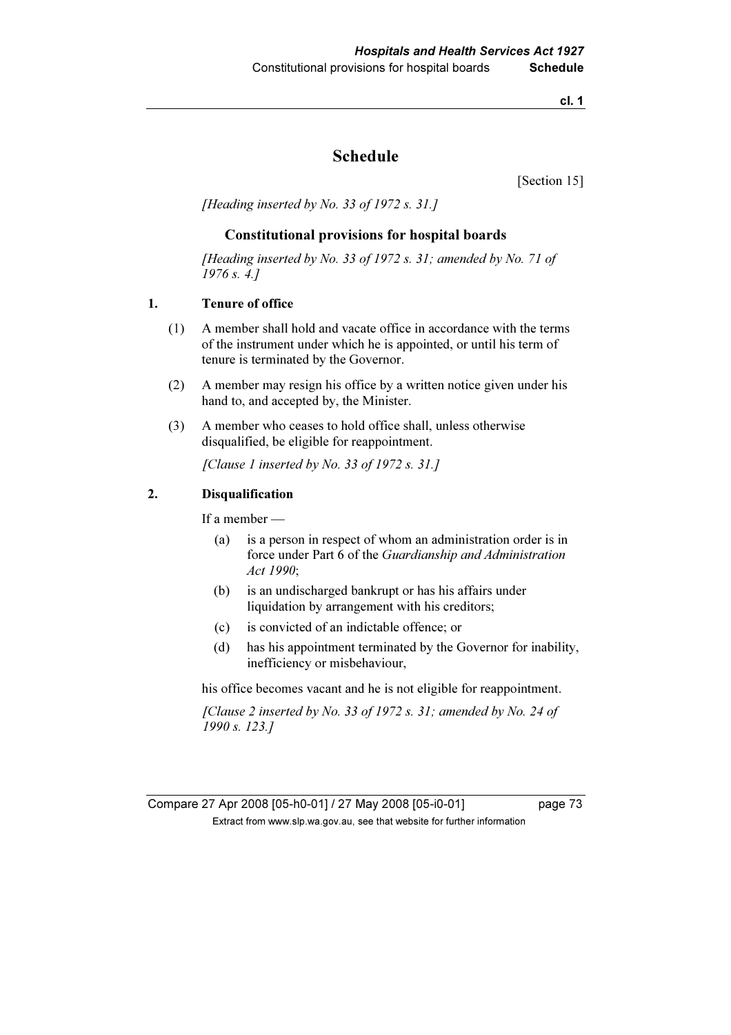# Schedule

[Section 15]

*[Heading inserted by No. 33 of 1972 s. 31.]*

## Constitutional provisions for hospital boards

*[Heading inserted by No. 33 of 1972 s. 31; amended by No. 71 of 1976 s. 4.]*

### 1. Tenure of office

(1) A member shall hold and vacate office in accordance with the terms of the instrument under which he is appointed, or until his term of tenure is terminated by the Governor.

(2) A member may resign his office by a written notice given under his hand to, and accepted by, the Minister.

(3) A member who ceases to hold office shall, unless otherwise disqualified, be eligible for reappointment.

*[Clause 1 inserted by No. 33 of 1972 s. 31.]*

### 2. Disqualification

If a member —

(a) is a person in respect of whom an administration order is in force under Part 6 of the *Guardianship and Administration Act 1990*;

(b) is an undischarged bankrupt or has his affairs under liquidation by arrangement with his creditors;

(c) is convicted of an indictable offence; or

(d) has his appointment terminated by the Governor for inability, inefficiency or misbehaviour,

his office becomes vacant and he is not eligible for reappointment.

*[Clause 2 inserted by No. 33 of 1972 s. 31; amended by No. 24 of 1990 s. 123.]*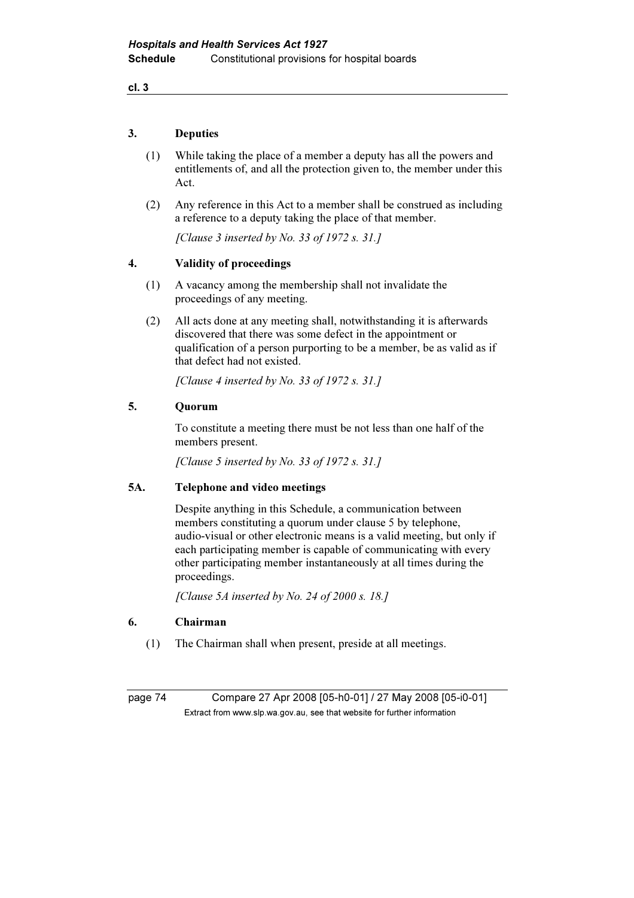### 3. Deputies

(1) While taking the place of a member a deputy has all the powers and entitlements of, and all the protection given to, the member under this Act.

(2) Any reference in this Act to a member shall be construed as including a reference to a deputy taking the place of that member.

*[Clause 3 inserted by No. 33 of 1972 s. 31.]*

### 4. Validity of proceedings

(1) A vacancy among the membership shall not invalidate the proceedings of any meeting.

(2) All acts done at any meeting shall, notwithstanding it is afterwards discovered that there was some defect in the appointment or qualification of a person purporting to be a member, be as valid as if that defect had not existed.

*[Clause 4 inserted by No. 33 of 1972 s. 31.]*

### 5. Quorum

To constitute a meeting there must be not less than one half of the members present.

*[Clause 5 inserted by No. 33 of 1972 s. 31.]*

### 5A. Telephone and video meetings

Despite anything in this Schedule, a communication between members constituting a quorum under clause 5 by telephone, audio-visual or other electronic means is a valid meeting, but only if each participating member is capable of communicating with every other participating member instantaneously at all times during the proceedings.

*[Clause 5A inserted by No. 24 of 2000 s. 18.]*

### 6. Chairman

(1) The Chairman shall when present, preside at all meetings.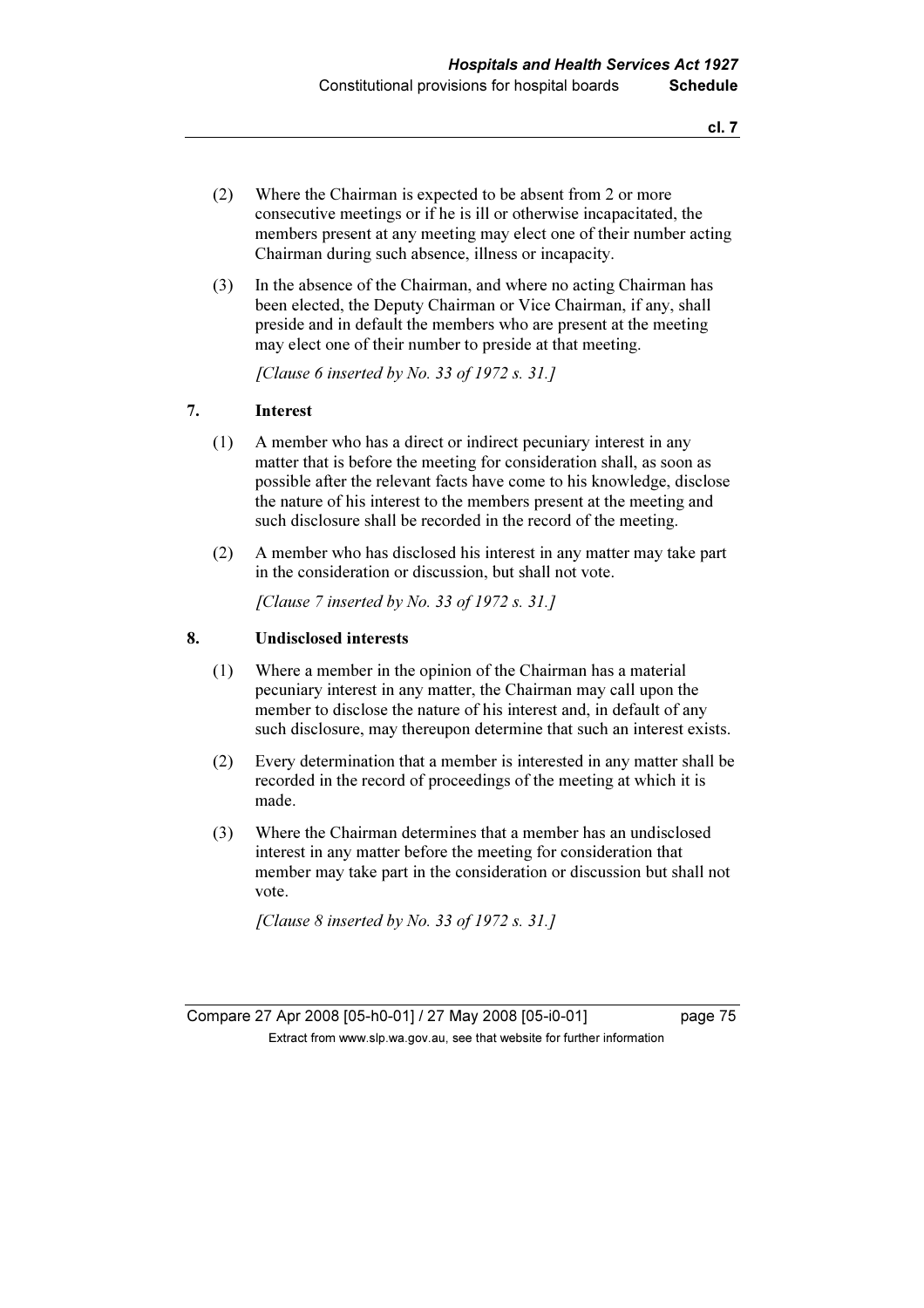(2) Where the Chairman is expected to be absent from 2 or more consecutive meetings or if he is ill or otherwise incapacitated, the members present at any meeting may elect one of their number acting Chairman during such absence, illness or incapacity.

(3) In the absence of the Chairman, and where no acting Chairman has been elected, the Deputy Chairman or Vice Chairman, if any, shall preside and in default the members who are present at the meeting may elect one of their number to preside at that meeting.

*[Clause 6 inserted by No. 33 of 1972 s. 31.]*

## 7. Interest

(1) A member who has a direct or indirect pecuniary interest in any matter that is before the meeting for consideration shall, as soon as possible after the relevant facts have come to his knowledge, disclose the nature of his interest to the members present at the meeting and such disclosure shall be recorded in the record of the meeting.

(2) A member who has disclosed his interest in any matter may take part in the consideration or discussion, but shall not vote.

*[Clause 7 inserted by No. 33 of 1972 s. 31.]*

## 8. Undisclosed interests

(1) Where a member in the opinion of the Chairman has a material pecuniary interest in any matter, the Chairman may call upon the member to disclose the nature of his interest and, in default of any such disclosure, may thereupon determine that such an interest exists.

(2) Every determination that a member is interested in any matter shall be recorded in the record of proceedings of the meeting at which it is made.

(3) Where the Chairman determines that a member has an undisclosed interest in any matter before the meeting for consideration that member may take part in the consideration or discussion but shall not vote.

*[Clause 8 inserted by No. 33 of 1972 s. 31.]*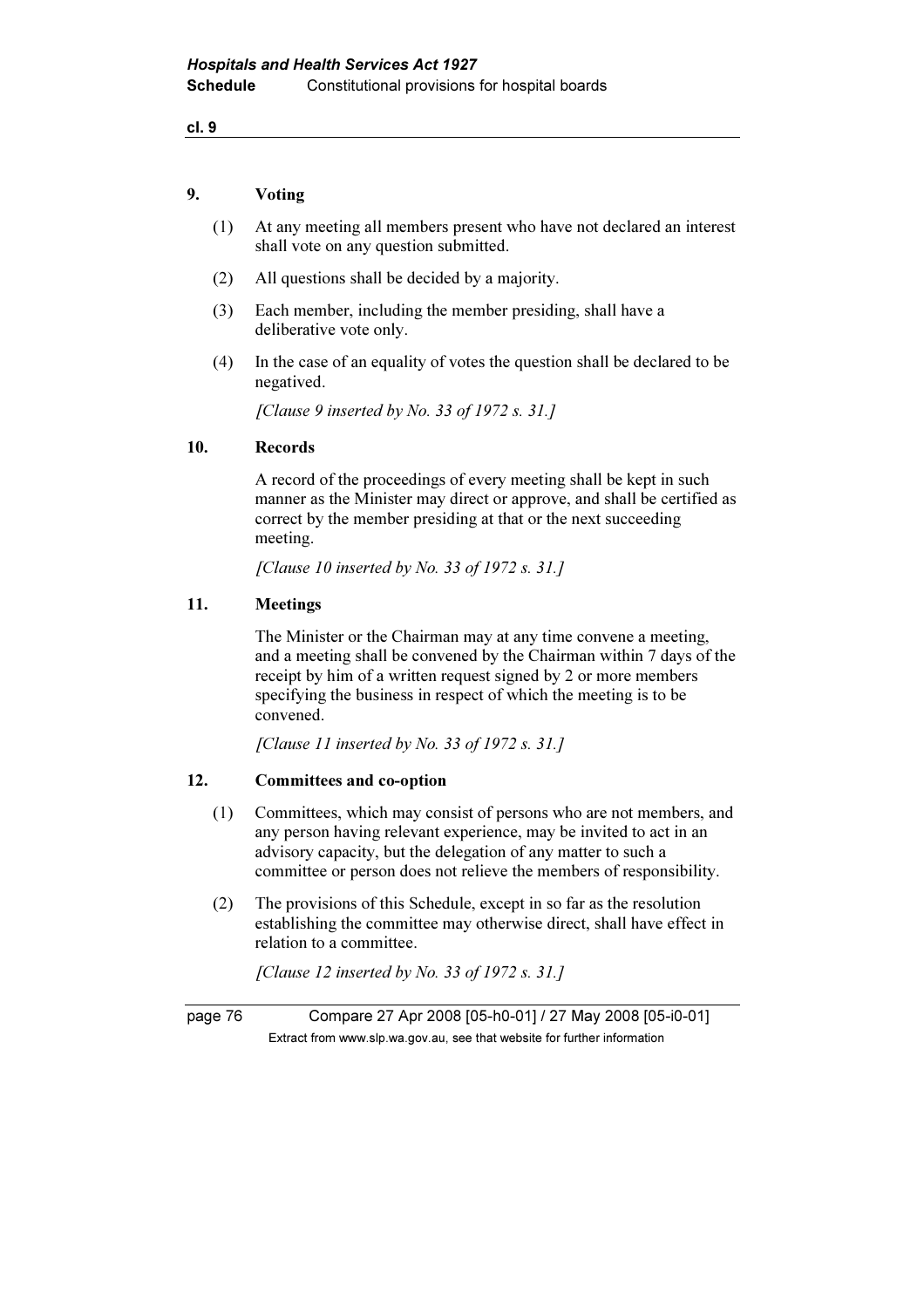## 9. Voting

(1) At any meeting all members present who have not declared an interest shall vote on any question submitted.

(2) All questions shall be decided by a majority.

(3) Each member, including the member presiding, shall have a deliberative vote only.

(4) In the case of an equality of votes the question shall be declared to be negatived.

*[Clause 9 inserted by No. 33 of 1972 s. 31.]*

## 10. Records

A record of the proceedings of every meeting shall be kept in such manner as the Minister may direct or approve, and shall be certified as correct by the member presiding at that or the next succeeding meeting.

*[Clause 10 inserted by No. 33 of 1972 s. 31.]*

## 11. Meetings

The Minister or the Chairman may at any time convene a meeting, and a meeting shall be convened by the Chairman within 7 days of the receipt by him of a written request signed by 2 or more members specifying the business in respect of which the meeting is to be convened.

*[Clause 11 inserted by No. 33 of 1972 s. 31.]*

## 12. Committees and co-option

(1) Committees, which may consist of persons who are not members, and any person having relevant experience, may be invited to act in an advisory capacity, but the delegation of any matter to such a committee or person does not relieve the members of responsibility.

(2) The provisions of this Schedule, except in so far as the resolution establishing the committee may otherwise direct, shall have effect in relation to a committee.

*[Clause 12 inserted by No. 33 of 1972 s. 31.]*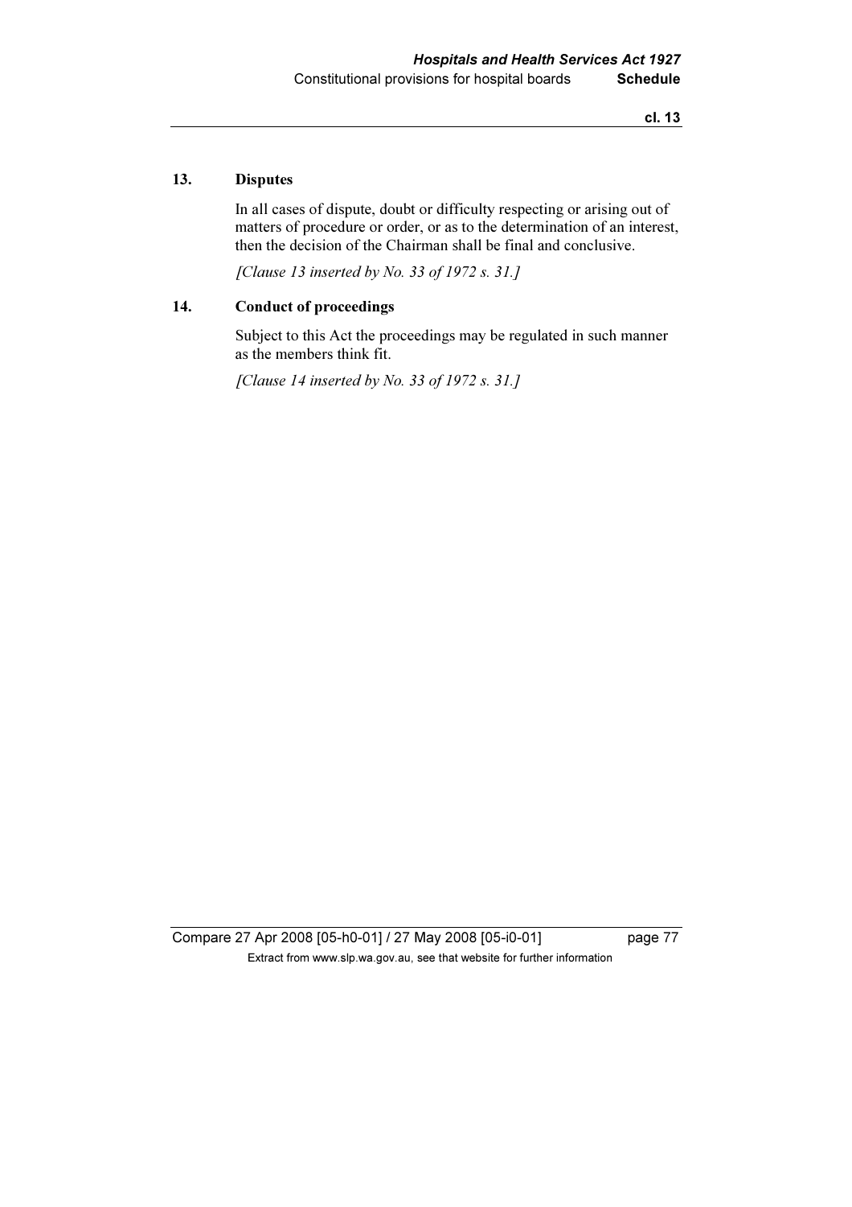### 13. Disputes

In all cases of dispute, doubt or difficulty respecting or arising out of matters of procedure or order, or as to the determination of an interest, then the decision of the Chairman shall be final and conclusive.

*[Clause 13 inserted by No. 33 of 1972 s. 31.]*

### 14. Conduct of proceedings

Subject to this Act the proceedings may be regulated in such manner as the members think fit.

*[Clause 14 inserted by No. 33 of 1972 s. 31.]*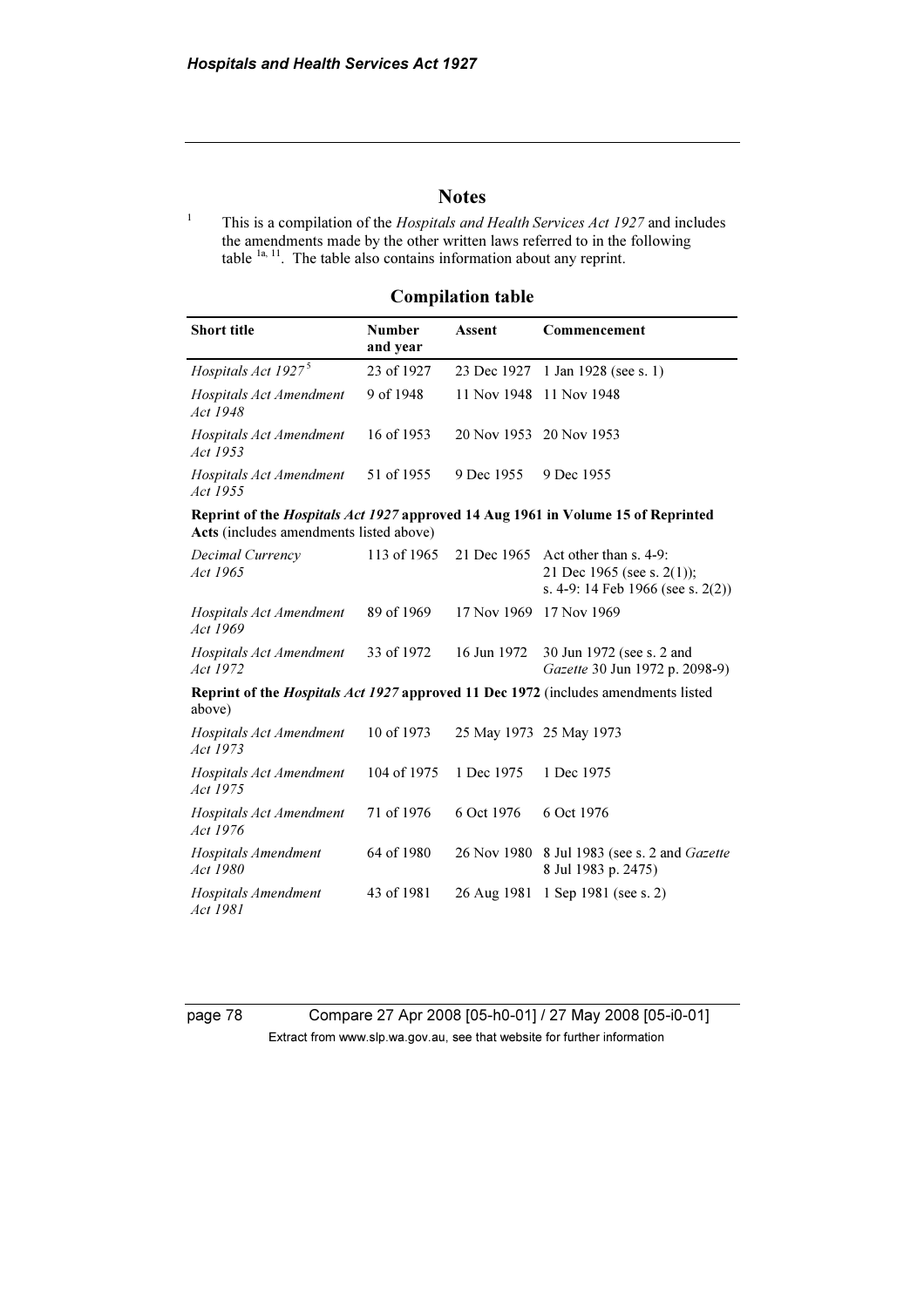# Notes

[1] This is a compilation of the *Hospitals and Health Services Act 1927* and includes the amendments made by the other written laws referred to in the following table [1a, 11]. The table also contains information about any reprint.

## Compilation table

| Short title | Number and year | Assent | Commencement |
|---|---|---|---|
| *Hospitals Act 1927* [5] | 23 of 1927 | 23 Dec 1927 | 1 Jan 1928 (see s. 1) |
| *Hospitals Act Amendment Act 1948* | 9 of 1948 | 11 Nov 1948 | 11 Nov 1948 |
| *Hospitals Act Amendment Act 1953* | 16 of 1953 | 20 Nov 1953 | 20 Nov 1953 |
| *Hospitals Act Amendment Act 1955* | 51 of 1955 | 9 Dec 1955 | 9 Dec 1955 |
| **Reprint of the *Hospitals Act 1927* approved 14 Aug 1961 in Volume 15 of Reprinted Acts** (includes amendments listed above) | | | |
| *Decimal Currency Act 1965* | 113 of 1965 | 21 Dec 1965 | Act other than s. 4-9: 21 Dec 1965 (see s. 2(1)); s. 4-9: 14 Feb 1966 (see s. 2(2)) |
| *Hospitals Act Amendment Act 1969* | 89 of 1969 | 17 Nov 1969 | 17 Nov 1969 |
| *Hospitals Act Amendment Act 1972* | 33 of 1972 | 16 Jun 1972 | 30 Jun 1972 (see s. 2 and *Gazette* 30 Jun 1972 p. 2098-9) |
| **Reprint of the *Hospitals Act 1927* approved 11 Dec 1972** (includes amendments listed above) | | | |
| *Hospitals Act Amendment Act 1973* | 10 of 1973 | 25 May 1973 | 25 May 1973 |
| *Hospitals Act Amendment Act 1975* | 104 of 1975 | 1 Dec 1975 | 1 Dec 1975 |
| *Hospitals Act Amendment Act 1976* | 71 of 1976 | 6 Oct 1976 | 6 Oct 1976 |
| *Hospitals Amendment Act 1980* | 64 of 1980 | 26 Nov 1980 | 8 Jul 1983 (see s. 2 and *Gazette* 8 Jul 1983 p. 2475) |
| *Hospitals Amendment Act 1981* | 43 of 1981 | 26 Aug 1981 | 1 Sep 1981 (see s. 2) |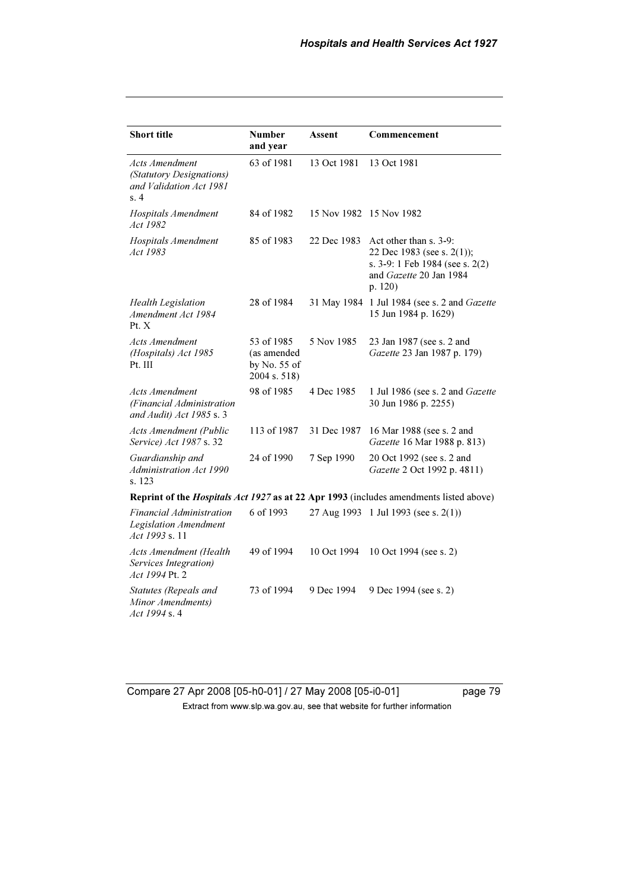| Short title | Number and year | Assent | Commencement |
|---|---|---|---|
| *Acts Amendment (Statutory Designations) and Validation Act 1981* s. 4 | 63 of 1981 | 13 Oct 1981 | 13 Oct 1981 |
| *Hospitals Amendment Act 1982* | 84 of 1982 | 15 Nov 1982 | 15 Nov 1982 |
| *Hospitals Amendment Act 1983* | 85 of 1983 | 22 Dec 1983 | Act other than s. 3-9: 22 Dec 1983 (see s. 2(1)); s. 3-9: 1 Feb 1984 (see s. 2(2) and *Gazette* 20 Jan 1984 p. 120) |
| *Health Legislation Amendment Act 1984* Pt. X | 28 of 1984 | 31 May 1984 | 1 Jul 1984 (see s. 2 and *Gazette* 15 Jun 1984 p. 1629) |
| *Acts Amendment (Hospitals) Act 1985* Pt. III | 53 of 1985 (as amended by No. 55 of 2004 s. 518) | 5 Nov 1985 | 23 Jan 1987 (see s. 2 and *Gazette* 23 Jan 1987 p. 179) |
| *Acts Amendment (Financial Administration and Audit) Act 1985* s. 3 | 98 of 1985 | 4 Dec 1985 | 1 Jul 1986 (see s. 2 and *Gazette* 30 Jun 1986 p. 2255) |
| *Acts Amendment (Public Service) Act 1987* s. 32 | 113 of 1987 | 31 Dec 1987 | 16 Mar 1988 (see s. 2 and *Gazette* 16 Mar 1988 p. 813) |
| *Guardianship and Administration Act 1990* s. 123 | 24 of 1990 | 7 Sep 1990 | 20 Oct 1992 (see s. 2 and *Gazette* 2 Oct 1992 p. 4811) |
| **Reprint of the *Hospitals Act 1927* as at 22 Apr 1993** (includes amendments listed above) | | | |
| *Financial Administration Legislation Amendment Act 1993* s. 11 | 6 of 1993 | 27 Aug 1993 | 1 Jul 1993 (see s. 2(1)) |
| *Acts Amendment (Health Services Integration) Act 1994* Pt. 2 | 49 of 1994 | 10 Oct 1994 | 10 Oct 1994 (see s. 2) |
| *Statutes (Repeals and Minor Amendments) Act 1994* s. 4 | 73 of 1994 | 9 Dec 1994 | 9 Dec 1994 (see s. 2) |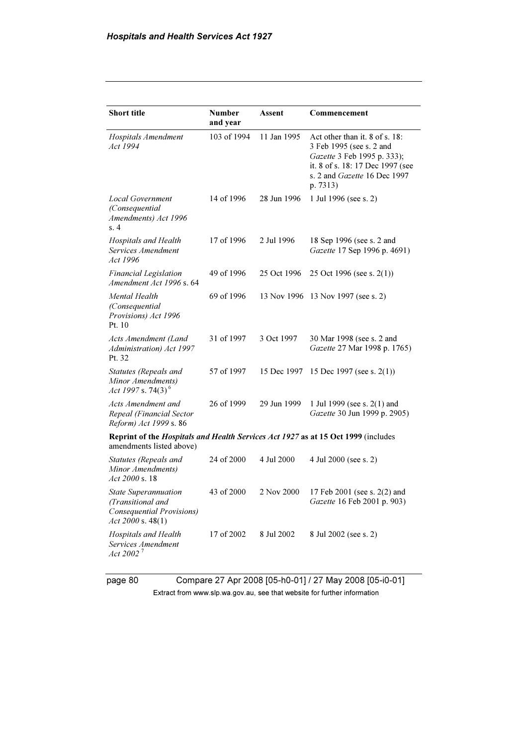| Short title | Number and year | Assent | Commencement |
|---|---|---|---|
| *Hospitals Amendment Act 1994* | 103 of 1994 | 11 Jan 1995 | Act other than it. 8 of s. 18: 3 Feb 1995 (see s. 2 and *Gazette* 3 Feb 1995 p. 333); it. 8 of s. 18: 17 Dec 1997 (see s. 2 and *Gazette* 16 Dec 1997 p. 7313) |
| *Local Government (Consequential Amendments) Act 1996* s. 4 | 14 of 1996 | 28 Jun 1996 | 1 Jul 1996 (see s. 2) |
| *Hospitals and Health Services Amendment Act 1996* | 17 of 1996 | 2 Jul 1996 | 18 Sep 1996 (see s. 2 and *Gazette* 17 Sep 1996 p. 4691) |
| *Financial Legislation Amendment Act 1996* s. 64 | 49 of 1996 | 25 Oct 1996 | 25 Oct 1996 (see s. 2(1)) |
| *Mental Health (Consequential Provisions) Act 1996* Pt. 10 | 69 of 1996 | 13 Nov 1996 | 13 Nov 1997 (see s. 2) |
| *Acts Amendment (Land Administration) Act 1997* Pt. 32 | 31 of 1997 | 3 Oct 1997 | 30 Mar 1998 (see s. 2 and *Gazette* 27 Mar 1998 p. 1765) |
| *Statutes (Repeals and Minor Amendments) Act 1997* s. 74(3) [6] | 57 of 1997 | 15 Dec 1997 | 15 Dec 1997 (see s. 2(1)) |
| *Acts Amendment and Repeal (Financial Sector Reform) Act 1999* s. 86 | 26 of 1999 | 29 Jun 1999 | 1 Jul 1999 (see s. 2(1) and *Gazette* 30 Jun 1999 p. 2905) |
| **Reprint of the *Hospitals and Health Services Act 1927* as at 15 Oct 1999** (includes amendments listed above) | | | |
| *Statutes (Repeals and Minor Amendments) Act 2000* s. 18 | 24 of 2000 | 4 Jul 2000 | 4 Jul 2000 (see s. 2) |
| *State Superannuation (Transitional and Consequential Provisions) Act 2000* s. 48(1) | 43 of 2000 | 2 Nov 2000 | 17 Feb 2001 (see s. 2(2) and *Gazette* 16 Feb 2001 p. 903) |
| *Hospitals and Health Services Amendment Act 2002* [7] | 17 of 2002 | 8 Jul 2002 | 8 Jul 2002 (see s. 2) |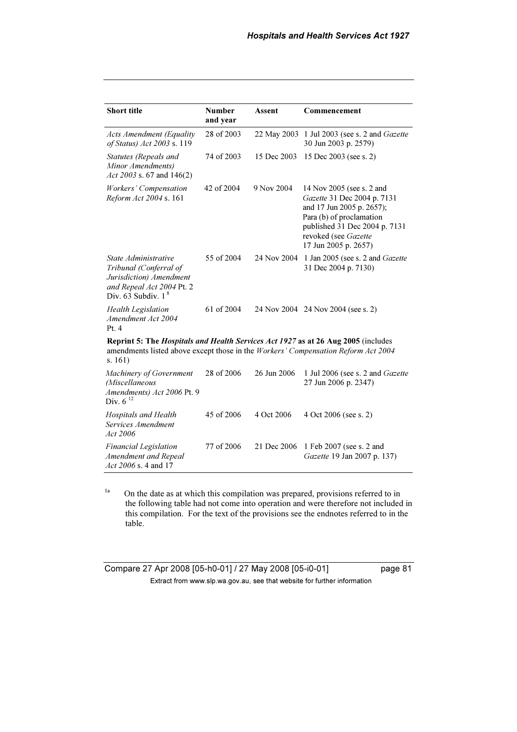| Short title | Number and year | Assent | Commencement |
|---|---|---|---|
| *Acts Amendment (Equality of Status) Act 2003* s. 119 | 28 of 2003 | 22 May 2003 | 1 Jul 2003 (see s. 2 and *Gazette* 30 Jun 2003 p. 2579) |
| *Statutes (Repeals and Minor Amendments) Act 2003* s. 67 and 146(2) | 74 of 2003 | 15 Dec 2003 | 15 Dec 2003 (see s. 2) |
| *Workers' Compensation Reform Act 2004* s. 161 | 42 of 2004 | 9 Nov 2004 | 14 Nov 2005 (see s. 2 and *Gazette* 31 Dec 2004 p. 7131 and 17 Jun 2005 p. 2657); Para (b) of proclamation published 31 Dec 2004 p. 7131 revoked (see *Gazette* 17 Jun 2005 p. 2657) |
| *State Administrative Tribunal (Conferral of Jurisdiction) Amendment and Repeal Act 2004* Pt. 2 Div. 63 Subdiv. 1 [8] | 55 of 2004 | 24 Nov 2004 | 1 Jan 2005 (see s. 2 and *Gazette* 31 Dec 2004 p. 7130) |
| *Health Legislation Amendment Act 2004* Pt. 4 | 61 of 2004 | 24 Nov 2004 | 24 Nov 2004 (see s. 2) |
| **Reprint 5: The *Hospitals and Health Services Act 1927* as at 26 Aug 2005** (includes amendments listed above except those in the *Workers' Compensation Reform Act 2004* s. 161) | | | |
| *Machinery of Government (Miscellaneous Amendments) Act 2006* Pt. 9 Div. 6 [12] | 28 of 2006 | 26 Jun 2006 | 1 Jul 2006 (see s. 2 and *Gazette* 27 Jun 2006 p. 2347) |
| *Hospitals and Health Services Amendment Act 2006* | 45 of 2006 | 4 Oct 2006 | 4 Oct 2006 (see s. 2) |
| *Financial Legislation Amendment and Repeal Act 2006* s. 4 and 17 | 77 of 2006 | 21 Dec 2006 | 1 Feb 2007 (see s. 2 and *Gazette* 19 Jan 2007 p. 137) |

[1a] On the date as at which this compilation was prepared, provisions referred to in the following table had not come into operation and were therefore not included in this compilation. For the text of the provisions see the endnotes referred to in the table.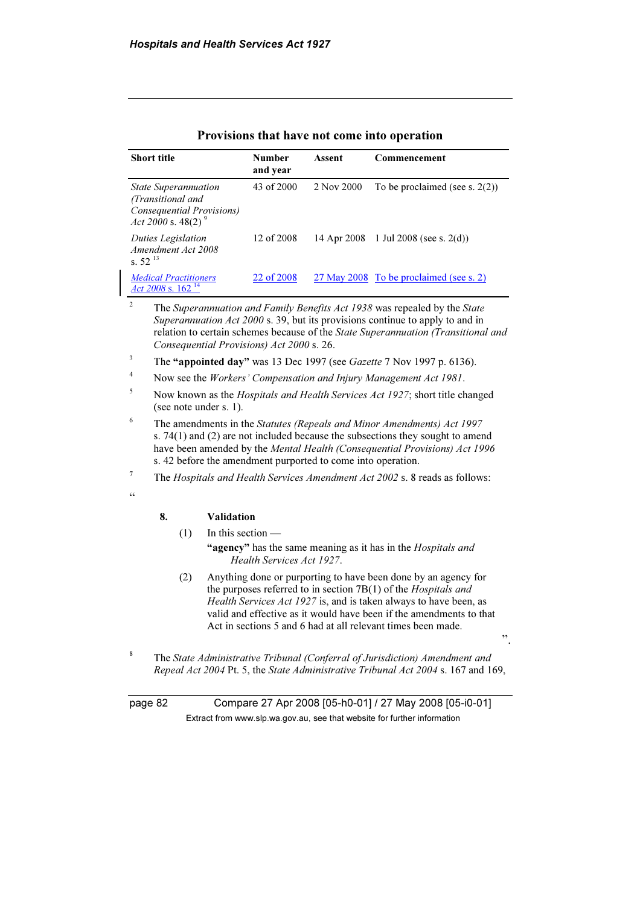## Provisions that have not come into operation

| Short title | Number and year | Assent | Commencement |
|---|---|---|---|
| *State Superannuation (Transitional and Consequential Provisions) Act 2000* s. 48(2) [9] | 43 of 2000 | 2 Nov 2000 | To be proclaimed (see s. 2(2)) |
| *Duties Legislation Amendment Act 2008* s. 52 [13] | 12 of 2008 | 14 Apr 2008 | 1 Jul 2008 (see s. 2(d)) |
| *Medical Practitioners Act 2008* s. 162 [14] | 22 of 2008 | 27 May 2008 | To be proclaimed (see s. 2) |

[2] The *Superannuation and Family Benefits Act 1938* was repealed by the *State Superannuation Act 2000* s. 39, but its provisions continue to apply to and in relation to certain schemes because of the *State Superannuation (Transitional and Consequential Provisions) Act 2000* s. 26.

[3] The **"appointed day"** was 13 Dec 1997 (see *Gazette* 7 Nov 1997 p. 6136).

[4] Now see the *Workers' Compensation and Injury Management Act 1981*.

[5] Now known as the *Hospitals and Health Services Act 1927*; short title changed (see note under s. 1).

[6] The amendments in the *Statutes (Repeals and Minor Amendments) Act 1997* s. 74(1) and (2) are not included because the subsections they sought to amend have been amended by the *Mental Health (Consequential Provisions) Act 1996* s. 42 before the amendment purported to come into operation.

[7] The *Hospitals and Health Services Amendment Act 2002* s. 8 reads as follows:

"

**8. Validation**

(1) In this section —

**"agency"** has the same meaning as it has in the *Hospitals and Health Services Act 1927*.

(2) Anything done or purporting to have been done by an agency for the purposes referred to in section 7B(1) of the *Hospitals and Health Services Act 1927* is, and is taken always to have been, as valid and effective as it would have been if the amendments to that Act in sections 5 and 6 had at all relevant times been made.

".

[8] The *State Administrative Tribunal (Conferral of Jurisdiction) Amendment and Repeal Act 2004* Pt. 5, the *State Administrative Tribunal Act 2004* s. 167 and 169,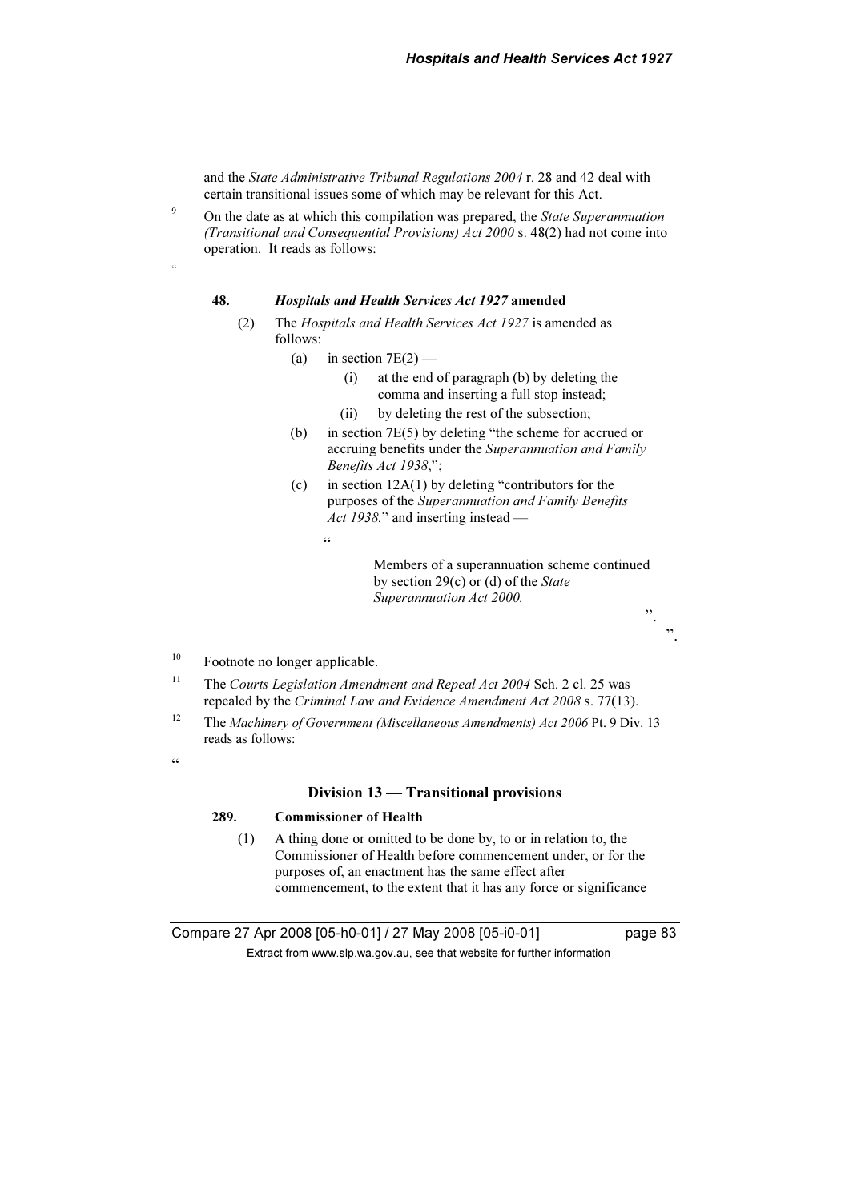and the *State Administrative Tribunal Regulations 2004* r. 28 and 42 deal with certain transitional issues some of which may be relevant for this Act.

[9] On the date as at which this compilation was prepared, the *State Superannuation (Transitional and Consequential Provisions) Act 2000* s. 48(2) had not come into operation. It reads as follows:

"

**48. *Hospitals and Health Services Act 1927* amended**

(2) The *Hospitals and Health Services Act 1927* is amended as follows:

(a) in section 7E(2) —

(i) at the end of paragraph (b) by deleting the comma and inserting a full stop instead;

(ii) by deleting the rest of the subsection;

(b) in section 7E(5) by deleting "the scheme for accrued or accruing benefits under the *Superannuation and Family Benefits Act 1938*,";

(c) in section 12A(1) by deleting "contributors for the purposes of the *Superannuation and Family Benefits Act 1938*." and inserting instead —

"

Members of a superannuation scheme continued by section 29(c) or (d) of the *State Superannuation Act 2000.*

".

".

[10] Footnote no longer applicable.

[11] The *Courts Legislation Amendment and Repeal Act 2004* Sch. 2 cl. 25 was repealed by the *Criminal Law and Evidence Amendment Act 2008* s. 77(13).

[12] The *Machinery of Government (Miscellaneous Amendments) Act 2006* Pt. 9 Div. 13 reads as follows:

"

## Division 13 — Transitional provisions

**289. Commissioner of Health**

(1) A thing done or omitted to be done by, to or in relation to, the Commissioner of Health before commencement under, or for the purposes of, an enactment has the same effect after commencement, to the extent that it has any force or significance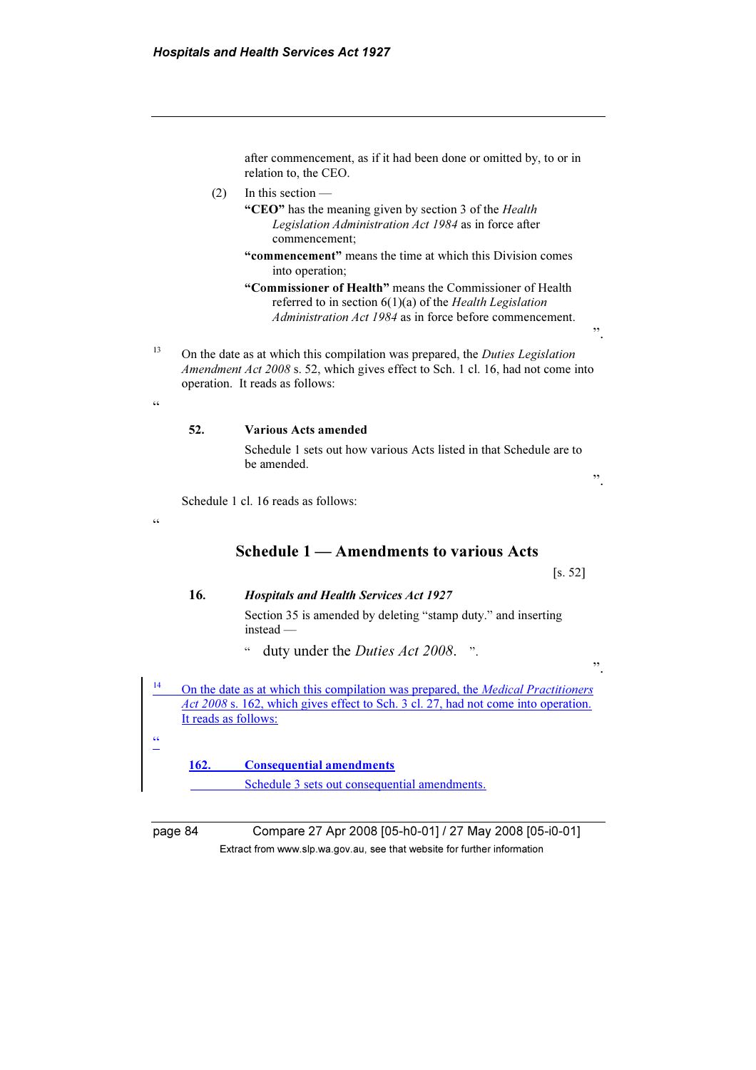after commencement, as if it had been done or omitted by, to or in relation to, the CEO.

(2) In this section —

**"CEO"** has the meaning given by section 3 of the *Health Legislation Administration Act 1984* as in force after commencement;

**"commencement"** means the time at which this Division comes into operation;

**"Commissioner of Health"** means the Commissioner of Health referred to in section 6(1)(a) of the *Health Legislation Administration Act 1984* as in force before commencement.

".

[13] On the date as at which this compilation was prepared, the *Duties Legislation Amendment Act 2008* s. 52, which gives effect to Sch. 1 cl. 16, had not come into operation. It reads as follows:

"

**52. Various Acts amended**

Schedule 1 sets out how various Acts listed in that Schedule are to be amended.

".

Schedule 1 cl. 16 reads as follows:

"

## Schedule 1 — Amendments to various Acts

[s. 52]

**16. *Hospitals and Health Services Act 1927***

Section 35 is amended by deleting "stamp duty." and inserting instead —

" duty under the *Duties Act 2008*. ".

".

[14] On the date as at which this compilation was prepared, the *Medical Practitioners Act 2008* s. 162, which gives effect to Sch. 3 cl. 27, had not come into operation. It reads as follows:

"

**162. Consequential amendments**

Schedule 3 sets out consequential amendments.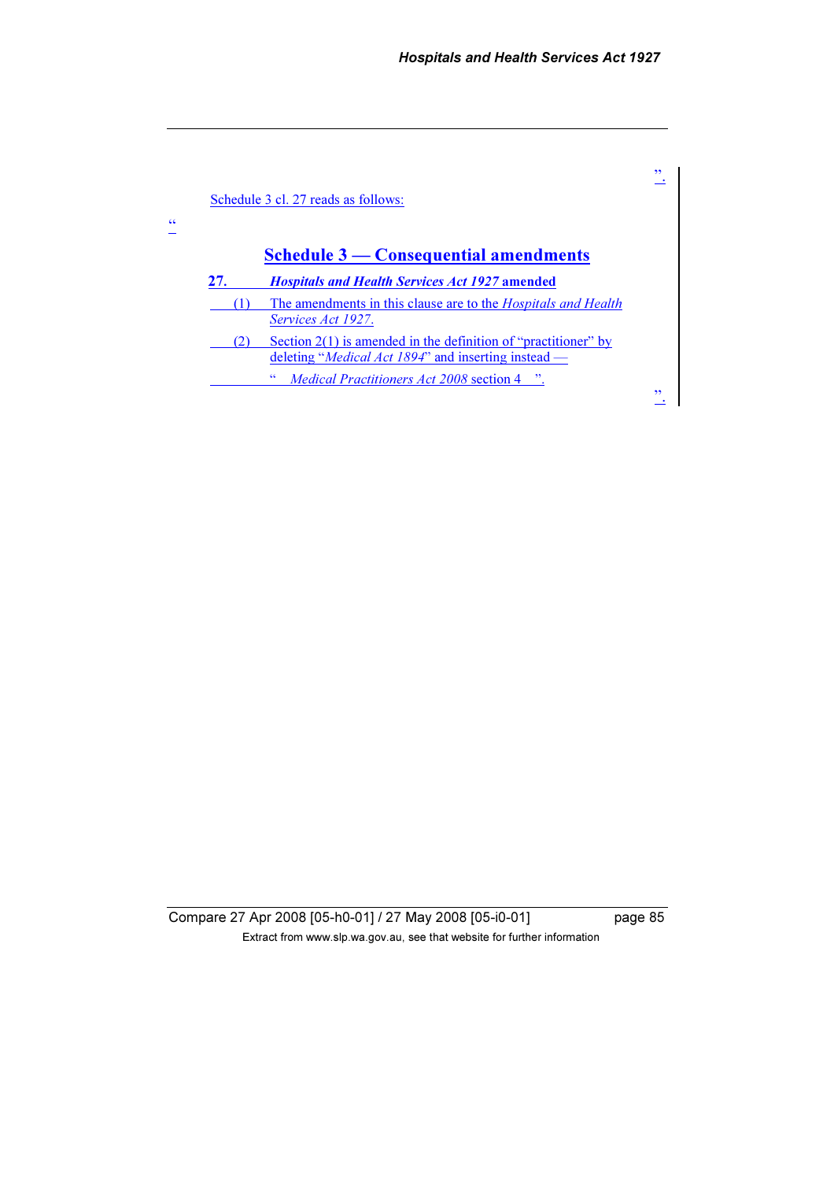".

Schedule 3 cl. 27 reads as follows:

"

## Schedule 3 — Consequential amendments

**27. *Hospitals and Health Services Act 1927* amended**

(1) The amendments in this clause are to the *Hospitals and Health Services Act 1927*.

(2) Section 2(1) is amended in the definition of "practitioner" by deleting "*Medical Act 1894*" and inserting instead —

" *Medical Practitioners Act 2008* section 4 ".

".